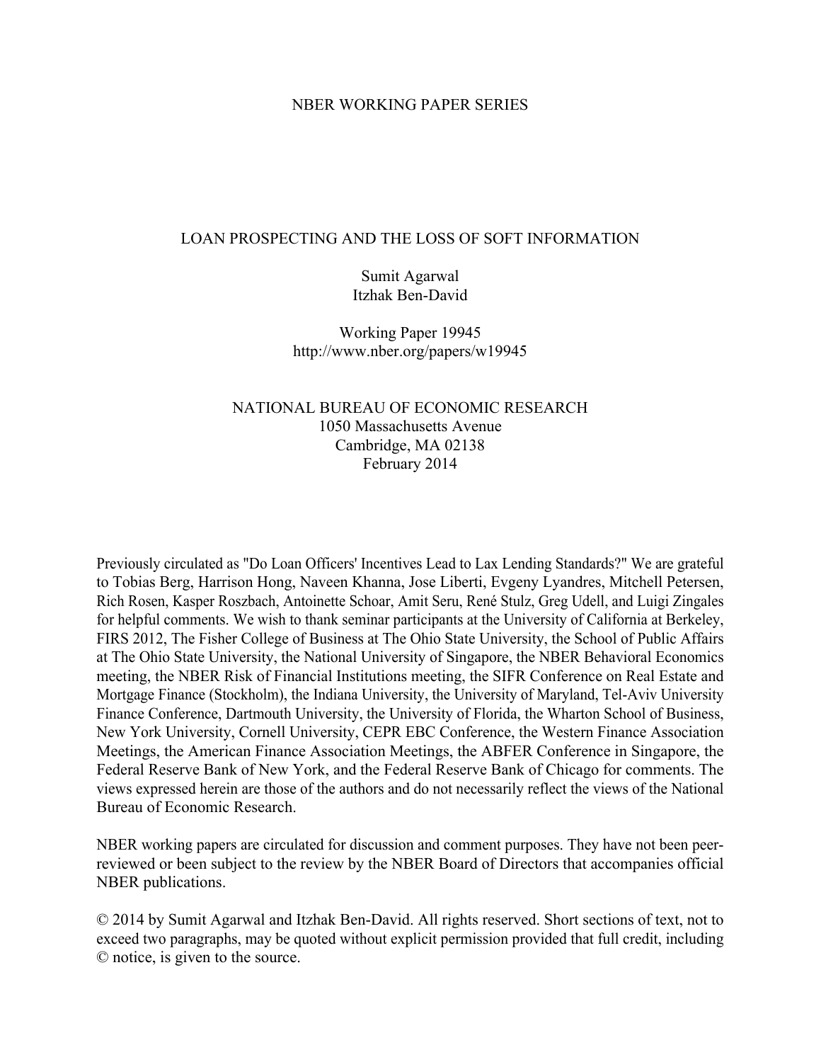NBER WORKING PAPER SERIES

# LOAN PROSPECTING AND THE LOSS OF SOFT INFORMATION

Sumit Agarwal
Itzhak Ben-David

Working Paper 19945
http://www.nber.org/papers/w19945

NATIONAL BUREAU OF ECONOMIC RESEARCH
1050 Massachusetts Avenue
Cambridge, MA 02138
February 2014

Previously circulated as "Do Loan Officers' Incentives Lead to Lax Lending Standards?" We are grateful to Tobias Berg, Harrison Hong, Naveen Khanna, Jose Liberti, Evgeny Lyandres, Mitchell Petersen, Rich Rosen, Kasper Roszbach, Antoinette Schoar, Amit Seru, René Stulz, Greg Udell, and Luigi Zingales for helpful comments. We wish to thank seminar participants at the University of California at Berkeley, FIRS 2012, The Fisher College of Business at The Ohio State University, the School of Public Affairs at The Ohio State University, the National University of Singapore, the NBER Behavioral Economics meeting, the NBER Risk of Financial Institutions meeting, the SIFR Conference on Real Estate and Mortgage Finance (Stockholm), the Indiana University, the University of Maryland, Tel-Aviv University Finance Conference, Dartmouth University, the University of Florida, the Wharton School of Business, New York University, Cornell University, CEPR EBC Conference, the Western Finance Association Meetings, the American Finance Association Meetings, the ABFER Conference in Singapore, the Federal Reserve Bank of New York, and the Federal Reserve Bank of Chicago for comments. The views expressed herein are those of the authors and do not necessarily reflect the views of the National Bureau of Economic Research.

NBER working papers are circulated for discussion and comment purposes. They have not been peer-reviewed or been subject to the review by the NBER Board of Directors that accompanies official NBER publications.

© 2014 by Sumit Agarwal and Itzhak Ben-David. All rights reserved. Short sections of text, not to exceed two paragraphs, may be quoted without explicit permission provided that full credit, including © notice, is given to the source.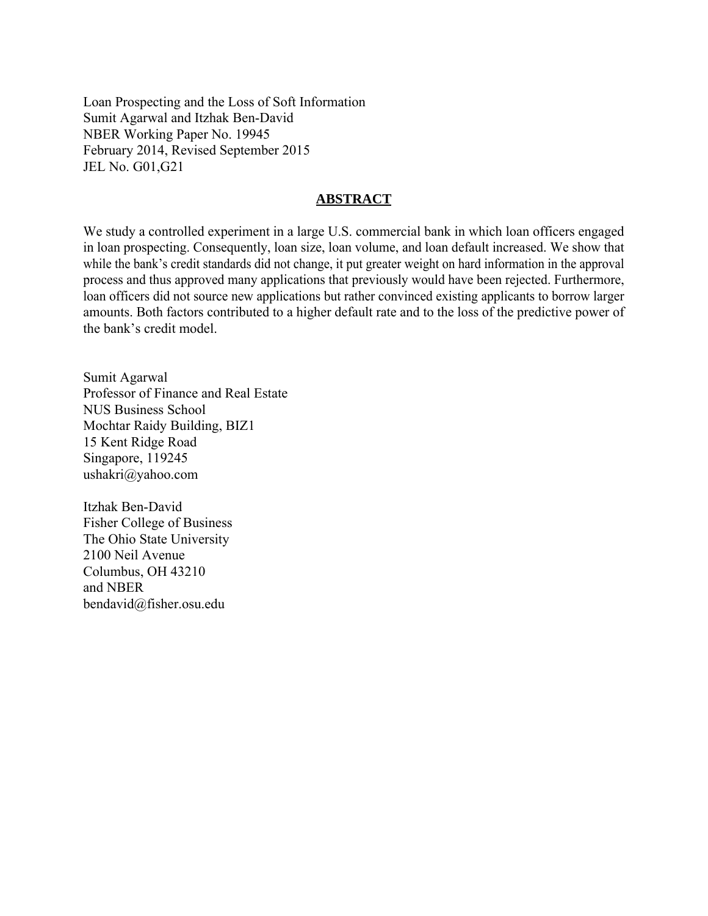Loan Prospecting and the Loss of Soft Information
Sumit Agarwal and Itzhak Ben-David
NBER Working Paper No. 19945
February 2014, Revised September 2015
JEL No. G01,G21

## ABSTRACT

We study a controlled experiment in a large U.S. commercial bank in which loan officers engaged in loan prospecting. Consequently, loan size, loan volume, and loan default increased. We show that while the bank's credit standards did not change, it put greater weight on hard information in the approval process and thus approved many applications that previously would have been rejected. Furthermore, loan officers did not source new applications but rather convinced existing applicants to borrow larger amounts. Both factors contributed to a higher default rate and to the loss of the predictive power of the bank's credit model.

Sumit Agarwal
Professor of Finance and Real Estate
NUS Business School
Mochtar Raidy Building, BIZ1
15 Kent Ridge Road
Singapore, 119245
ushakri@yahoo.com

Itzhak Ben-David
Fisher College of Business
The Ohio State University
2100 Neil Avenue
Columbus, OH 43210
and NBER
bendavid@fisher.osu.edu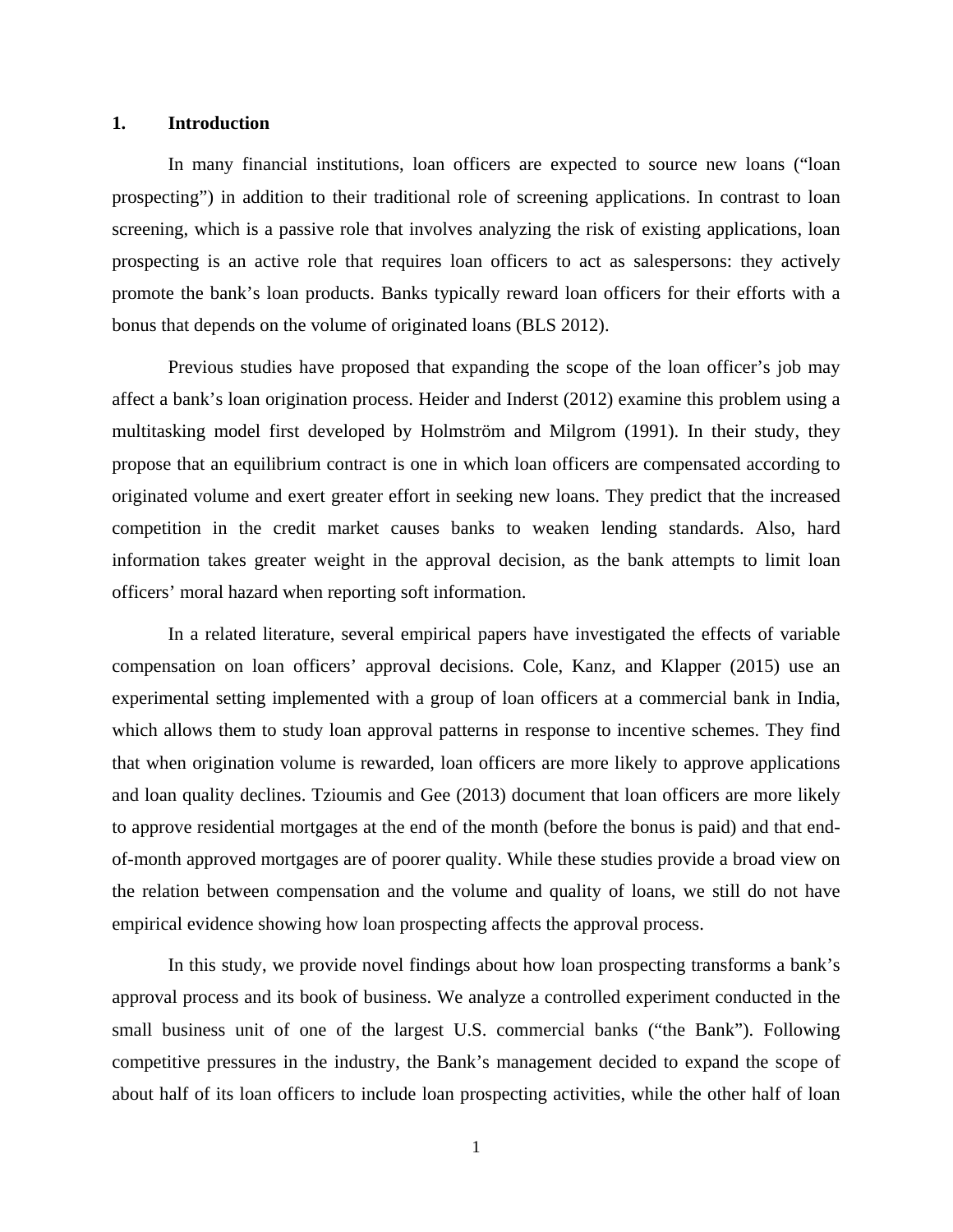## 1. Introduction

In many financial institutions, loan officers are expected to source new loans ("loan prospecting") in addition to their traditional role of screening applications. In contrast to loan screening, which is a passive role that involves analyzing the risk of existing applications, loan prospecting is an active role that requires loan officers to act as salespersons: they actively promote the bank's loan products. Banks typically reward loan officers for their efforts with a bonus that depends on the volume of originated loans (BLS 2012).

Previous studies have proposed that expanding the scope of the loan officer's job may affect a bank's loan origination process. Heider and Inderst (2012) examine this problem using a multitasking model first developed by Holmström and Milgrom (1991). In their study, they propose that an equilibrium contract is one in which loan officers are compensated according to originated volume and exert greater effort in seeking new loans. They predict that the increased competition in the credit market causes banks to weaken lending standards. Also, hard information takes greater weight in the approval decision, as the bank attempts to limit loan officers' moral hazard when reporting soft information.

In a related literature, several empirical papers have investigated the effects of variable compensation on loan officers' approval decisions. Cole, Kanz, and Klapper (2015) use an experimental setting implemented with a group of loan officers at a commercial bank in India, which allows them to study loan approval patterns in response to incentive schemes. They find that when origination volume is rewarded, loan officers are more likely to approve applications and loan quality declines. Tzioumis and Gee (2013) document that loan officers are more likely to approve residential mortgages at the end of the month (before the bonus is paid) and that end-of-month approved mortgages are of poorer quality. While these studies provide a broad view on the relation between compensation and the volume and quality of loans, we still do not have empirical evidence showing how loan prospecting affects the approval process.

In this study, we provide novel findings about how loan prospecting transforms a bank's approval process and its book of business. We analyze a controlled experiment conducted in the small business unit of one of the largest U.S. commercial banks ("the Bank"). Following competitive pressures in the industry, the Bank's management decided to expand the scope of about half of its loan officers to include loan prospecting activities, while the other half of loan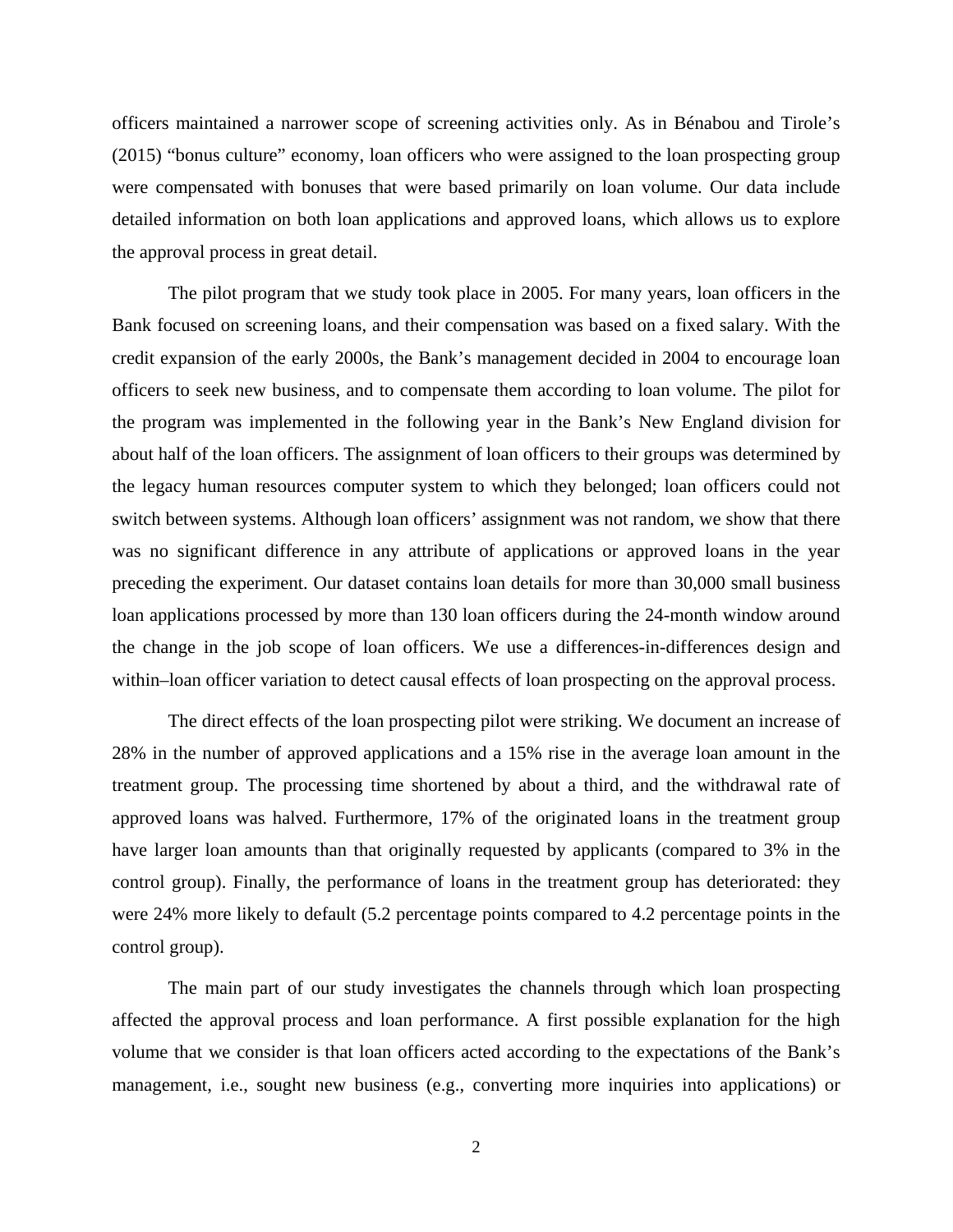officers maintained a narrower scope of screening activities only. As in Bénabou and Tirole's (2015) "bonus culture" economy, loan officers who were assigned to the loan prospecting group were compensated with bonuses that were based primarily on loan volume. Our data include detailed information on both loan applications and approved loans, which allows us to explore the approval process in great detail.

The pilot program that we study took place in 2005. For many years, loan officers in the Bank focused on screening loans, and their compensation was based on a fixed salary. With the credit expansion of the early 2000s, the Bank's management decided in 2004 to encourage loan officers to seek new business, and to compensate them according to loan volume. The pilot for the program was implemented in the following year in the Bank's New England division for about half of the loan officers. The assignment of loan officers to their groups was determined by the legacy human resources computer system to which they belonged; loan officers could not switch between systems. Although loan officers' assignment was not random, we show that there was no significant difference in any attribute of applications or approved loans in the year preceding the experiment. Our dataset contains loan details for more than 30,000 small business loan applications processed by more than 130 loan officers during the 24-month window around the change in the job scope of loan officers. We use a differences-in-differences design and within–loan officer variation to detect causal effects of loan prospecting on the approval process.

The direct effects of the loan prospecting pilot were striking. We document an increase of 28% in the number of approved applications and a 15% rise in the average loan amount in the treatment group. The processing time shortened by about a third, and the withdrawal rate of approved loans was halved. Furthermore, 17% of the originated loans in the treatment group have larger loan amounts than that originally requested by applicants (compared to 3% in the control group). Finally, the performance of loans in the treatment group has deteriorated: they were 24% more likely to default (5.2 percentage points compared to 4.2 percentage points in the control group).

The main part of our study investigates the channels through which loan prospecting affected the approval process and loan performance. A first possible explanation for the high volume that we consider is that loan officers acted according to the expectations of the Bank's management, i.e., sought new business (e.g., converting more inquiries into applications) or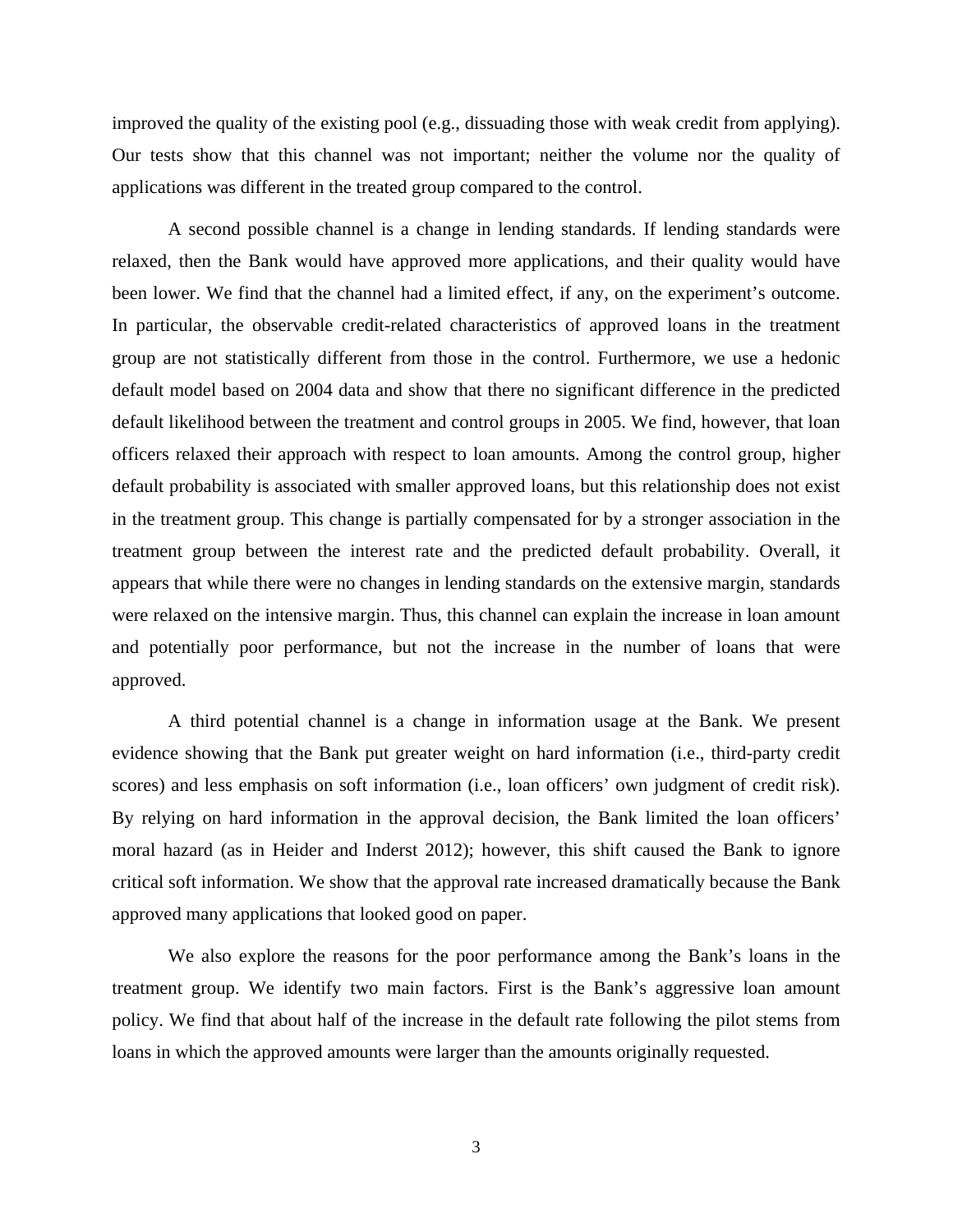improved the quality of the existing pool (e.g., dissuading those with weak credit from applying). Our tests show that this channel was not important; neither the volume nor the quality of applications was different in the treated group compared to the control.

A second possible channel is a change in lending standards. If lending standards were relaxed, then the Bank would have approved more applications, and their quality would have been lower. We find that the channel had a limited effect, if any, on the experiment's outcome. In particular, the observable credit-related characteristics of approved loans in the treatment group are not statistically different from those in the control. Furthermore, we use a hedonic default model based on 2004 data and show that there no significant difference in the predicted default likelihood between the treatment and control groups in 2005. We find, however, that loan officers relaxed their approach with respect to loan amounts. Among the control group, higher default probability is associated with smaller approved loans, but this relationship does not exist in the treatment group. This change is partially compensated for by a stronger association in the treatment group between the interest rate and the predicted default probability. Overall, it appears that while there were no changes in lending standards on the extensive margin, standards were relaxed on the intensive margin. Thus, this channel can explain the increase in loan amount and potentially poor performance, but not the increase in the number of loans that were approved.

A third potential channel is a change in information usage at the Bank. We present evidence showing that the Bank put greater weight on hard information (i.e., third-party credit scores) and less emphasis on soft information (i.e., loan officers' own judgment of credit risk). By relying on hard information in the approval decision, the Bank limited the loan officers' moral hazard (as in Heider and Inderst 2012); however, this shift caused the Bank to ignore critical soft information. We show that the approval rate increased dramatically because the Bank approved many applications that looked good on paper.

We also explore the reasons for the poor performance among the Bank's loans in the treatment group. We identify two main factors. First is the Bank's aggressive loan amount policy. We find that about half of the increase in the default rate following the pilot stems from loans in which the approved amounts were larger than the amounts originally requested.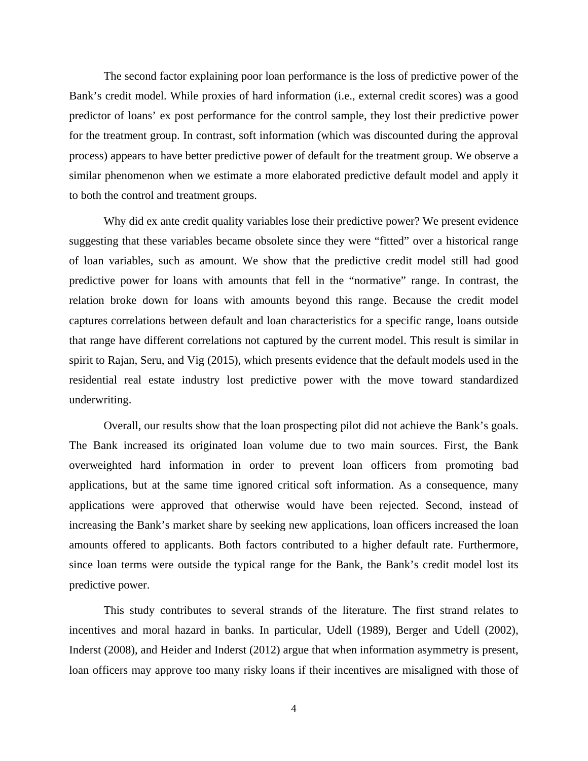The second factor explaining poor loan performance is the loss of predictive power of the Bank's credit model. While proxies of hard information (i.e., external credit scores) was a good predictor of loans' ex post performance for the control sample, they lost their predictive power for the treatment group. In contrast, soft information (which was discounted during the approval process) appears to have better predictive power of default for the treatment group. We observe a similar phenomenon when we estimate a more elaborated predictive default model and apply it to both the control and treatment groups.

Why did ex ante credit quality variables lose their predictive power? We present evidence suggesting that these variables became obsolete since they were "fitted" over a historical range of loan variables, such as amount. We show that the predictive credit model still had good predictive power for loans with amounts that fell in the "normative" range. In contrast, the relation broke down for loans with amounts beyond this range. Because the credit model captures correlations between default and loan characteristics for a specific range, loans outside that range have different correlations not captured by the current model. This result is similar in spirit to Rajan, Seru, and Vig (2015), which presents evidence that the default models used in the residential real estate industry lost predictive power with the move toward standardized underwriting.

Overall, our results show that the loan prospecting pilot did not achieve the Bank's goals. The Bank increased its originated loan volume due to two main sources. First, the Bank overweighted hard information in order to prevent loan officers from promoting bad applications, but at the same time ignored critical soft information. As a consequence, many applications were approved that otherwise would have been rejected. Second, instead of increasing the Bank's market share by seeking new applications, loan officers increased the loan amounts offered to applicants. Both factors contributed to a higher default rate. Furthermore, since loan terms were outside the typical range for the Bank, the Bank's credit model lost its predictive power.

This study contributes to several strands of the literature. The first strand relates to incentives and moral hazard in banks. In particular, Udell (1989), Berger and Udell (2002), Inderst (2008), and Heider and Inderst (2012) argue that when information asymmetry is present, loan officers may approve too many risky loans if their incentives are misaligned with those of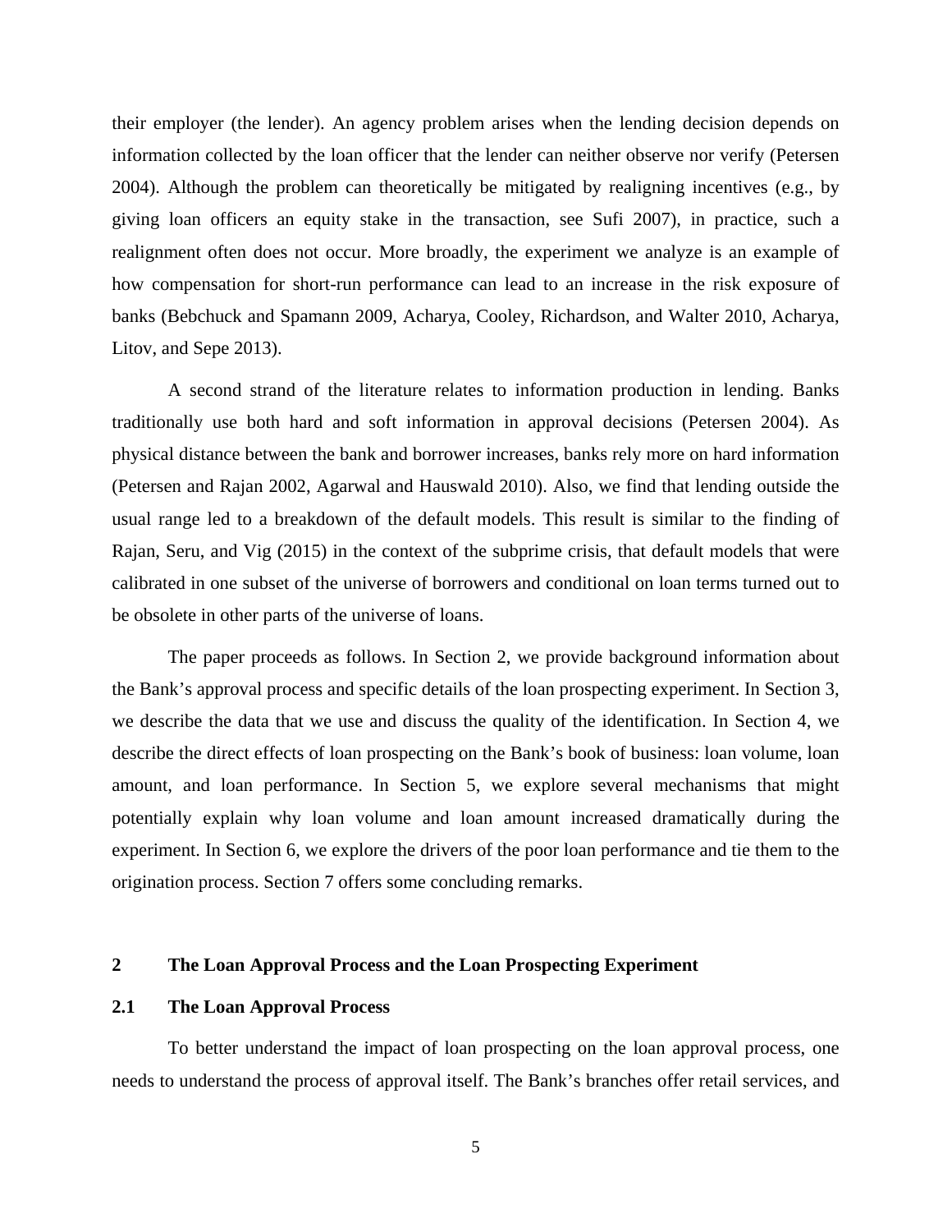their employer (the lender). An agency problem arises when the lending decision depends on information collected by the loan officer that the lender can neither observe nor verify (Petersen 2004). Although the problem can theoretically be mitigated by realigning incentives (e.g., by giving loan officers an equity stake in the transaction, see Sufi 2007), in practice, such a realignment often does not occur. More broadly, the experiment we analyze is an example of how compensation for short-run performance can lead to an increase in the risk exposure of banks (Bebchuck and Spamann 2009, Acharya, Cooley, Richardson, and Walter 2010, Acharya, Litov, and Sepe 2013).

A second strand of the literature relates to information production in lending. Banks traditionally use both hard and soft information in approval decisions (Petersen 2004). As physical distance between the bank and borrower increases, banks rely more on hard information (Petersen and Rajan 2002, Agarwal and Hauswald 2010). Also, we find that lending outside the usual range led to a breakdown of the default models. This result is similar to the finding of Rajan, Seru, and Vig (2015) in the context of the subprime crisis, that default models that were calibrated in one subset of the universe of borrowers and conditional on loan terms turned out to be obsolete in other parts of the universe of loans.

The paper proceeds as follows. In Section 2, we provide background information about the Bank's approval process and specific details of the loan prospecting experiment. In Section 3, we describe the data that we use and discuss the quality of the identification. In Section 4, we describe the direct effects of loan prospecting on the Bank's book of business: loan volume, loan amount, and loan performance. In Section 5, we explore several mechanisms that might potentially explain why loan volume and loan amount increased dramatically during the experiment. In Section 6, we explore the drivers of the poor loan performance and tie them to the origination process. Section 7 offers some concluding remarks.

## 2 The Loan Approval Process and the Loan Prospecting Experiment

### 2.1 The Loan Approval Process

To better understand the impact of loan prospecting on the loan approval process, one needs to understand the process of approval itself. The Bank's branches offer retail services, and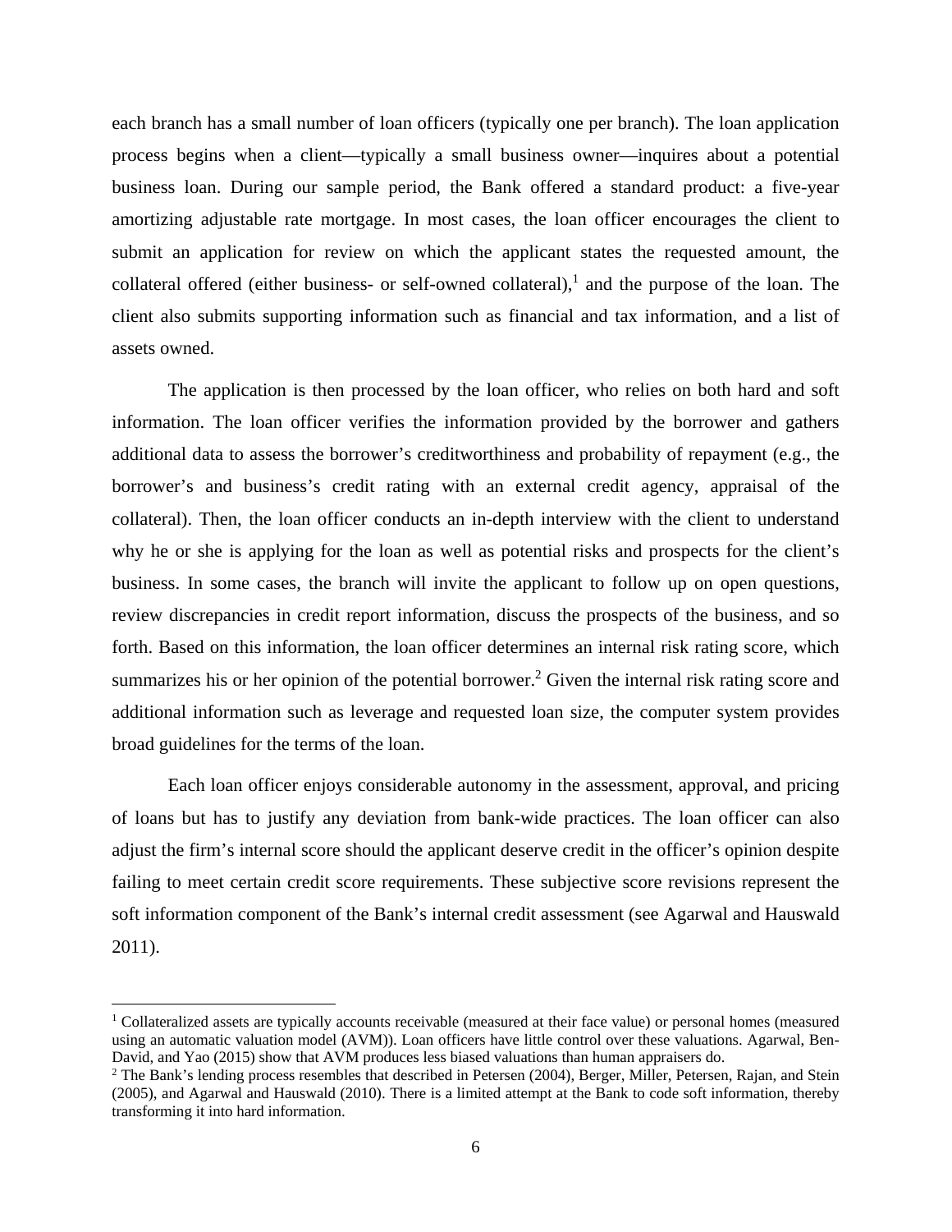each branch has a small number of loan officers (typically one per branch). The loan application process begins when a client—typically a small business owner—inquires about a potential business loan. During our sample period, the Bank offered a standard product: a five-year amortizing adjustable rate mortgage. In most cases, the loan officer encourages the client to submit an application for review on which the applicant states the requested amount, the collateral offered (either business- or self-owned collateral),[1] and the purpose of the loan. The client also submits supporting information such as financial and tax information, and a list of assets owned.

The application is then processed by the loan officer, who relies on both hard and soft information. The loan officer verifies the information provided by the borrower and gathers additional data to assess the borrower's creditworthiness and probability of repayment (e.g., the borrower's and business's credit rating with an external credit agency, appraisal of the collateral). Then, the loan officer conducts an in-depth interview with the client to understand why he or she is applying for the loan as well as potential risks and prospects for the client's business. In some cases, the branch will invite the applicant to follow up on open questions, review discrepancies in credit report information, discuss the prospects of the business, and so forth. Based on this information, the loan officer determines an internal risk rating score, which summarizes his or her opinion of the potential borrower.[2] Given the internal risk rating score and additional information such as leverage and requested loan size, the computer system provides broad guidelines for the terms of the loan.

Each loan officer enjoys considerable autonomy in the assessment, approval, and pricing of loans but has to justify any deviation from bank-wide practices. The loan officer can also adjust the firm's internal score should the applicant deserve credit in the officer's opinion despite failing to meet certain credit score requirements. These subjective score revisions represent the soft information component of the Bank's internal credit assessment (see Agarwal and Hauswald 2011).

---

[1] Collateralized assets are typically accounts receivable (measured at their face value) or personal homes (measured using an automatic valuation model (AVM)). Loan officers have little control over these valuations. Agarwal, Ben-David, and Yao (2015) show that AVM produces less biased valuations than human appraisers do.

[2] The Bank's lending process resembles that described in Petersen (2004), Berger, Miller, Petersen, Rajan, and Stein (2005), and Agarwal and Hauswald (2010). There is a limited attempt at the Bank to code soft information, thereby transforming it into hard information.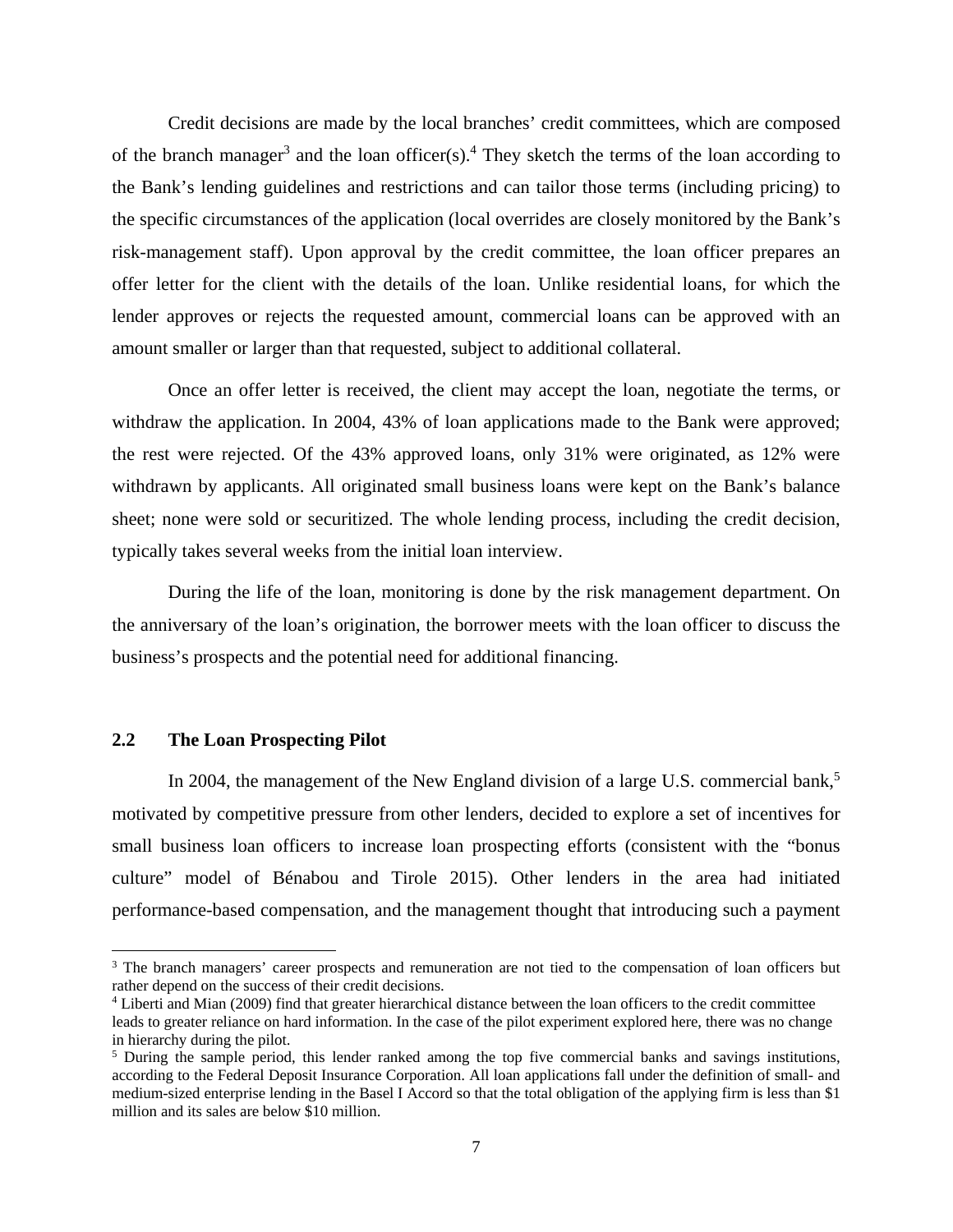Credit decisions are made by the local branches' credit committees, which are composed of the branch manager[3] and the loan officer(s).[4] They sketch the terms of the loan according to the Bank's lending guidelines and restrictions and can tailor those terms (including pricing) to the specific circumstances of the application (local overrides are closely monitored by the Bank's risk-management staff). Upon approval by the credit committee, the loan officer prepares an offer letter for the client with the details of the loan. Unlike residential loans, for which the lender approves or rejects the requested amount, commercial loans can be approved with an amount smaller or larger than that requested, subject to additional collateral.

Once an offer letter is received, the client may accept the loan, negotiate the terms, or withdraw the application. In 2004, 43% of loan applications made to the Bank were approved; the rest were rejected. Of the 43% approved loans, only 31% were originated, as 12% were withdrawn by applicants. All originated small business loans were kept on the Bank's balance sheet; none were sold or securitized. The whole lending process, including the credit decision, typically takes several weeks from the initial loan interview.

During the life of the loan, monitoring is done by the risk management department. On the anniversary of the loan's origination, the borrower meets with the loan officer to discuss the business's prospects and the potential need for additional financing.

### 2.2 The Loan Prospecting Pilot

In 2004, the management of the New England division of a large U.S. commercial bank,[5] motivated by competitive pressure from other lenders, decided to explore a set of incentives for small business loan officers to increase loan prospecting efforts (consistent with the "bonus culture" model of Bénabou and Tirole 2015). Other lenders in the area had initiated performance-based compensation, and the management thought that introducing such a payment

---

[3] The branch managers' career prospects and remuneration are not tied to the compensation of loan officers but rather depend on the success of their credit decisions.

[4] Liberti and Mian (2009) find that greater hierarchical distance between the loan officers to the credit committee leads to greater reliance on hard information. In the case of the pilot experiment explored here, there was no change in hierarchy during the pilot.

[5] During the sample period, this lender ranked among the top five commercial banks and savings institutions, according to the Federal Deposit Insurance Corporation. All loan applications fall under the definition of small- and medium-sized enterprise lending in the Basel I Accord so that the total obligation of the applying firm is less than $1 million and its sales are below $10 million.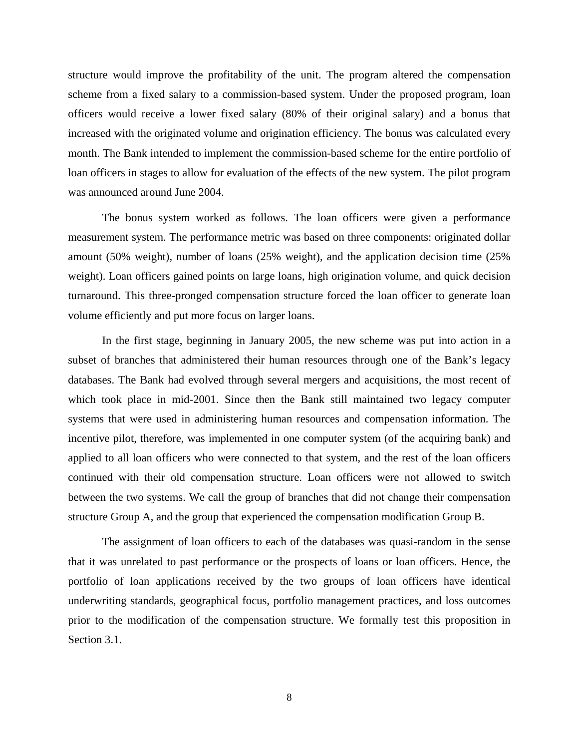structure would improve the profitability of the unit. The program altered the compensation scheme from a fixed salary to a commission-based system. Under the proposed program, loan officers would receive a lower fixed salary (80% of their original salary) and a bonus that increased with the originated volume and origination efficiency. The bonus was calculated every month. The Bank intended to implement the commission-based scheme for the entire portfolio of loan officers in stages to allow for evaluation of the effects of the new system. The pilot program was announced around June 2004.

The bonus system worked as follows. The loan officers were given a performance measurement system. The performance metric was based on three components: originated dollar amount (50% weight), number of loans (25% weight), and the application decision time (25% weight). Loan officers gained points on large loans, high origination volume, and quick decision turnaround. This three-pronged compensation structure forced the loan officer to generate loan volume efficiently and put more focus on larger loans.

In the first stage, beginning in January 2005, the new scheme was put into action in a subset of branches that administered their human resources through one of the Bank's legacy databases. The Bank had evolved through several mergers and acquisitions, the most recent of which took place in mid-2001. Since then the Bank still maintained two legacy computer systems that were used in administering human resources and compensation information. The incentive pilot, therefore, was implemented in one computer system (of the acquiring bank) and applied to all loan officers who were connected to that system, and the rest of the loan officers continued with their old compensation structure. Loan officers were not allowed to switch between the two systems. We call the group of branches that did not change their compensation structure Group A, and the group that experienced the compensation modification Group B.

The assignment of loan officers to each of the databases was quasi-random in the sense that it was unrelated to past performance or the prospects of loans or loan officers. Hence, the portfolio of loan applications received by the two groups of loan officers have identical underwriting standards, geographical focus, portfolio management practices, and loss outcomes prior to the modification of the compensation structure. We formally test this proposition in Section 3.1.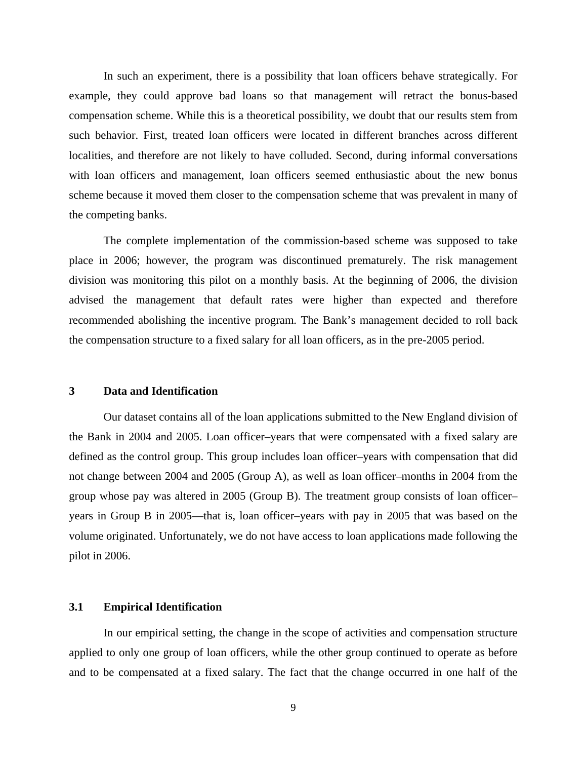In such an experiment, there is a possibility that loan officers behave strategically. For example, they could approve bad loans so that management will retract the bonus-based compensation scheme. While this is a theoretical possibility, we doubt that our results stem from such behavior. First, treated loan officers were located in different branches across different localities, and therefore are not likely to have colluded. Second, during informal conversations with loan officers and management, loan officers seemed enthusiastic about the new bonus scheme because it moved them closer to the compensation scheme that was prevalent in many of the competing banks.

The complete implementation of the commission-based scheme was supposed to take place in 2006; however, the program was discontinued prematurely. The risk management division was monitoring this pilot on a monthly basis. At the beginning of 2006, the division advised the management that default rates were higher than expected and therefore recommended abolishing the incentive program. The Bank's management decided to roll back the compensation structure to a fixed salary for all loan officers, as in the pre-2005 period.

## 3 Data and Identification

Our dataset contains all of the loan applications submitted to the New England division of the Bank in 2004 and 2005. Loan officer–years that were compensated with a fixed salary are defined as the control group. This group includes loan officer–years with compensation that did not change between 2004 and 2005 (Group A), as well as loan officer–months in 2004 from the group whose pay was altered in 2005 (Group B). The treatment group consists of loan officer–years in Group B in 2005—that is, loan officer–years with pay in 2005 that was based on the volume originated. Unfortunately, we do not have access to loan applications made following the pilot in 2006.

### 3.1 Empirical Identification

In our empirical setting, the change in the scope of activities and compensation structure applied to only one group of loan officers, while the other group continued to operate as before and to be compensated at a fixed salary. The fact that the change occurred in one half of the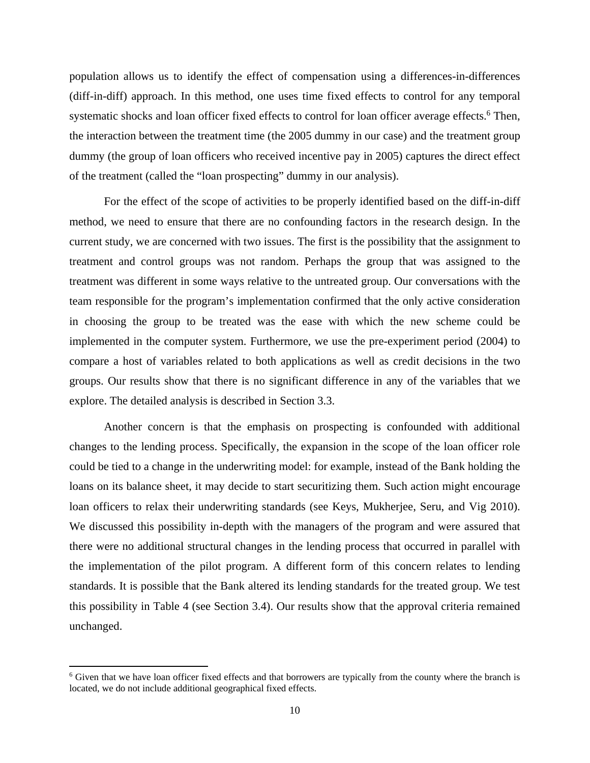population allows us to identify the effect of compensation using a differences-in-differences (diff-in-diff) approach. In this method, one uses time fixed effects to control for any temporal systematic shocks and loan officer fixed effects to control for loan officer average effects.[6] Then, the interaction between the treatment time (the 2005 dummy in our case) and the treatment group dummy (the group of loan officers who received incentive pay in 2005) captures the direct effect of the treatment (called the "loan prospecting" dummy in our analysis).

For the effect of the scope of activities to be properly identified based on the diff-in-diff method, we need to ensure that there are no confounding factors in the research design. In the current study, we are concerned with two issues. The first is the possibility that the assignment to treatment and control groups was not random. Perhaps the group that was assigned to the treatment was different in some ways relative to the untreated group. Our conversations with the team responsible for the program's implementation confirmed that the only active consideration in choosing the group to be treated was the ease with which the new scheme could be implemented in the computer system. Furthermore, we use the pre-experiment period (2004) to compare a host of variables related to both applications as well as credit decisions in the two groups. Our results show that there is no significant difference in any of the variables that we explore. The detailed analysis is described in Section 3.3.

Another concern is that the emphasis on prospecting is confounded with additional changes to the lending process. Specifically, the expansion in the scope of the loan officer role could be tied to a change in the underwriting model: for example, instead of the Bank holding the loans on its balance sheet, it may decide to start securitizing them. Such action might encourage loan officers to relax their underwriting standards (see Keys, Mukherjee, Seru, and Vig 2010). We discussed this possibility in-depth with the managers of the program and were assured that there were no additional structural changes in the lending process that occurred in parallel with the implementation of the pilot program. A different form of this concern relates to lending standards. It is possible that the Bank altered its lending standards for the treated group. We test this possibility in Table 4 (see Section 3.4). Our results show that the approval criteria remained unchanged.

[6] Given that we have loan officer fixed effects and that borrowers are typically from the county where the branch is located, we do not include additional geographical fixed effects.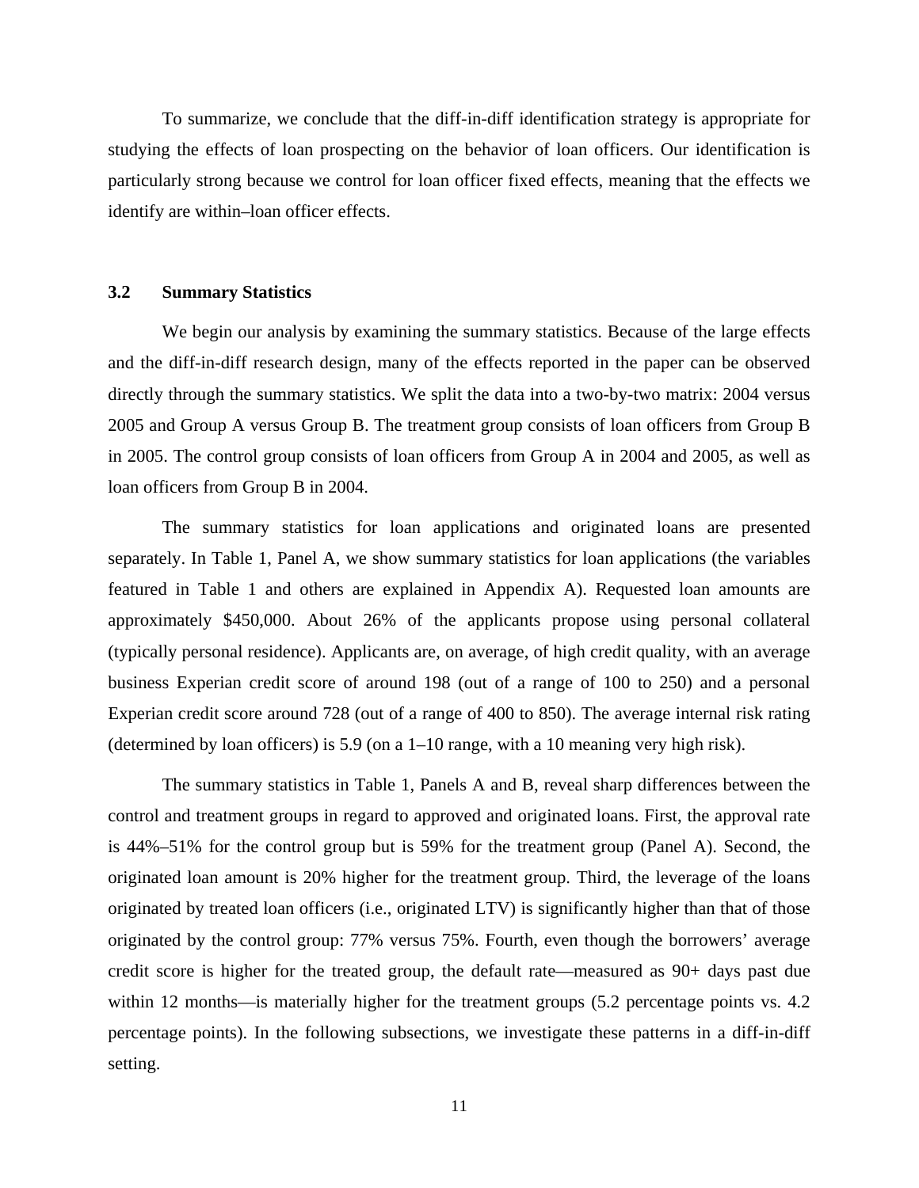To summarize, we conclude that the diff-in-diff identification strategy is appropriate for studying the effects of loan prospecting on the behavior of loan officers. Our identification is particularly strong because we control for loan officer fixed effects, meaning that the effects we identify are within–loan officer effects.

### 3.2 Summary Statistics

We begin our analysis by examining the summary statistics. Because of the large effects and the diff-in-diff research design, many of the effects reported in the paper can be observed directly through the summary statistics. We split the data into a two-by-two matrix: 2004 versus 2005 and Group A versus Group B. The treatment group consists of loan officers from Group B in 2005. The control group consists of loan officers from Group A in 2004 and 2005, as well as loan officers from Group B in 2004.

The summary statistics for loan applications and originated loans are presented separately. In Table 1, Panel A, we show summary statistics for loan applications (the variables featured in Table 1 and others are explained in Appendix A). Requested loan amounts are approximately $450,000. About 26% of the applicants propose using personal collateral (typically personal residence). Applicants are, on average, of high credit quality, with an average business Experian credit score of around 198 (out of a range of 100 to 250) and a personal Experian credit score around 728 (out of a range of 400 to 850). The average internal risk rating (determined by loan officers) is 5.9 (on a 1–10 range, with a 10 meaning very high risk).

The summary statistics in Table 1, Panels A and B, reveal sharp differences between the control and treatment groups in regard to approved and originated loans. First, the approval rate is 44%–51% for the control group but is 59% for the treatment group (Panel A). Second, the originated loan amount is 20% higher for the treatment group. Third, the leverage of the loans originated by treated loan officers (i.e., originated LTV) is significantly higher than that of those originated by the control group: 77% versus 75%. Fourth, even though the borrowers' average credit score is higher for the treated group, the default rate—measured as 90+ days past due within 12 months—is materially higher for the treatment groups (5.2 percentage points vs. 4.2 percentage points). In the following subsections, we investigate these patterns in a diff-in-diff setting.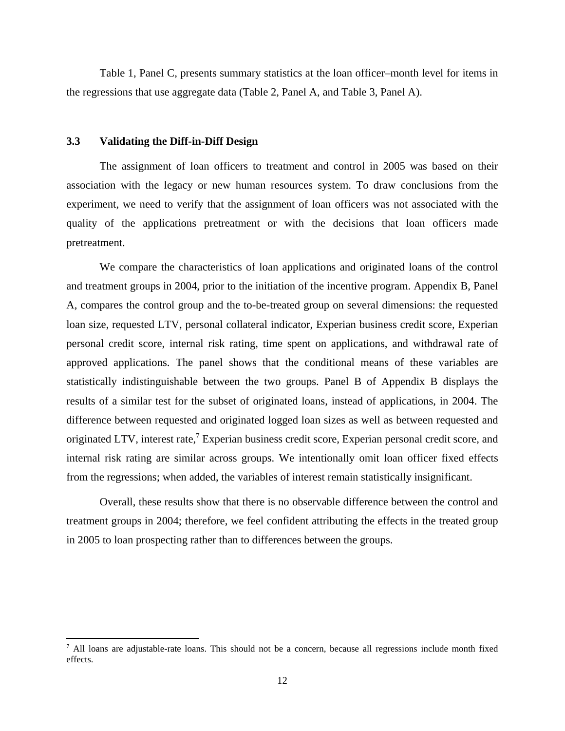Table 1, Panel C, presents summary statistics at the loan officer–month level for items in the regressions that use aggregate data (Table 2, Panel A, and Table 3, Panel A).

### 3.3 Validating the Diff-in-Diff Design

The assignment of loan officers to treatment and control in 2005 was based on their association with the legacy or new human resources system. To draw conclusions from the experiment, we need to verify that the assignment of loan officers was not associated with the quality of the applications pretreatment or with the decisions that loan officers made pretreatment.

We compare the characteristics of loan applications and originated loans of the control and treatment groups in 2004, prior to the initiation of the incentive program. Appendix B, Panel A, compares the control group and the to-be-treated group on several dimensions: the requested loan size, requested LTV, personal collateral indicator, Experian business credit score, Experian personal credit score, internal risk rating, time spent on applications, and withdrawal rate of approved applications. The panel shows that the conditional means of these variables are statistically indistinguishable between the two groups. Panel B of Appendix B displays the results of a similar test for the subset of originated loans, instead of applications, in 2004. The difference between requested and originated logged loan sizes as well as between requested and originated LTV, interest rate,[7] Experian business credit score, Experian personal credit score, and internal risk rating are similar across groups. We intentionally omit loan officer fixed effects from the regressions; when added, the variables of interest remain statistically insignificant.

Overall, these results show that there is no observable difference between the control and treatment groups in 2004; therefore, we feel confident attributing the effects in the treated group in 2005 to loan prospecting rather than to differences between the groups.

---

[7] All loans are adjustable-rate loans. This should not be a concern, because all regressions include month fixed effects.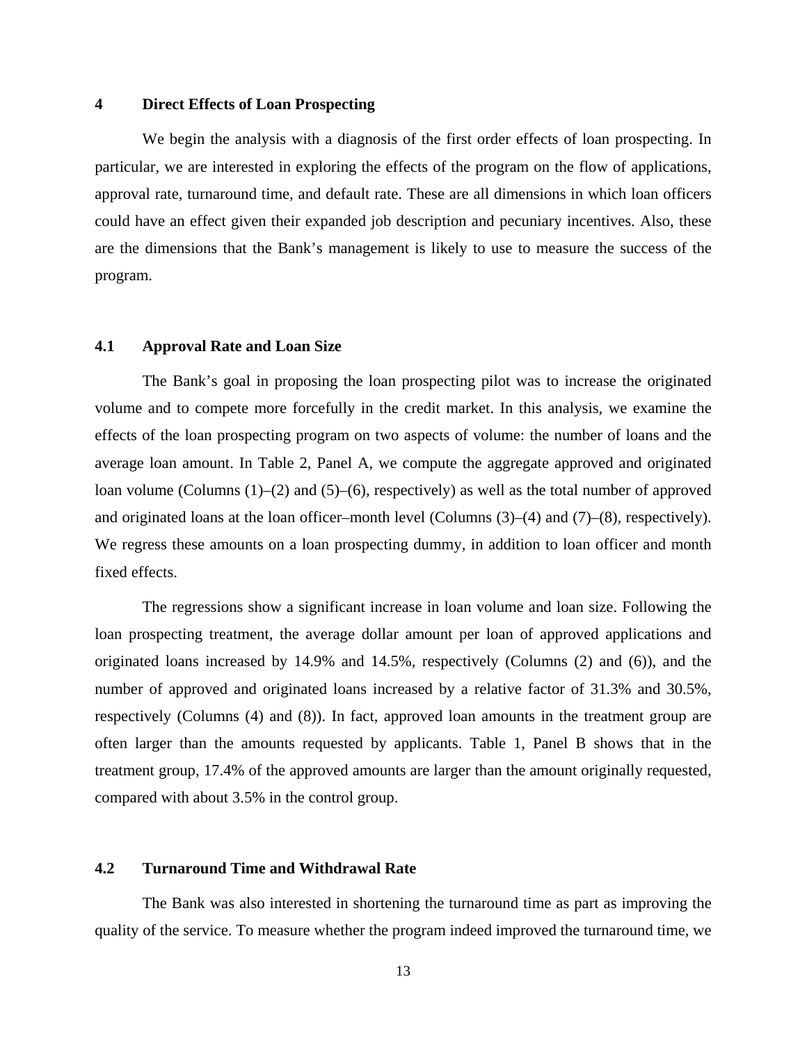# 4 Direct Effects of Loan Prospecting

We begin the analysis with a diagnosis of the first order effects of loan prospecting. In particular, we are interested in exploring the effects of the program on the flow of applications, approval rate, turnaround time, and default rate. These are all dimensions in which loan officers could have an effect given their expanded job description and pecuniary incentives. Also, these are the dimensions that the Bank's management is likely to use to measure the success of the program.

## 4.1 Approval Rate and Loan Size

The Bank's goal in proposing the loan prospecting pilot was to increase the originated volume and to compete more forcefully in the credit market. In this analysis, we examine the effects of the loan prospecting program on two aspects of volume: the number of loans and the average loan amount. In Table 2, Panel A, we compute the aggregate approved and originated loan volume (Columns (1)–(2) and (5)–(6), respectively) as well as the total number of approved and originated loans at the loan officer–month level (Columns (3)–(4) and (7)–(8), respectively). We regress these amounts on a loan prospecting dummy, in addition to loan officer and month fixed effects.

The regressions show a significant increase in loan volume and loan size. Following the loan prospecting treatment, the average dollar amount per loan of approved applications and originated loans increased by 14.9% and 14.5%, respectively (Columns (2) and (6)), and the number of approved and originated loans increased by a relative factor of 31.3% and 30.5%, respectively (Columns (4) and (8)). In fact, approved loan amounts in the treatment group are often larger than the amounts requested by applicants. Table 1, Panel B shows that in the treatment group, 17.4% of the approved amounts are larger than the amount originally requested, compared with about 3.5% in the control group.

## 4.2 Turnaround Time and Withdrawal Rate

The Bank was also interested in shortening the turnaround time as part as improving the quality of the service. To measure whether the program indeed improved the turnaround time, we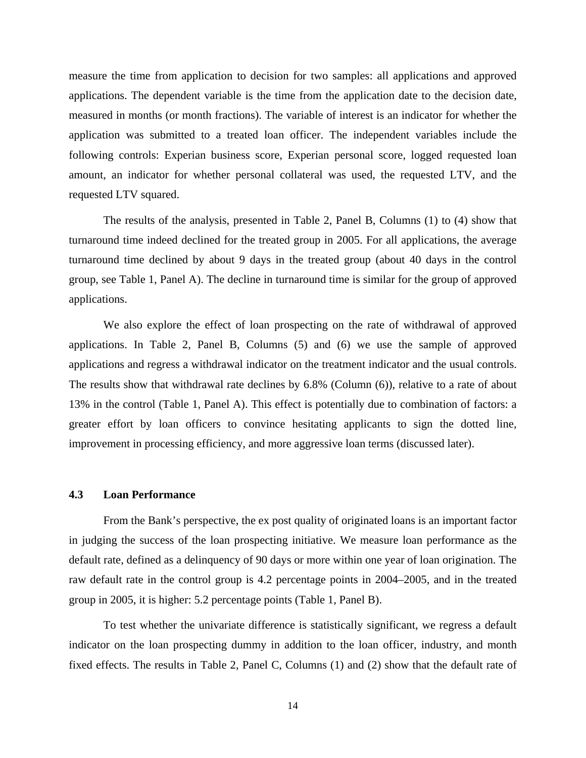measure the time from application to decision for two samples: all applications and approved applications. The dependent variable is the time from the application date to the decision date, measured in months (or month fractions). The variable of interest is an indicator for whether the application was submitted to a treated loan officer. The independent variables include the following controls: Experian business score, Experian personal score, logged requested loan amount, an indicator for whether personal collateral was used, the requested LTV, and the requested LTV squared.

The results of the analysis, presented in Table 2, Panel B, Columns (1) to (4) show that turnaround time indeed declined for the treated group in 2005. For all applications, the average turnaround time declined by about 9 days in the treated group (about 40 days in the control group, see Table 1, Panel A). The decline in turnaround time is similar for the group of approved applications.

We also explore the effect of loan prospecting on the rate of withdrawal of approved applications. In Table 2, Panel B, Columns (5) and (6) we use the sample of approved applications and regress a withdrawal indicator on the treatment indicator and the usual controls. The results show that withdrawal rate declines by 6.8% (Column (6)), relative to a rate of about 13% in the control (Table 1, Panel A). This effect is potentially due to combination of factors: a greater effort by loan officers to convince hesitating applicants to sign the dotted line, improvement in processing efficiency, and more aggressive loan terms (discussed later).

### 4.3 Loan Performance

From the Bank's perspective, the ex post quality of originated loans is an important factor in judging the success of the loan prospecting initiative. We measure loan performance as the default rate, defined as a delinquency of 90 days or more within one year of loan origination. The raw default rate in the control group is 4.2 percentage points in 2004–2005, and in the treated group in 2005, it is higher: 5.2 percentage points (Table 1, Panel B).

To test whether the univariate difference is statistically significant, we regress a default indicator on the loan prospecting dummy in addition to the loan officer, industry, and month fixed effects. The results in Table 2, Panel C, Columns (1) and (2) show that the default rate of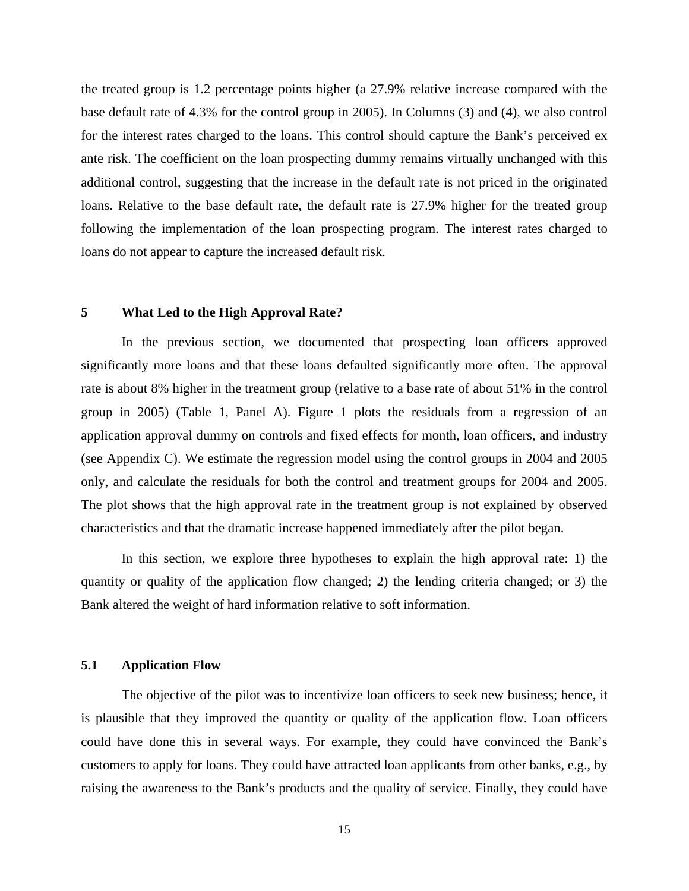the treated group is 1.2 percentage points higher (a 27.9% relative increase compared with the base default rate of 4.3% for the control group in 2005). In Columns (3) and (4), we also control for the interest rates charged to the loans. This control should capture the Bank's perceived ex ante risk. The coefficient on the loan prospecting dummy remains virtually unchanged with this additional control, suggesting that the increase in the default rate is not priced in the originated loans. Relative to the base default rate, the default rate is 27.9% higher for the treated group following the implementation of the loan prospecting program. The interest rates charged to loans do not appear to capture the increased default risk.

## 5 What Led to the High Approval Rate?

In the previous section, we documented that prospecting loan officers approved significantly more loans and that these loans defaulted significantly more often. The approval rate is about 8% higher in the treatment group (relative to a base rate of about 51% in the control group in 2005) (Table 1, Panel A). Figure 1 plots the residuals from a regression of an application approval dummy on controls and fixed effects for month, loan officers, and industry (see Appendix C). We estimate the regression model using the control groups in 2004 and 2005 only, and calculate the residuals for both the control and treatment groups for 2004 and 2005. The plot shows that the high approval rate in the treatment group is not explained by observed characteristics and that the dramatic increase happened immediately after the pilot began.

In this section, we explore three hypotheses to explain the high approval rate: 1) the quantity or quality of the application flow changed; 2) the lending criteria changed; or 3) the Bank altered the weight of hard information relative to soft information.

### 5.1 Application Flow

The objective of the pilot was to incentivize loan officers to seek new business; hence, it is plausible that they improved the quantity or quality of the application flow. Loan officers could have done this in several ways. For example, they could have convinced the Bank's customers to apply for loans. They could have attracted loan applicants from other banks, e.g., by raising the awareness to the Bank's products and the quality of service. Finally, they could have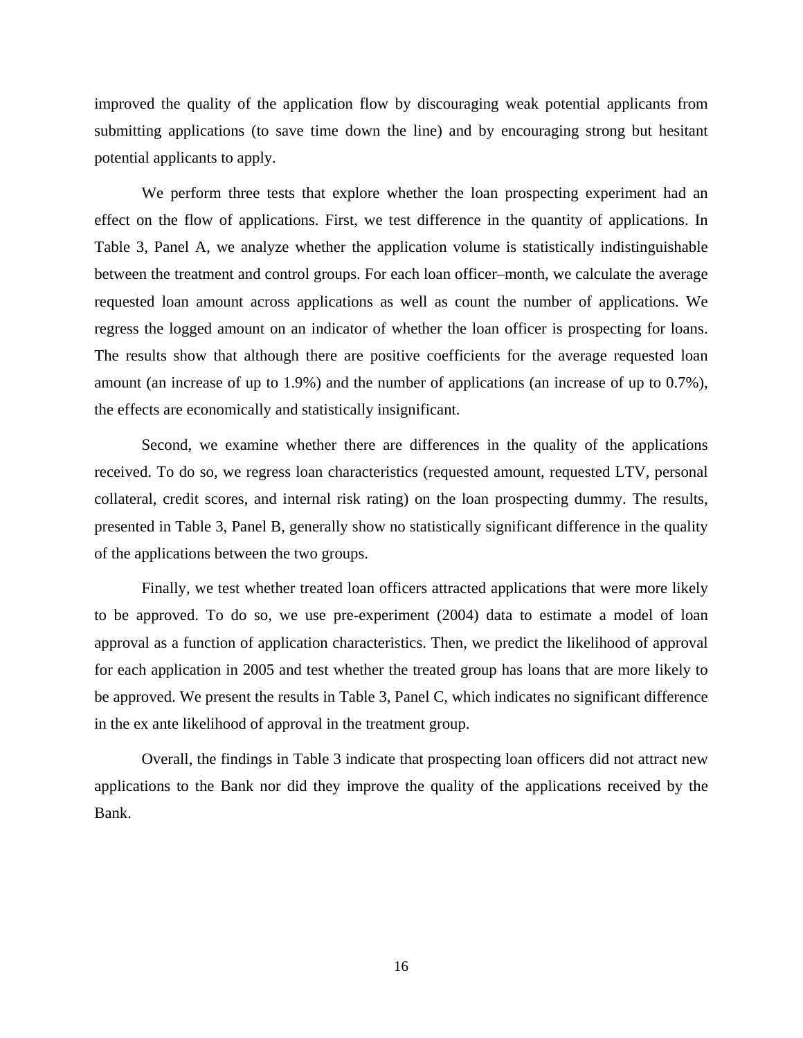improved the quality of the application flow by discouraging weak potential applicants from submitting applications (to save time down the line) and by encouraging strong but hesitant potential applicants to apply.

We perform three tests that explore whether the loan prospecting experiment had an effect on the flow of applications. First, we test difference in the quantity of applications. In Table 3, Panel A, we analyze whether the application volume is statistically indistinguishable between the treatment and control groups. For each loan officer–month, we calculate the average requested loan amount across applications as well as count the number of applications. We regress the logged amount on an indicator of whether the loan officer is prospecting for loans. The results show that although there are positive coefficients for the average requested loan amount (an increase of up to 1.9%) and the number of applications (an increase of up to 0.7%), the effects are economically and statistically insignificant.

Second, we examine whether there are differences in the quality of the applications received. To do so, we regress loan characteristics (requested amount, requested LTV, personal collateral, credit scores, and internal risk rating) on the loan prospecting dummy. The results, presented in Table 3, Panel B, generally show no statistically significant difference in the quality of the applications between the two groups.

Finally, we test whether treated loan officers attracted applications that were more likely to be approved. To do so, we use pre-experiment (2004) data to estimate a model of loan approval as a function of application characteristics. Then, we predict the likelihood of approval for each application in 2005 and test whether the treated group has loans that are more likely to be approved. We present the results in Table 3, Panel C, which indicates no significant difference in the ex ante likelihood of approval in the treatment group.

Overall, the findings in Table 3 indicate that prospecting loan officers did not attract new applications to the Bank nor did they improve the quality of the applications received by the Bank.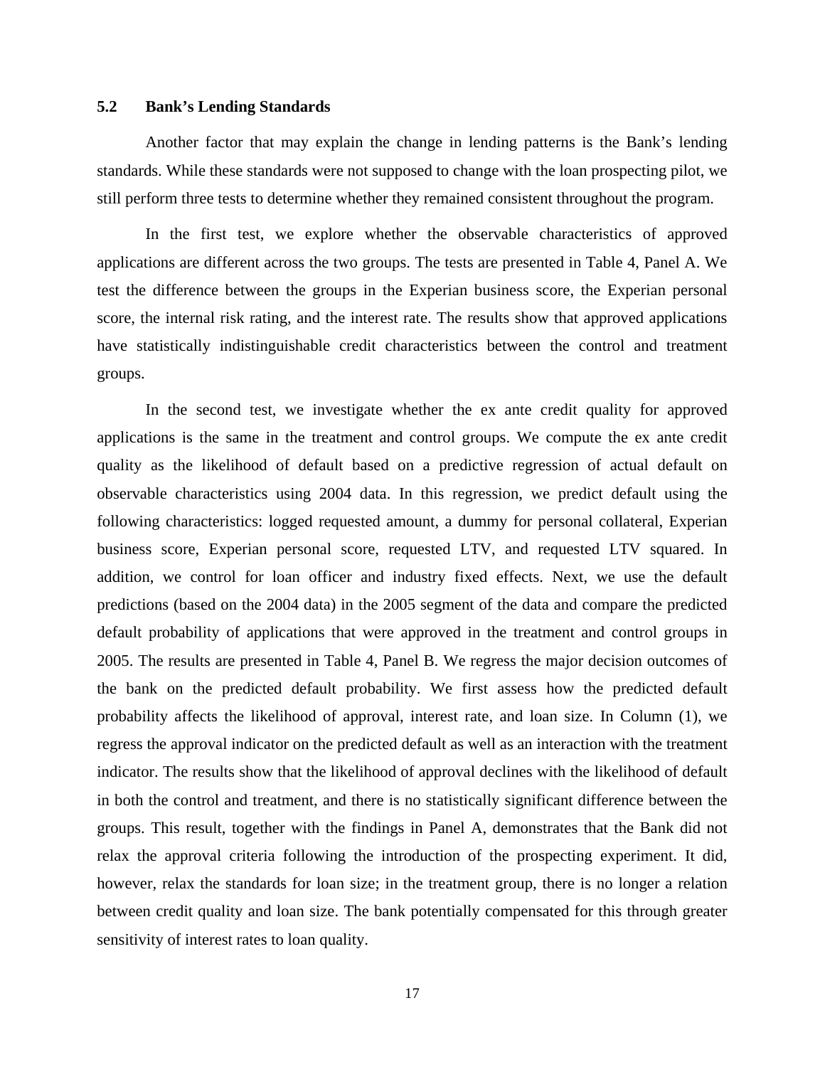### 5.2 Bank's Lending Standards

Another factor that may explain the change in lending patterns is the Bank's lending standards. While these standards were not supposed to change with the loan prospecting pilot, we still perform three tests to determine whether they remained consistent throughout the program.

In the first test, we explore whether the observable characteristics of approved applications are different across the two groups. The tests are presented in Table 4, Panel A. We test the difference between the groups in the Experian business score, the Experian personal score, the internal risk rating, and the interest rate. The results show that approved applications have statistically indistinguishable credit characteristics between the control and treatment groups.

In the second test, we investigate whether the ex ante credit quality for approved applications is the same in the treatment and control groups. We compute the ex ante credit quality as the likelihood of default based on a predictive regression of actual default on observable characteristics using 2004 data. In this regression, we predict default using the following characteristics: logged requested amount, a dummy for personal collateral, Experian business score, Experian personal score, requested LTV, and requested LTV squared. In addition, we control for loan officer and industry fixed effects. Next, we use the default predictions (based on the 2004 data) in the 2005 segment of the data and compare the predicted default probability of applications that were approved in the treatment and control groups in 2005. The results are presented in Table 4, Panel B. We regress the major decision outcomes of the bank on the predicted default probability. We first assess how the predicted default probability affects the likelihood of approval, interest rate, and loan size. In Column (1), we regress the approval indicator on the predicted default as well as an interaction with the treatment indicator. The results show that the likelihood of approval declines with the likelihood of default in both the control and treatment, and there is no statistically significant difference between the groups. This result, together with the findings in Panel A, demonstrates that the Bank did not relax the approval criteria following the introduction of the prospecting experiment. It did, however, relax the standards for loan size; in the treatment group, there is no longer a relation between credit quality and loan size. The bank potentially compensated for this through greater sensitivity of interest rates to loan quality.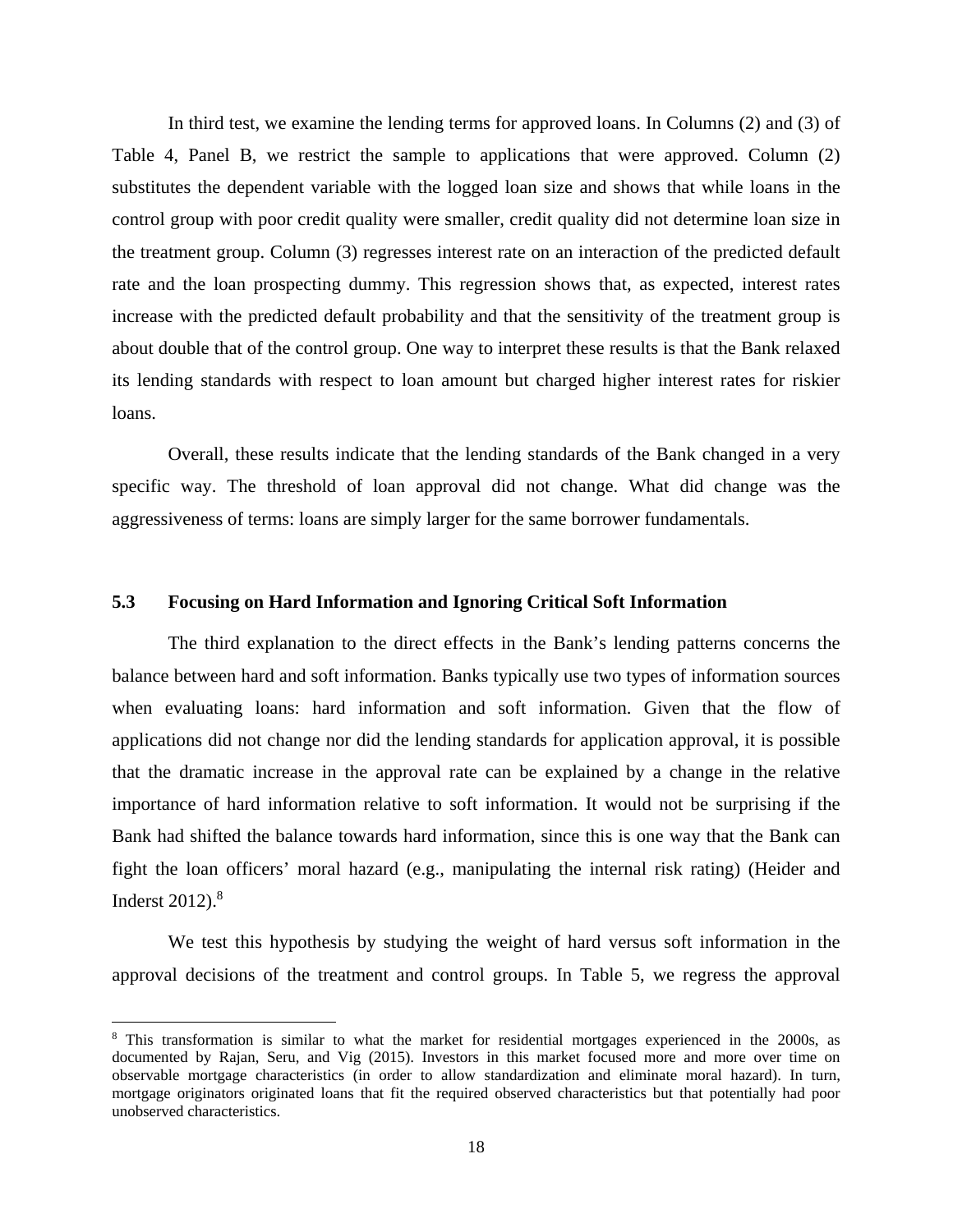In third test, we examine the lending terms for approved loans. In Columns (2) and (3) of Table 4, Panel B, we restrict the sample to applications that were approved. Column (2) substitutes the dependent variable with the logged loan size and shows that while loans in the control group with poor credit quality were smaller, credit quality did not determine loan size in the treatment group. Column (3) regresses interest rate on an interaction of the predicted default rate and the loan prospecting dummy. This regression shows that, as expected, interest rates increase with the predicted default probability and that the sensitivity of the treatment group is about double that of the control group. One way to interpret these results is that the Bank relaxed its lending standards with respect to loan amount but charged higher interest rates for riskier loans.

Overall, these results indicate that the lending standards of the Bank changed in a very specific way. The threshold of loan approval did not change. What did change was the aggressiveness of terms: loans are simply larger for the same borrower fundamentals.

### 5.3 Focusing on Hard Information and Ignoring Critical Soft Information

The third explanation to the direct effects in the Bank's lending patterns concerns the balance between hard and soft information. Banks typically use two types of information sources when evaluating loans: hard information and soft information. Given that the flow of applications did not change nor did the lending standards for application approval, it is possible that the dramatic increase in the approval rate can be explained by a change in the relative importance of hard information relative to soft information. It would not be surprising if the Bank had shifted the balance towards hard information, since this is one way that the Bank can fight the loan officers' moral hazard (e.g., manipulating the internal risk rating) (Heider and Inderst 2012).[8]

We test this hypothesis by studying the weight of hard versus soft information in the approval decisions of the treatment and control groups. In Table 5, we regress the approval

[8] This transformation is similar to what the market for residential mortgages experienced in the 2000s, as documented by Rajan, Seru, and Vig (2015). Investors in this market focused more and more over time on observable mortgage characteristics (in order to allow standardization and eliminate moral hazard). In turn, mortgage originators originated loans that fit the required observed characteristics but that potentially had poor unobserved characteristics.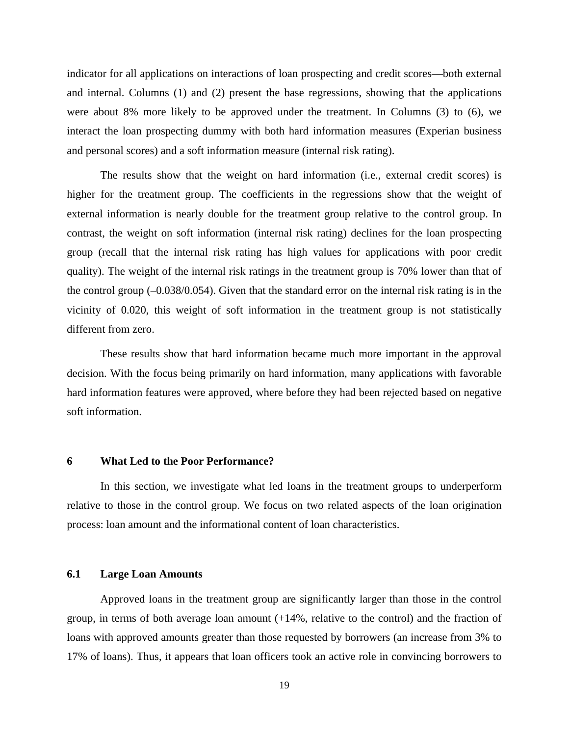indicator for all applications on interactions of loan prospecting and credit scores—both external and internal. Columns (1) and (2) present the base regressions, showing that the applications were about 8% more likely to be approved under the treatment. In Columns (3) to (6), we interact the loan prospecting dummy with both hard information measures (Experian business and personal scores) and a soft information measure (internal risk rating).

The results show that the weight on hard information (i.e., external credit scores) is higher for the treatment group. The coefficients in the regressions show that the weight of external information is nearly double for the treatment group relative to the control group. In contrast, the weight on soft information (internal risk rating) declines for the loan prospecting group (recall that the internal risk rating has high values for applications with poor credit quality). The weight of the internal risk ratings in the treatment group is 70% lower than that of the control group (–0.038/0.054). Given that the standard error on the internal risk rating is in the vicinity of 0.020, this weight of soft information in the treatment group is not statistically different from zero.

These results show that hard information became much more important in the approval decision. With the focus being primarily on hard information, many applications with favorable hard information features were approved, where before they had been rejected based on negative soft information.

## 6 What Led to the Poor Performance?

In this section, we investigate what led loans in the treatment groups to underperform relative to those in the control group. We focus on two related aspects of the loan origination process: loan amount and the informational content of loan characteristics.

### 6.1 Large Loan Amounts

Approved loans in the treatment group are significantly larger than those in the control group, in terms of both average loan amount (+14%, relative to the control) and the fraction of loans with approved amounts greater than those requested by borrowers (an increase from 3% to 17% of loans). Thus, it appears that loan officers took an active role in convincing borrowers to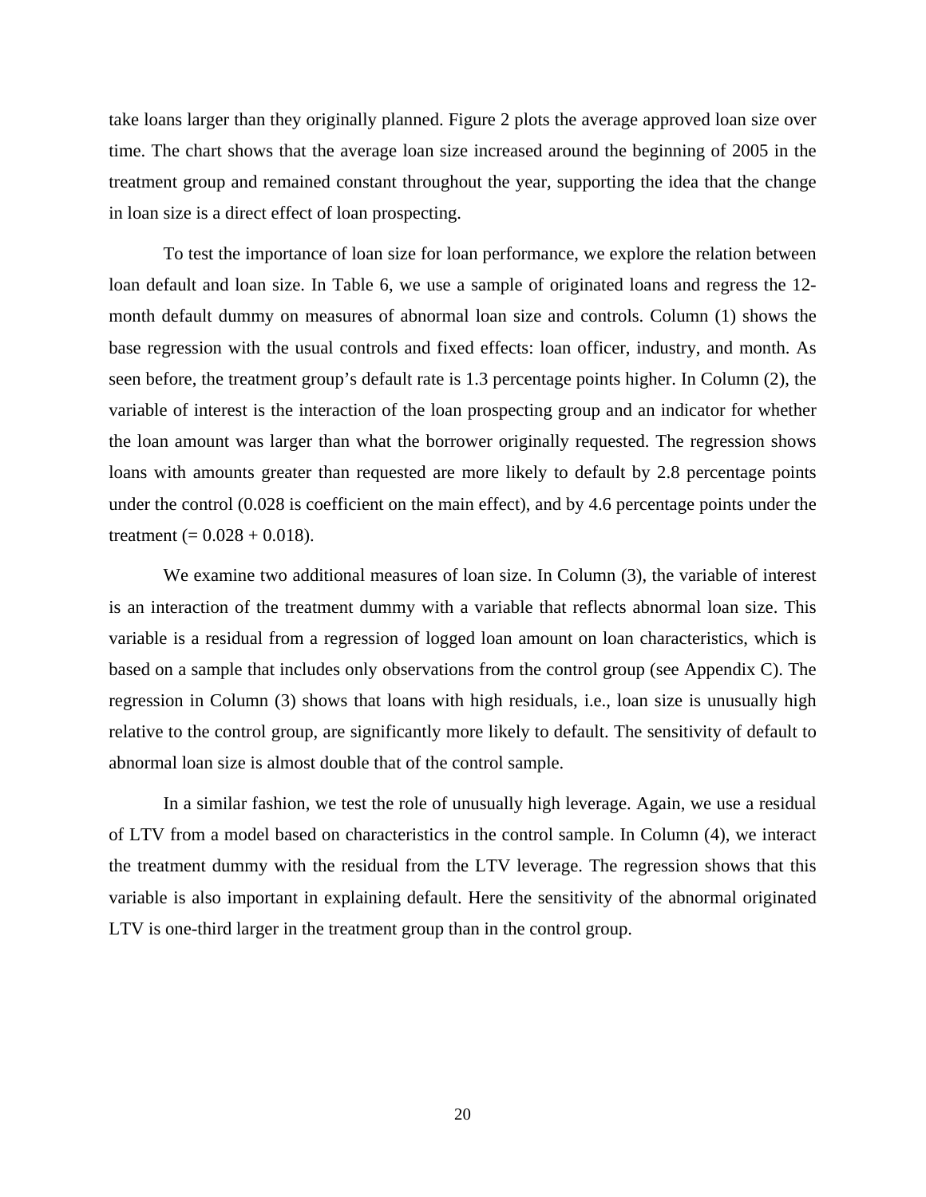take loans larger than they originally planned. Figure 2 plots the average approved loan size over time. The chart shows that the average loan size increased around the beginning of 2005 in the treatment group and remained constant throughout the year, supporting the idea that the change in loan size is a direct effect of loan prospecting.

To test the importance of loan size for loan performance, we explore the relation between loan default and loan size. In Table 6, we use a sample of originated loans and regress the 12-month default dummy on measures of abnormal loan size and controls. Column (1) shows the base regression with the usual controls and fixed effects: loan officer, industry, and month. As seen before, the treatment group's default rate is 1.3 percentage points higher. In Column (2), the variable of interest is the interaction of the loan prospecting group and an indicator for whether the loan amount was larger than what the borrower originally requested. The regression shows loans with amounts greater than requested are more likely to default by 2.8 percentage points under the control (0.028 is coefficient on the main effect), and by 4.6 percentage points under the treatment (= 0.028 + 0.018).

We examine two additional measures of loan size. In Column (3), the variable of interest is an interaction of the treatment dummy with a variable that reflects abnormal loan size. This variable is a residual from a regression of logged loan amount on loan characteristics, which is based on a sample that includes only observations from the control group (see Appendix C). The regression in Column (3) shows that loans with high residuals, i.e., loan size is unusually high relative to the control group, are significantly more likely to default. The sensitivity of default to abnormal loan size is almost double that of the control sample.

In a similar fashion, we test the role of unusually high leverage. Again, we use a residual of LTV from a model based on characteristics in the control sample. In Column (4), we interact the treatment dummy with the residual from the LTV leverage. The regression shows that this variable is also important in explaining default. Here the sensitivity of the abnormal originated LTV is one-third larger in the treatment group than in the control group.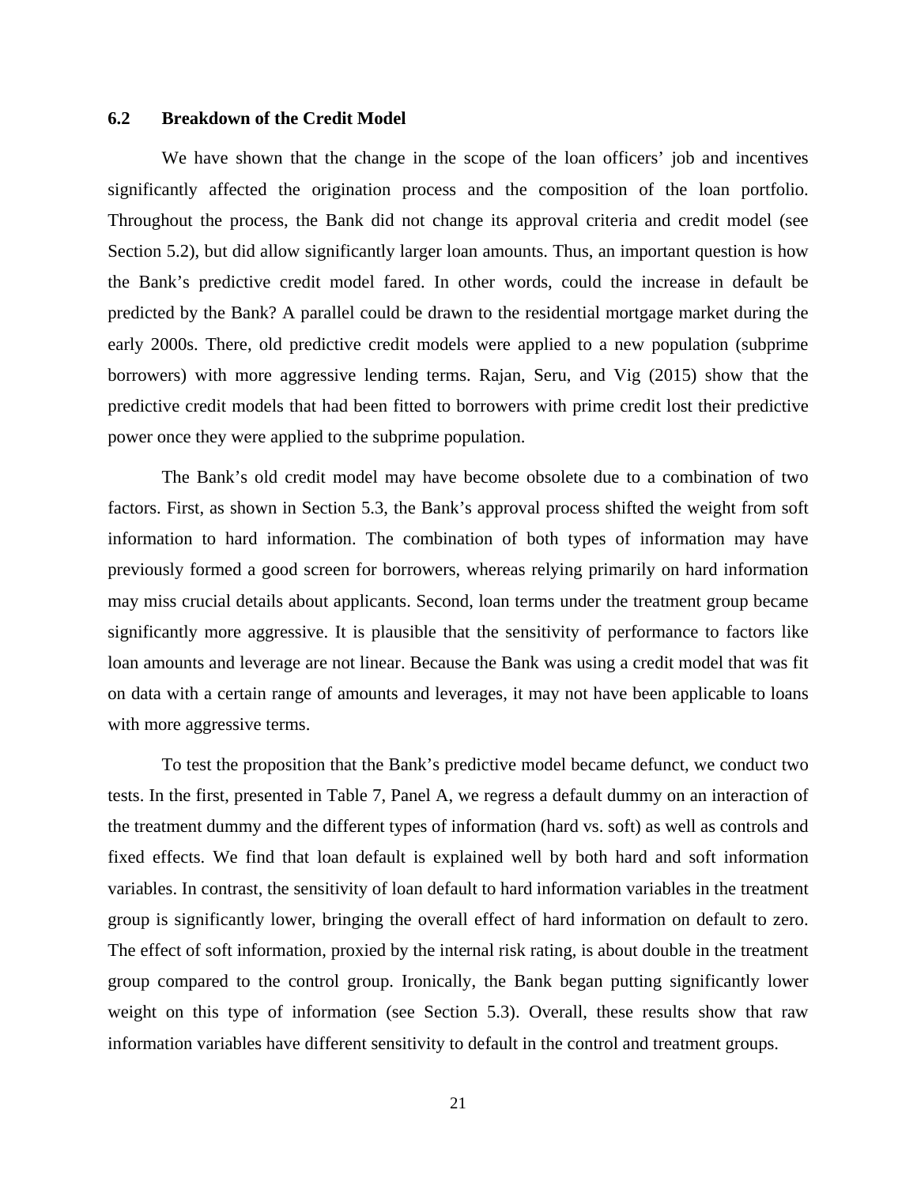### 6.2 Breakdown of the Credit Model

We have shown that the change in the scope of the loan officers' job and incentives significantly affected the origination process and the composition of the loan portfolio. Throughout the process, the Bank did not change its approval criteria and credit model (see Section 5.2), but did allow significantly larger loan amounts. Thus, an important question is how the Bank's predictive credit model fared. In other words, could the increase in default be predicted by the Bank? A parallel could be drawn to the residential mortgage market during the early 2000s. There, old predictive credit models were applied to a new population (subprime borrowers) with more aggressive lending terms. Rajan, Seru, and Vig (2015) show that the predictive credit models that had been fitted to borrowers with prime credit lost their predictive power once they were applied to the subprime population.

The Bank's old credit model may have become obsolete due to a combination of two factors. First, as shown in Section 5.3, the Bank's approval process shifted the weight from soft information to hard information. The combination of both types of information may have previously formed a good screen for borrowers, whereas relying primarily on hard information may miss crucial details about applicants. Second, loan terms under the treatment group became significantly more aggressive. It is plausible that the sensitivity of performance to factors like loan amounts and leverage are not linear. Because the Bank was using a credit model that was fit on data with a certain range of amounts and leverages, it may not have been applicable to loans with more aggressive terms.

To test the proposition that the Bank's predictive model became defunct, we conduct two tests. In the first, presented in Table 7, Panel A, we regress a default dummy on an interaction of the treatment dummy and the different types of information (hard vs. soft) as well as controls and fixed effects. We find that loan default is explained well by both hard and soft information variables. In contrast, the sensitivity of loan default to hard information variables in the treatment group is significantly lower, bringing the overall effect of hard information on default to zero. The effect of soft information, proxied by the internal risk rating, is about double in the treatment group compared to the control group. Ironically, the Bank began putting significantly lower weight on this type of information (see Section 5.3). Overall, these results show that raw information variables have different sensitivity to default in the control and treatment groups.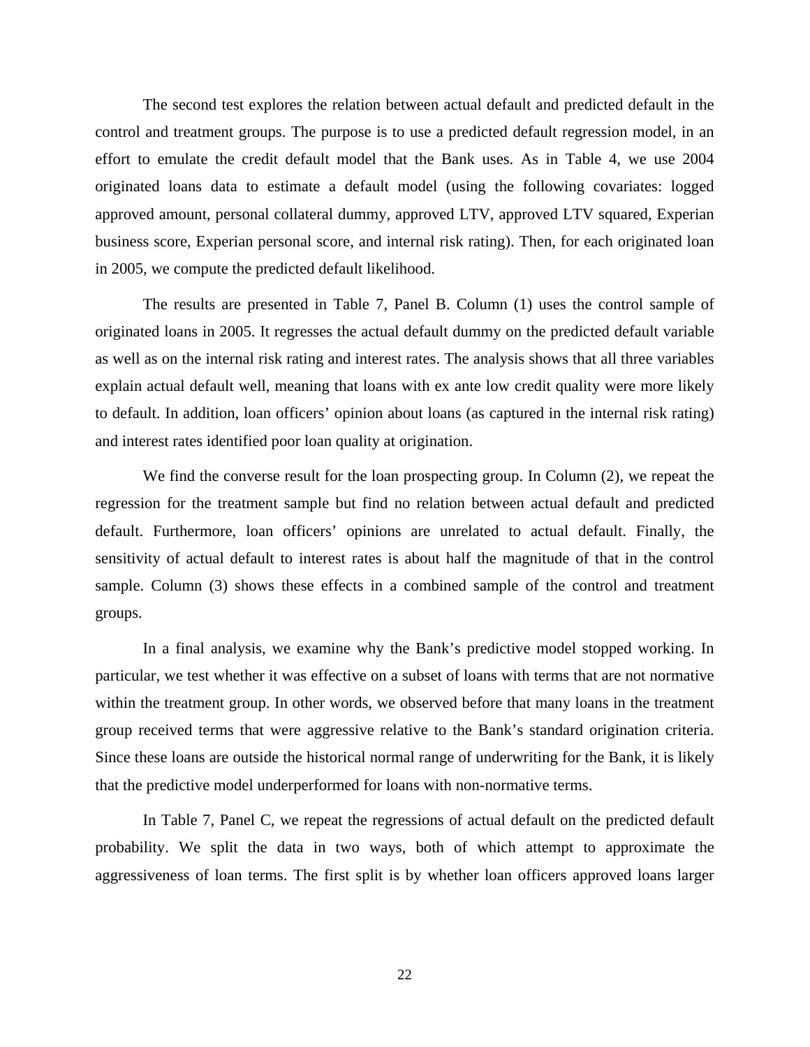The second test explores the relation between actual default and predicted default in the control and treatment groups. The purpose is to use a predicted default regression model, in an effort to emulate the credit default model that the Bank uses. As in Table 4, we use 2004 originated loans data to estimate a default model (using the following covariates: logged approved amount, personal collateral dummy, approved LTV, approved LTV squared, Experian business score, Experian personal score, and internal risk rating). Then, for each originated loan in 2005, we compute the predicted default likelihood.

The results are presented in Table 7, Panel B. Column (1) uses the control sample of originated loans in 2005. It regresses the actual default dummy on the predicted default variable as well as on the internal risk rating and interest rates. The analysis shows that all three variables explain actual default well, meaning that loans with ex ante low credit quality were more likely to default. In addition, loan officers' opinion about loans (as captured in the internal risk rating) and interest rates identified poor loan quality at origination.

We find the converse result for the loan prospecting group. In Column (2), we repeat the regression for the treatment sample but find no relation between actual default and predicted default. Furthermore, loan officers' opinions are unrelated to actual default. Finally, the sensitivity of actual default to interest rates is about half the magnitude of that in the control sample. Column (3) shows these effects in a combined sample of the control and treatment groups.

In a final analysis, we examine why the Bank's predictive model stopped working. In particular, we test whether it was effective on a subset of loans with terms that are not normative within the treatment group. In other words, we observed before that many loans in the treatment group received terms that were aggressive relative to the Bank's standard origination criteria. Since these loans are outside the historical normal range of underwriting for the Bank, it is likely that the predictive model underperformed for loans with non-normative terms.

In Table 7, Panel C, we repeat the regressions of actual default on the predicted default probability. We split the data in two ways, both of which attempt to approximate the aggressiveness of loan terms. The first split is by whether loan officers approved loans larger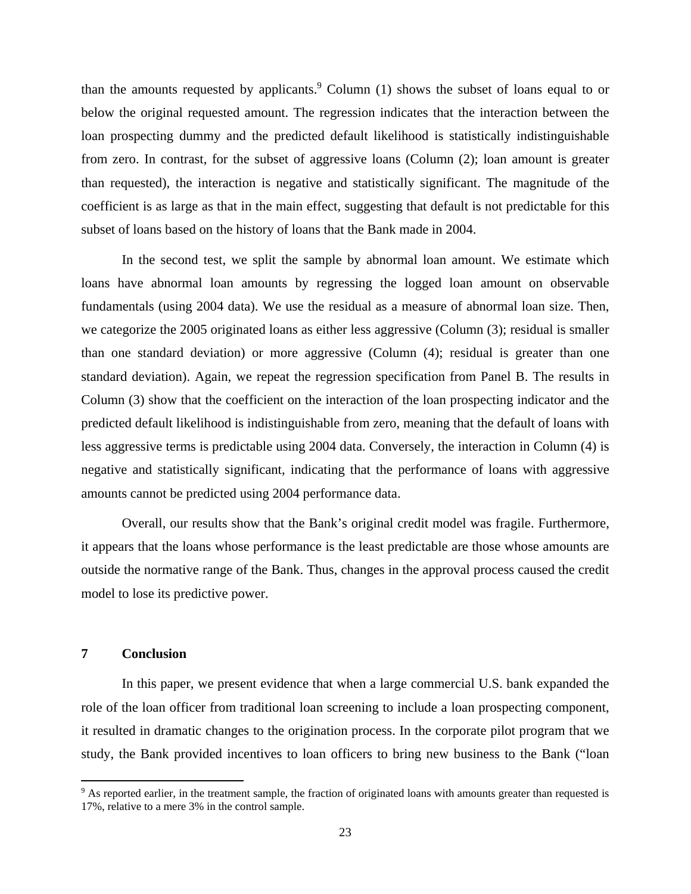than the amounts requested by applicants.[9] Column (1) shows the subset of loans equal to or below the original requested amount. The regression indicates that the interaction between the loan prospecting dummy and the predicted default likelihood is statistically indistinguishable from zero. In contrast, for the subset of aggressive loans (Column (2); loan amount is greater than requested), the interaction is negative and statistically significant. The magnitude of the coefficient is as large as that in the main effect, suggesting that default is not predictable for this subset of loans based on the history of loans that the Bank made in 2004.

In the second test, we split the sample by abnormal loan amount. We estimate which loans have abnormal loan amounts by regressing the logged loan amount on observable fundamentals (using 2004 data). We use the residual as a measure of abnormal loan size. Then, we categorize the 2005 originated loans as either less aggressive (Column (3); residual is smaller than one standard deviation) or more aggressive (Column (4); residual is greater than one standard deviation). Again, we repeat the regression specification from Panel B. The results in Column (3) show that the coefficient on the interaction of the loan prospecting indicator and the predicted default likelihood is indistinguishable from zero, meaning that the default of loans with less aggressive terms is predictable using 2004 data. Conversely, the interaction in Column (4) is negative and statistically significant, indicating that the performance of loans with aggressive amounts cannot be predicted using 2004 performance data.

Overall, our results show that the Bank's original credit model was fragile. Furthermore, it appears that the loans whose performance is the least predictable are those whose amounts are outside the normative range of the Bank. Thus, changes in the approval process caused the credit model to lose its predictive power.

## 7 Conclusion

In this paper, we present evidence that when a large commercial U.S. bank expanded the role of the loan officer from traditional loan screening to include a loan prospecting component, it resulted in dramatic changes to the origination process. In the corporate pilot program that we study, the Bank provided incentives to loan officers to bring new business to the Bank ("loan

[9] As reported earlier, in the treatment sample, the fraction of originated loans with amounts greater than requested is 17%, relative to a mere 3% in the control sample.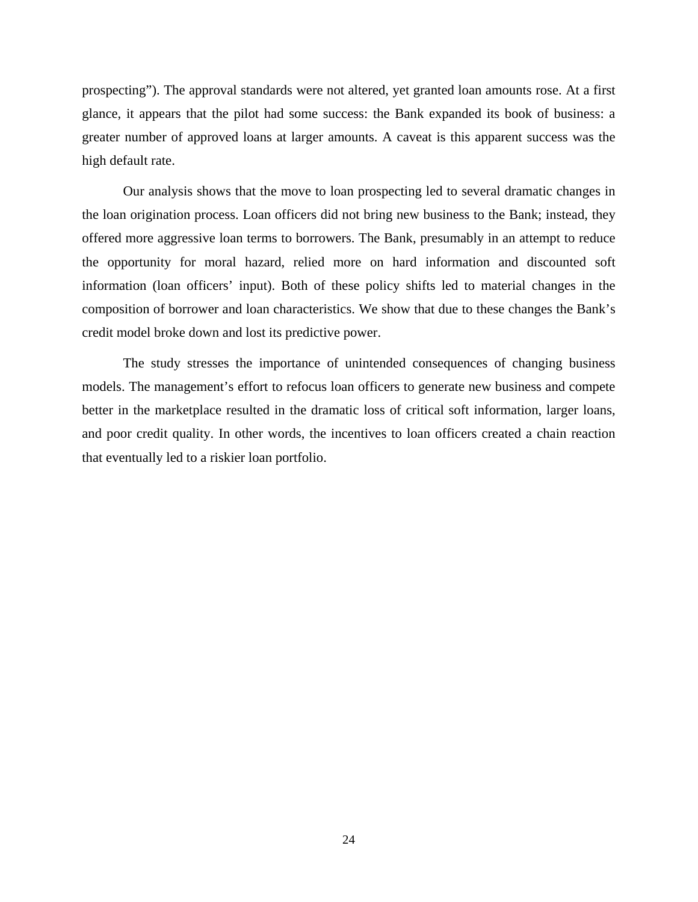prospecting"). The approval standards were not altered, yet granted loan amounts rose. At a first glance, it appears that the pilot had some success: the Bank expanded its book of business: a greater number of approved loans at larger amounts. A caveat is this apparent success was the high default rate.

Our analysis shows that the move to loan prospecting led to several dramatic changes in the loan origination process. Loan officers did not bring new business to the Bank; instead, they offered more aggressive loan terms to borrowers. The Bank, presumably in an attempt to reduce the opportunity for moral hazard, relied more on hard information and discounted soft information (loan officers' input). Both of these policy shifts led to material changes in the composition of borrower and loan characteristics. We show that due to these changes the Bank's credit model broke down and lost its predictive power.

The study stresses the importance of unintended consequences of changing business models. The management's effort to refocus loan officers to generate new business and compete better in the marketplace resulted in the dramatic loss of critical soft information, larger loans, and poor credit quality. In other words, the incentives to loan officers created a chain reaction that eventually led to a riskier loan portfolio.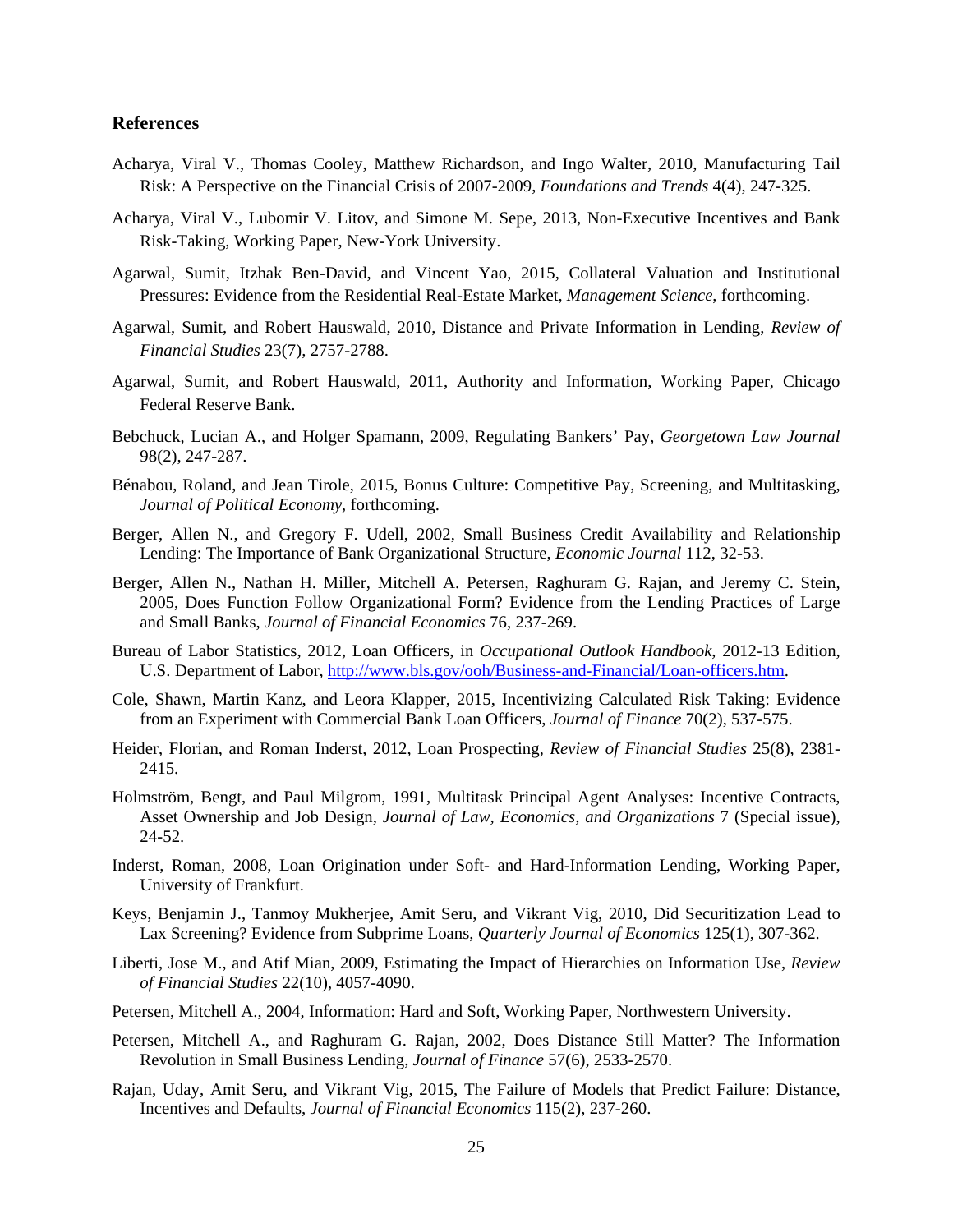### References

Acharya, Viral V., Thomas Cooley, Matthew Richardson, and Ingo Walter, 2010, Manufacturing Tail Risk: A Perspective on the Financial Crisis of 2007-2009, *Foundations and Trends* 4(4), 247-325.

Acharya, Viral V., Lubomir V. Litov, and Simone M. Sepe, 2013, Non-Executive Incentives and Bank Risk-Taking, Working Paper, New-York University.

Agarwal, Sumit, Itzhak Ben-David, and Vincent Yao, 2015, Collateral Valuation and Institutional Pressures: Evidence from the Residential Real-Estate Market, *Management Science*, forthcoming.

Agarwal, Sumit, and Robert Hauswald, 2010, Distance and Private Information in Lending, *Review of Financial Studies* 23(7), 2757-2788.

Agarwal, Sumit, and Robert Hauswald, 2011, Authority and Information, Working Paper, Chicago Federal Reserve Bank.

Bebchuck, Lucian A., and Holger Spamann, 2009, Regulating Bankers' Pay, *Georgetown Law Journal* 98(2), 247-287.

Bénabou, Roland, and Jean Tirole, 2015, Bonus Culture: Competitive Pay, Screening, and Multitasking, *Journal of Political Economy*, forthcoming.

Berger, Allen N., and Gregory F. Udell, 2002, Small Business Credit Availability and Relationship Lending: The Importance of Bank Organizational Structure, *Economic Journal* 112, 32-53.

Berger, Allen N., Nathan H. Miller, Mitchell A. Petersen, Raghuram G. Rajan, and Jeremy C. Stein, 2005, Does Function Follow Organizational Form? Evidence from the Lending Practices of Large and Small Banks, *Journal of Financial Economics* 76, 237-269.

Bureau of Labor Statistics, 2012, Loan Officers, in *Occupational Outlook Handbook*, 2012-13 Edition, U.S. Department of Labor, http://www.bls.gov/ooh/Business-and-Financial/Loan-officers.htm.

Cole, Shawn, Martin Kanz, and Leora Klapper, 2015, Incentivizing Calculated Risk Taking: Evidence from an Experiment with Commercial Bank Loan Officers, *Journal of Finance* 70(2), 537-575.

Heider, Florian, and Roman Inderst, 2012, Loan Prospecting, *Review of Financial Studies* 25(8), 2381-2415.

Holmström, Bengt, and Paul Milgrom, 1991, Multitask Principal Agent Analyses: Incentive Contracts, Asset Ownership and Job Design, *Journal of Law, Economics, and Organizations* 7 (Special issue), 24-52.

Inderst, Roman, 2008, Loan Origination under Soft- and Hard-Information Lending, Working Paper, University of Frankfurt.

Keys, Benjamin J., Tanmoy Mukherjee, Amit Seru, and Vikrant Vig, 2010, Did Securitization Lead to Lax Screening? Evidence from Subprime Loans, *Quarterly Journal of Economics* 125(1), 307-362.

Liberti, Jose M., and Atif Mian, 2009, Estimating the Impact of Hierarchies on Information Use, *Review of Financial Studies* 22(10), 4057-4090.

Petersen, Mitchell A., 2004, Information: Hard and Soft, Working Paper, Northwestern University.

Petersen, Mitchell A., and Raghuram G. Rajan, 2002, Does Distance Still Matter? The Information Revolution in Small Business Lending, *Journal of Finance* 57(6), 2533-2570.

Rajan, Uday, Amit Seru, and Vikrant Vig, 2015, The Failure of Models that Predict Failure: Distance, Incentives and Defaults, *Journal of Financial Economics* 115(2), 237-260.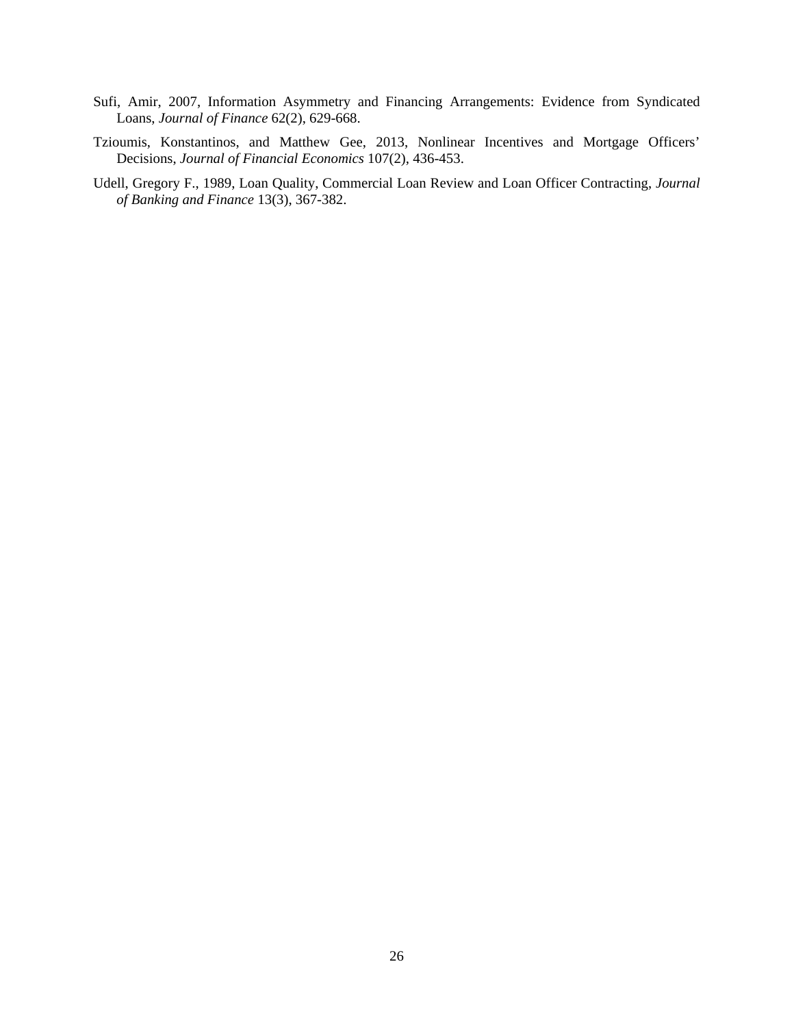Sufi, Amir, 2007, Information Asymmetry and Financing Arrangements: Evidence from Syndicated Loans, *Journal of Finance* 62(2), 629-668.

Tzioumis, Konstantinos, and Matthew Gee, 2013, Nonlinear Incentives and Mortgage Officers' Decisions, *Journal of Financial Economics* 107(2), 436-453.

Udell, Gregory F., 1989, Loan Quality, Commercial Loan Review and Loan Officer Contracting, *Journal of Banking and Finance* 13(3), 367-382.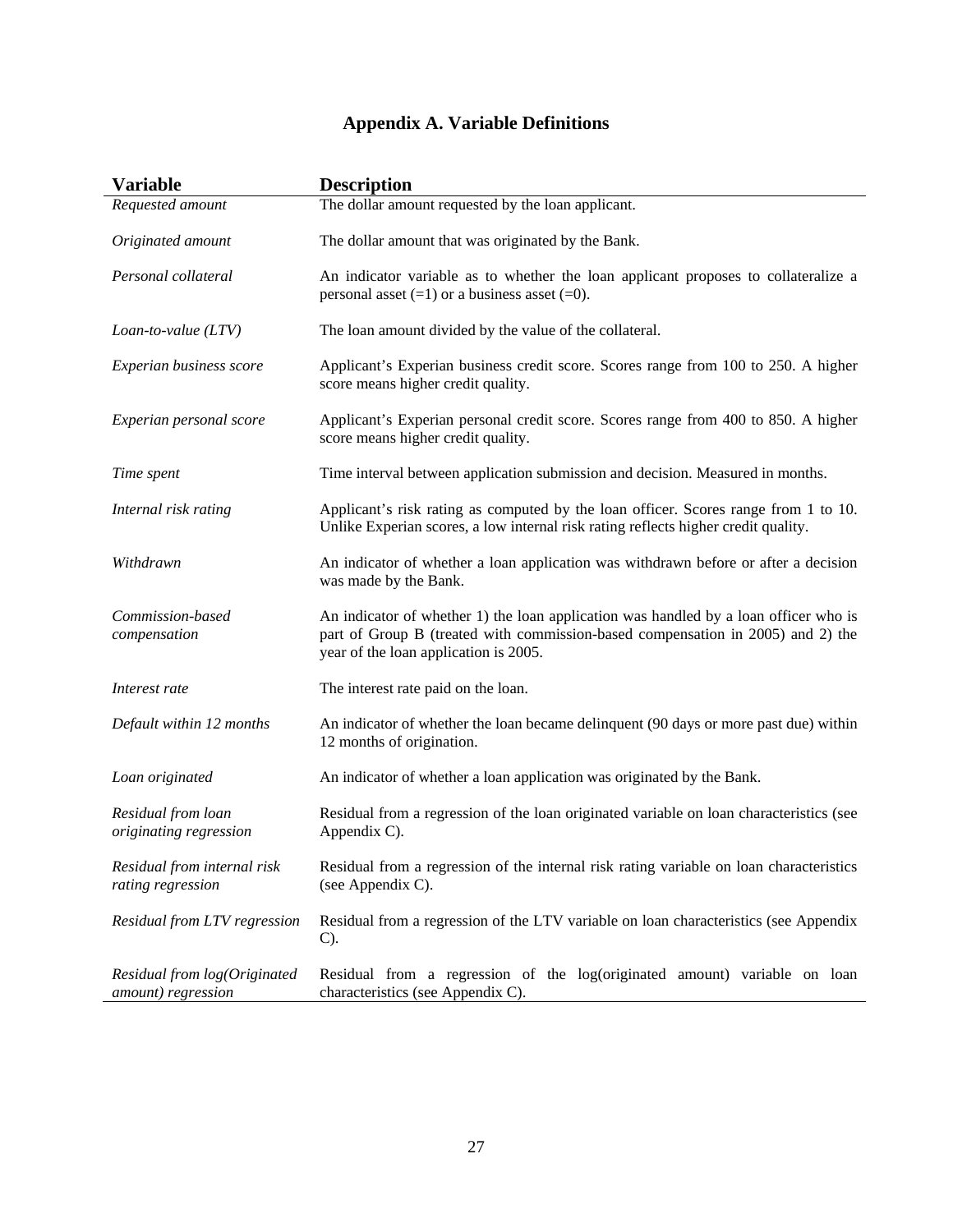# Appendix A. Variable Definitions

| Variable | Description |
|---|---|
| *Requested amount* | The dollar amount requested by the loan applicant. |
| *Originated amount* | The dollar amount that was originated by the Bank. |
| *Personal collateral* | An indicator variable as to whether the loan applicant proposes to collateralize a personal asset (=1) or a business asset (=0). |
| *Loan-to-value (LTV)* | The loan amount divided by the value of the collateral. |
| *Experian business score* | Applicant's Experian business credit score. Scores range from 100 to 250. A higher score means higher credit quality. |
| *Experian personal score* | Applicant's Experian personal credit score. Scores range from 400 to 850. A higher score means higher credit quality. |
| *Time spent* | Time interval between application submission and decision. Measured in months. |
| *Internal risk rating* | Applicant's risk rating as computed by the loan officer. Scores range from 1 to 10. Unlike Experian scores, a low internal risk rating reflects higher credit quality. |
| *Withdrawn* | An indicator of whether a loan application was withdrawn before or after a decision was made by the Bank. |
| *Commission-based compensation* | An indicator of whether 1) the loan application was handled by a loan officer who is part of Group B (treated with commission-based compensation in 2005) and 2) the year of the loan application is 2005. |
| *Interest rate* | The interest rate paid on the loan. |
| *Default within 12 months* | An indicator of whether the loan became delinquent (90 days or more past due) within 12 months of origination. |
| *Loan originated* | An indicator of whether a loan application was originated by the Bank. |
| *Residual from loan originating regression* | Residual from a regression of the loan originated variable on loan characteristics (see Appendix C). |
| *Residual from internal risk rating regression* | Residual from a regression of the internal risk rating variable on loan characteristics (see Appendix C). |
| *Residual from LTV regression* | Residual from a regression of the LTV variable on loan characteristics (see Appendix C). |
| *Residual from log(Originated amount) regression* | Residual from a regression of the log(originated amount) variable on loan characteristics (see Appendix C). |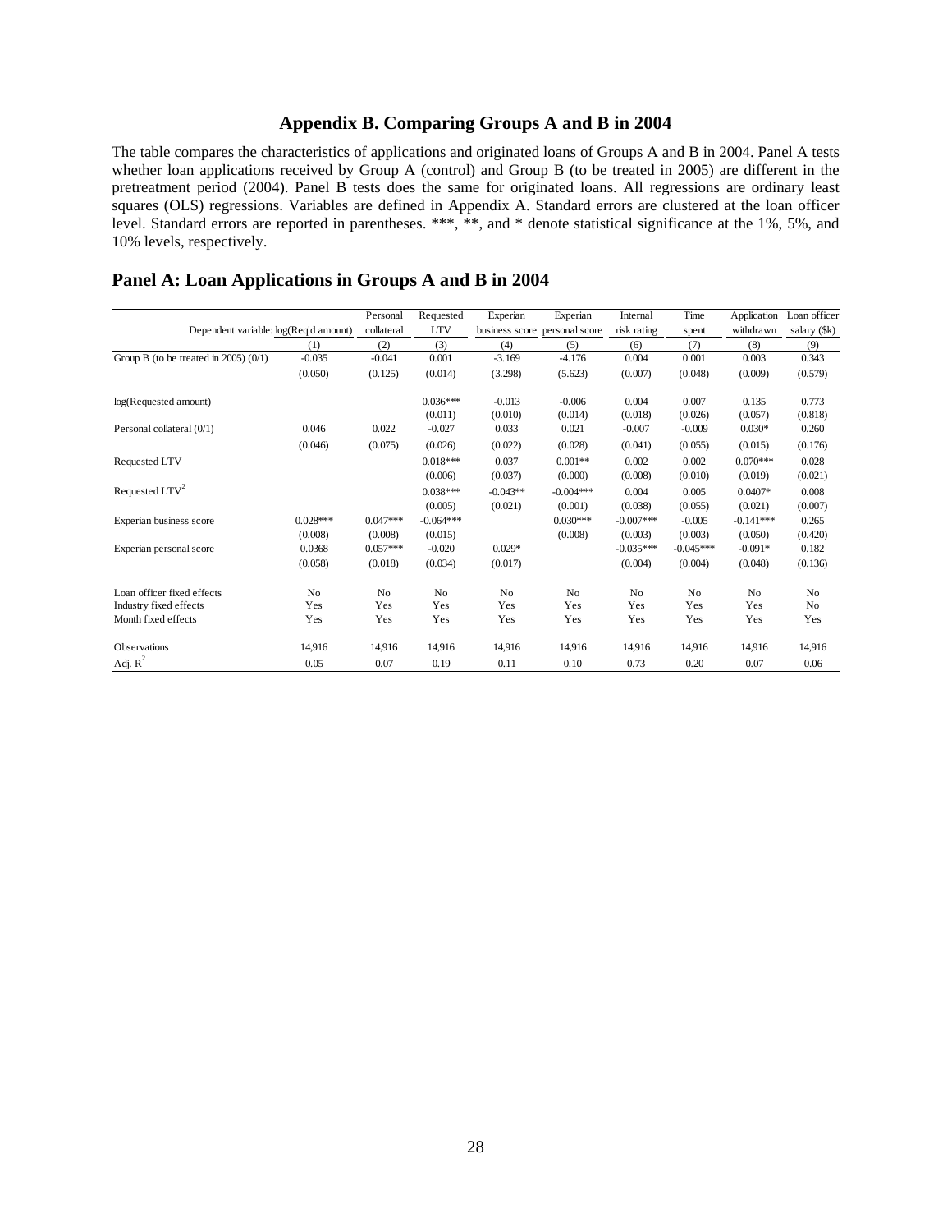## Appendix B. Comparing Groups A and B in 2004

The table compares the characteristics of applications and originated loans of Groups A and B in 2004. Panel A tests whether loan applications received by Group A (control) and Group B (to be treated in 2005) are different in the pretreatment period (2004). Panel B tests does the same for originated loans. All regressions are ordinary least squares (OLS) regressions. Variables are defined in Appendix A. Standard errors are clustered at the loan officer level. Standard errors are reported in parentheses. ***, **, and * denote statistical significance at the 1%, 5%, and 10% levels, respectively.

### Panel A: Loan Applications in Groups A and B in 2004

| Dependent variable: | log(Req'd amount) | Personal collateral | Requested LTV | Experian business score | Experian personal score | Internal risk rating | Time spent | Application withdrawn | Loan officer salary ($k) |
|---|---|---|---|---|---|---|---|---|---|
| | (1) | (2) | (3) | (4) | (5) | (6) | (7) | (8) | (9) |
| Group B (to be treated in 2005) (0/1) | -0.035 | -0.041 | 0.001 | -3.169 | -4.176 | 0.004 | 0.001 | 0.003 | 0.343 |
| | (0.050) | (0.125) | (0.014) | (3.298) | (5.623) | (0.007) | (0.048) | (0.009) | (0.579) |
| log(Requested amount) | | | 0.036*** | -0.013 | -0.006 | 0.004 | 0.007 | 0.135 | 0.773 |
| | | | (0.011) | (0.010) | (0.014) | (0.018) | (0.026) | (0.057) | (0.818) |
| Personal collateral (0/1) | 0.046 | 0.022 | -0.027 | 0.033 | 0.021 | -0.007 | -0.009 | 0.030* | 0.260 |
| | (0.046) | (0.075) | (0.026) | (0.022) | (0.028) | (0.041) | (0.055) | (0.015) | (0.176) |
| Requested LTV | | | 0.018*** | 0.037 | 0.001** | 0.002 | 0.002 | 0.070*** | 0.028 |
| | | | (0.006) | (0.037) | (0.000) | (0.008) | (0.010) | (0.019) | (0.021) |
| Requested LTV$^2$ | | | 0.038*** | -0.043** | -0.004*** | 0.004 | 0.005 | 0.0407* | 0.008 |
| | | | (0.005) | (0.021) | (0.001) | (0.038) | (0.055) | (0.021) | (0.007) |
| Experian business score | 0.028*** | 0.047*** | -0.064*** | | 0.030*** | -0.007*** | -0.005 | -0.141*** | 0.265 |
| | (0.008) | (0.008) | (0.015) | | (0.008) | (0.003) | (0.003) | (0.050) | (0.420) |
| Experian personal score | 0.0368 | 0.057*** | -0.020 | 0.029* | | -0.035*** | -0.045*** | -0.091* | 0.182 |
| | (0.058) | (0.018) | (0.034) | (0.017) | | (0.004) | (0.004) | (0.048) | (0.136) |
| Loan officer fixed effects | No | No | No | No | No | No | No | No | No |
| Industry fixed effects | Yes | Yes | Yes | Yes | Yes | Yes | Yes | Yes | No |
| Month fixed effects | Yes | Yes | Yes | Yes | Yes | Yes | Yes | Yes | Yes |
| Observations | 14,916 | 14,916 | 14,916 | 14,916 | 14,916 | 14,916 | 14,916 | 14,916 | 14,916 |
| Adj. $R^2$ | 0.05 | 0.07 | 0.19 | 0.11 | 0.10 | 0.73 | 0.20 | 0.07 | 0.06 |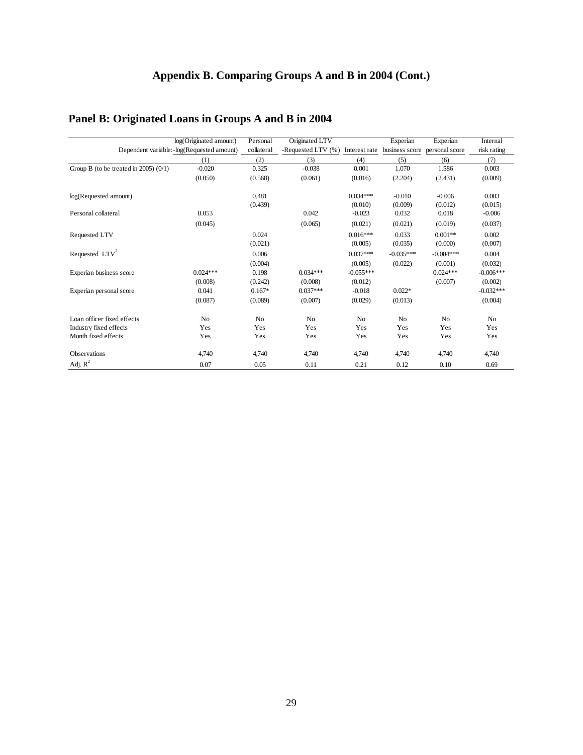# Appendix B. Comparing Groups A and B in 2004 (Cont.)

## Panel B: Originated Loans in Groups A and B in 2004

| Dependent variable: | log(Originated amount) -log(Requested amount) | Personal collateral | Originated LTV -Requested LTV (%) | Interest rate | Experian business score | Experian personal score | Internal risk rating |
|---|---|---|---|---|---|---|---|
| | (1) | (2) | (3) | (4) | (5) | (6) | (7) |
| Group B (to be treated in 2005) (0/1) | -0.020 | 0.325 | -0.038 | 0.001 | 1.070 | 1.586 | 0.003 |
| | (0.050) | (0.568) | (0.061) | (0.016) | (2.204) | (2.431) | (0.009) |
| log(Requested amount) | | 0.481 | | 0.034*** | -0.010 | -0.006 | 0.003 |
| | | (0.439) | | (0.010) | (0.009) | (0.012) | (0.015) |
| Personal collateral | 0.053 | | 0.042 | -0.023 | 0.032 | 0.018 | -0.006 |
| | (0.045) | | (0.065) | (0.021) | (0.021) | (0.019) | (0.037) |
| Requested LTV | | 0.024 | | 0.016*** | 0.033 | 0.001** | 0.002 |
| | | (0.021) | | (0.005) | (0.035) | (0.000) | (0.007) |
| Requested $LTV^2$ | | 0.006 | | 0.037*** | -0.035*** | -0.004*** | 0.004 |
| | | (0.004) | | (0.005) | (0.022) | (0.001) | (0.032) |
| Experian business score | 0.024*** | 0.198 | 0.034*** | -0.055*** | | 0.024*** | -0.006*** |
| | (0.008) | (0.242) | (0.008) | (0.012) | | (0.007) | (0.002) |
| Experian personal score | 0.041 | 0.167* | 0.037*** | -0.018 | 0.022* | | -0.032*** |
| | (0.087) | (0.089) | (0.007) | (0.029) | (0.013) | | (0.004) |
| Loan officer fixed effects | No | No | No | No | No | No | No |
| Industry fixed effects | Yes | Yes | Yes | Yes | Yes | Yes | Yes |
| Month fixed effects | Yes | Yes | Yes | Yes | Yes | Yes | Yes |
| Observations | 4,740 | 4,740 | 4,740 | 4,740 | 4,740 | 4,740 | 4,740 |
| Adj. $R^2$ | 0.07 | 0.05 | 0.11 | 0.21 | 0.12 | 0.10 | 0.69 |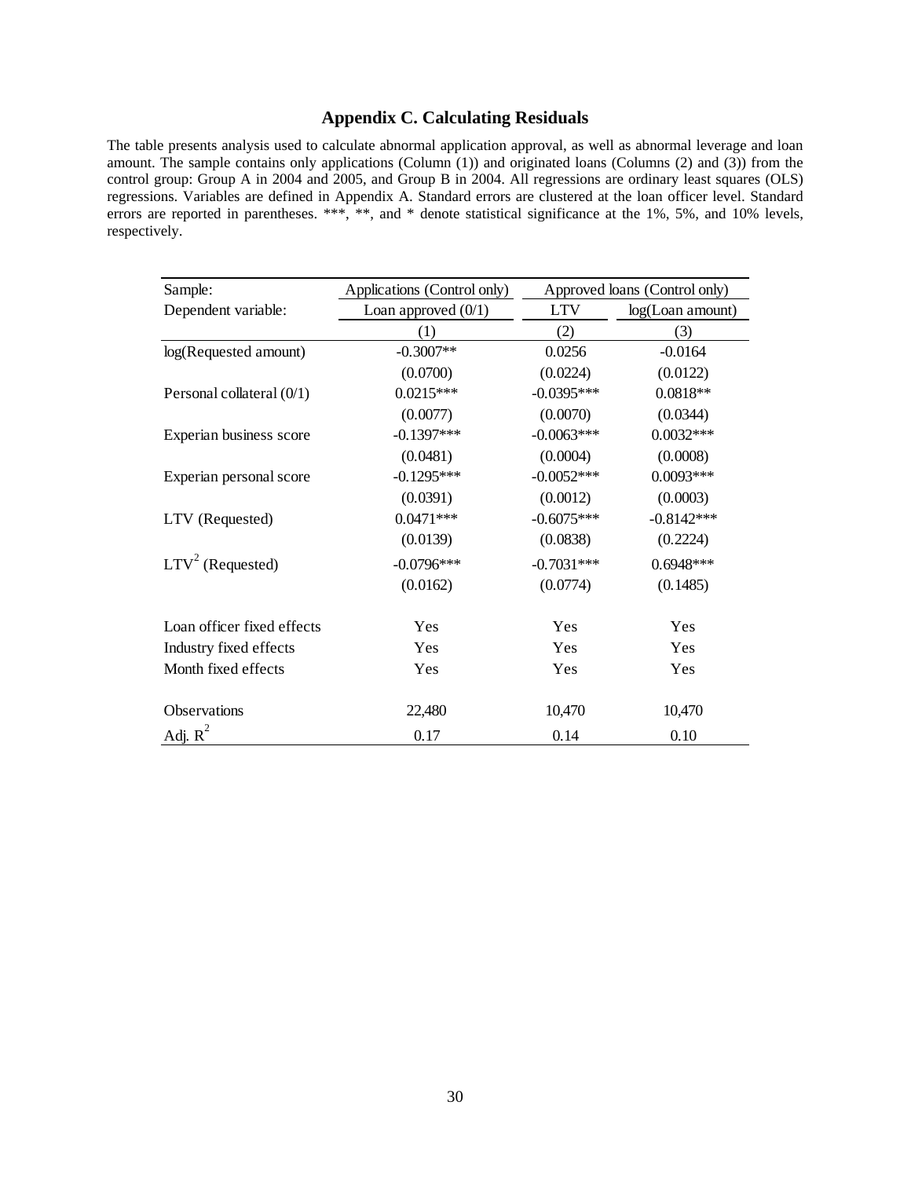# Appendix C. Calculating Residuals

The table presents analysis used to calculate abnormal application approval, as well as abnormal leverage and loan amount. The sample contains only applications (Column (1)) and originated loans (Columns (2) and (3)) from the control group: Group A in 2004 and 2005, and Group B in 2004. All regressions are ordinary least squares (OLS) regressions. Variables are defined in Appendix A. Standard errors are clustered at the loan officer level. Standard errors are reported in parentheses. ***, **, and * denote statistical significance at the 1%, 5%, and 10% levels, respectively.

| Sample: | Applications (Control only) | Approved loans (Control only) | |
|---|---|---|---|
| Dependent variable: | Loan approved (0/1) | LTV | log(Loan amount) |
| | (1) | (2) | (3) |
| log(Requested amount) | -0.3007** | 0.0256 | -0.0164 |
| | (0.0700) | (0.0224) | (0.0122) |
| Personal collateral (0/1) | 0.0215*** | -0.0395*** | 0.0818** |
| | (0.0077) | (0.0070) | (0.0344) |
| Experian business score | -0.1397*** | -0.0063*** | 0.0032*** |
| | (0.0481) | (0.0004) | (0.0008) |
| Experian personal score | -0.1295*** | -0.0052*** | 0.0093*** |
| | (0.0391) | (0.0012) | (0.0003) |
| LTV (Requested) | 0.0471*** | -0.6075*** | -0.8142*** |
| | (0.0139) | (0.0838) | (0.2224) |
| $LTV^2$ (Requested) | -0.0796*** | -0.7031*** | 0.6948*** |
| | (0.0162) | (0.0774) | (0.1485) |
| Loan officer fixed effects | Yes | Yes | Yes |
| Industry fixed effects | Yes | Yes | Yes |
| Month fixed effects | Yes | Yes | Yes |
| Observations | 22,480 | 10,470 | 10,470 |
| Adj. $R^2$ | 0.17 | 0.14 | 0.10 |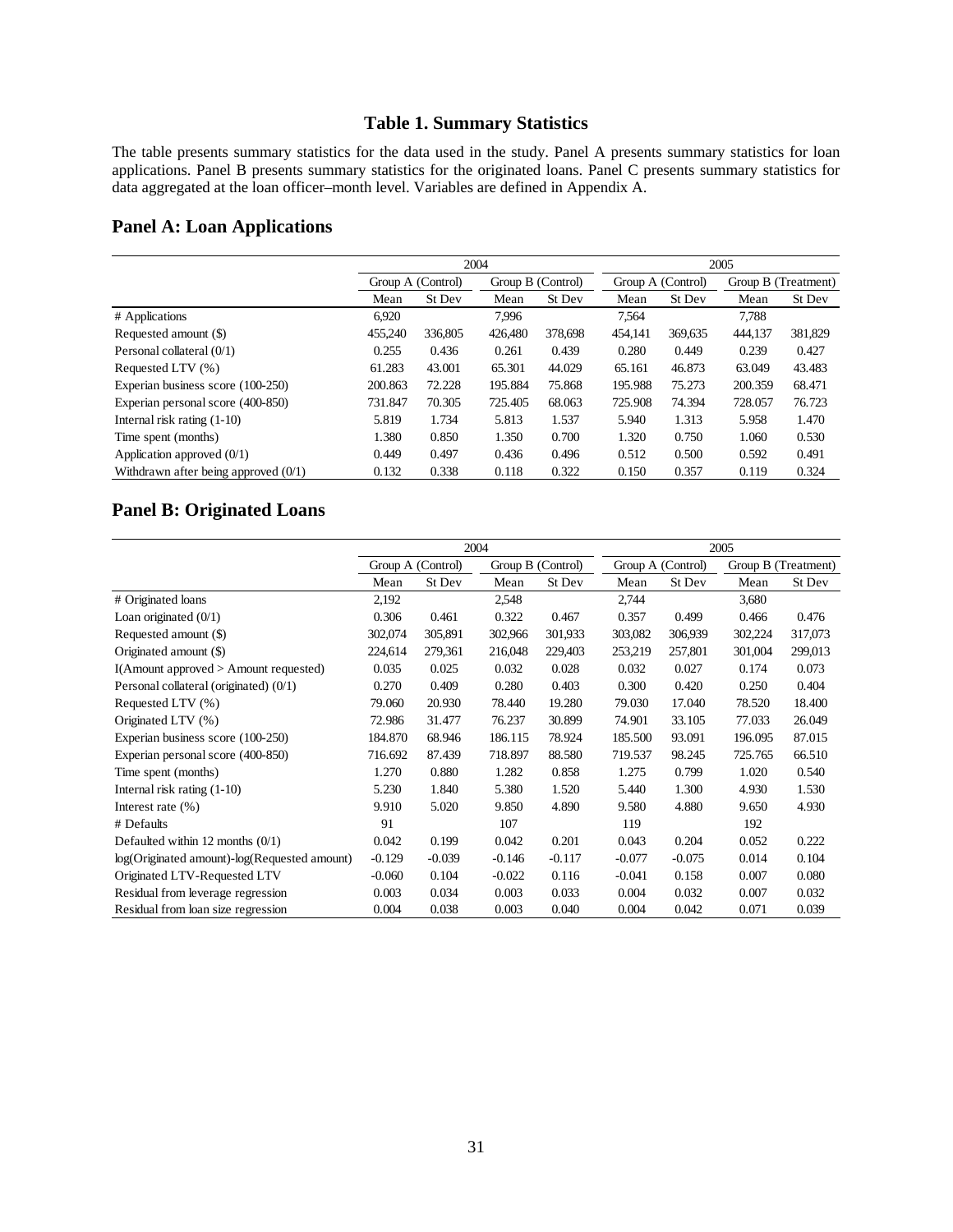# Table 1. Summary Statistics

The table presents summary statistics for the data used in the study. Panel A presents summary statistics for loan applications. Panel B presents summary statistics for the originated loans. Panel C presents summary statistics for data aggregated at the loan officer–month level. Variables are defined in Appendix A.

## Panel A: Loan Applications

| | 2004 | | | | 2005 | | | |
|---|---|---|---|---|---|---|---|---|
| | Group A (Control) | | Group B (Control) | | Group A (Control) | | Group B (Treatment) | |
| | Mean | St Dev | Mean | St Dev | Mean | St Dev | Mean | St Dev |
| # Applications | 6,920 | | 7,996 | | 7,564 | | 7,788 | |
| Requested amount ($) | 455,240 | 336,805 | 426,480 | 378,698 | 454,141 | 369,635 | 444,137 | 381,829 |
| Personal collateral (0/1) | 0.255 | 0.436 | 0.261 | 0.439 | 0.280 | 0.449 | 0.239 | 0.427 |
| Requested LTV (%) | 61.283 | 43.001 | 65.301 | 44.029 | 65.161 | 46.873 | 63.049 | 43.483 |
| Experian business score (100-250) | 200.863 | 72.228 | 195.884 | 75.868 | 195.988 | 75.273 | 200.359 | 68.471 |
| Experian personal score (400-850) | 731.847 | 70.305 | 725.405 | 68.063 | 725.908 | 74.394 | 728.057 | 76.723 |
| Internal risk rating (1-10) | 5.819 | 1.734 | 5.813 | 1.537 | 5.940 | 1.313 | 5.958 | 1.470 |
| Time spent (months) | 1.380 | 0.850 | 1.350 | 0.700 | 1.320 | 0.750 | 1.060 | 0.530 |
| Application approved (0/1) | 0.449 | 0.497 | 0.436 | 0.496 | 0.512 | 0.500 | 0.592 | 0.491 |
| Withdrawn after being approved (0/1) | 0.132 | 0.338 | 0.118 | 0.322 | 0.150 | 0.357 | 0.119 | 0.324 |

## Panel B: Originated Loans

| | 2004 | | | | 2005 | | | |
|---|---|---|---|---|---|---|---|---|
| | Group A (Control) | | Group B (Control) | | Group A (Control) | | Group B (Treatment) | |
| | Mean | St Dev | Mean | St Dev | Mean | St Dev | Mean | St Dev |
| # Originated loans | 2,192 | | 2,548 | | 2,744 | | 3,680 | |
| Loan originated (0/1) | 0.306 | 0.461 | 0.322 | 0.467 | 0.357 | 0.499 | 0.466 | 0.476 |
| Requested amount ($) | 302,074 | 305,891 | 302,966 | 301,933 | 303,082 | 306,939 | 302,224 | 317,073 |
| Originated amount ($) | 224,614 | 279,361 | 216,048 | 229,403 | 253,219 | 257,801 | 301,004 | 299,013 |
| I(Amount approved > Amount requested) | 0.035 | 0.025 | 0.032 | 0.028 | 0.032 | 0.027 | 0.174 | 0.073 |
| Personal collateral (originated) (0/1) | 0.270 | 0.409 | 0.280 | 0.403 | 0.300 | 0.420 | 0.250 | 0.404 |
| Requested LTV (%) | 79.060 | 20.930 | 78.440 | 19.280 | 79.030 | 17.040 | 78.520 | 18.400 |
| Originated LTV (%) | 72.986 | 31.477 | 76.237 | 30.899 | 74.901 | 33.105 | 77.033 | 26.049 |
| Experian business score (100-250) | 184.870 | 68.946 | 186.115 | 78.924 | 185.500 | 93.091 | 196.095 | 87.015 |
| Experian personal score (400-850) | 716.692 | 87.439 | 718.897 | 88.580 | 719.537 | 98.245 | 725.765 | 66.510 |
| Time spent (months) | 1.270 | 0.880 | 1.282 | 0.858 | 1.275 | 0.799 | 1.020 | 0.540 |
| Internal risk rating (1-10) | 5.230 | 1.840 | 5.380 | 1.520 | 5.440 | 1.300 | 4.930 | 1.530 |
| Interest rate (%) | 9.910 | 5.020 | 9.850 | 4.890 | 9.580 | 4.880 | 9.650 | 4.930 |
| # Defaults | 91 | | 107 | | 119 | | 192 | |
| Defaulted within 12 months (0/1) | 0.042 | 0.199 | 0.042 | 0.201 | 0.043 | 0.204 | 0.052 | 0.222 |
| log(Originated amount)-log(Requested amount) | -0.129 | -0.039 | -0.146 | -0.117 | -0.077 | -0.075 | 0.014 | 0.104 |
| Originated LTV-Requested LTV | -0.060 | 0.104 | -0.022 | 0.116 | -0.041 | 0.158 | 0.007 | 0.080 |
| Residual from leverage regression | 0.003 | 0.034 | 0.003 | 0.033 | 0.004 | 0.032 | 0.007 | 0.032 |
| Residual from loan size regression | 0.004 | 0.038 | 0.003 | 0.040 | 0.004 | 0.042 | 0.071 | 0.039 |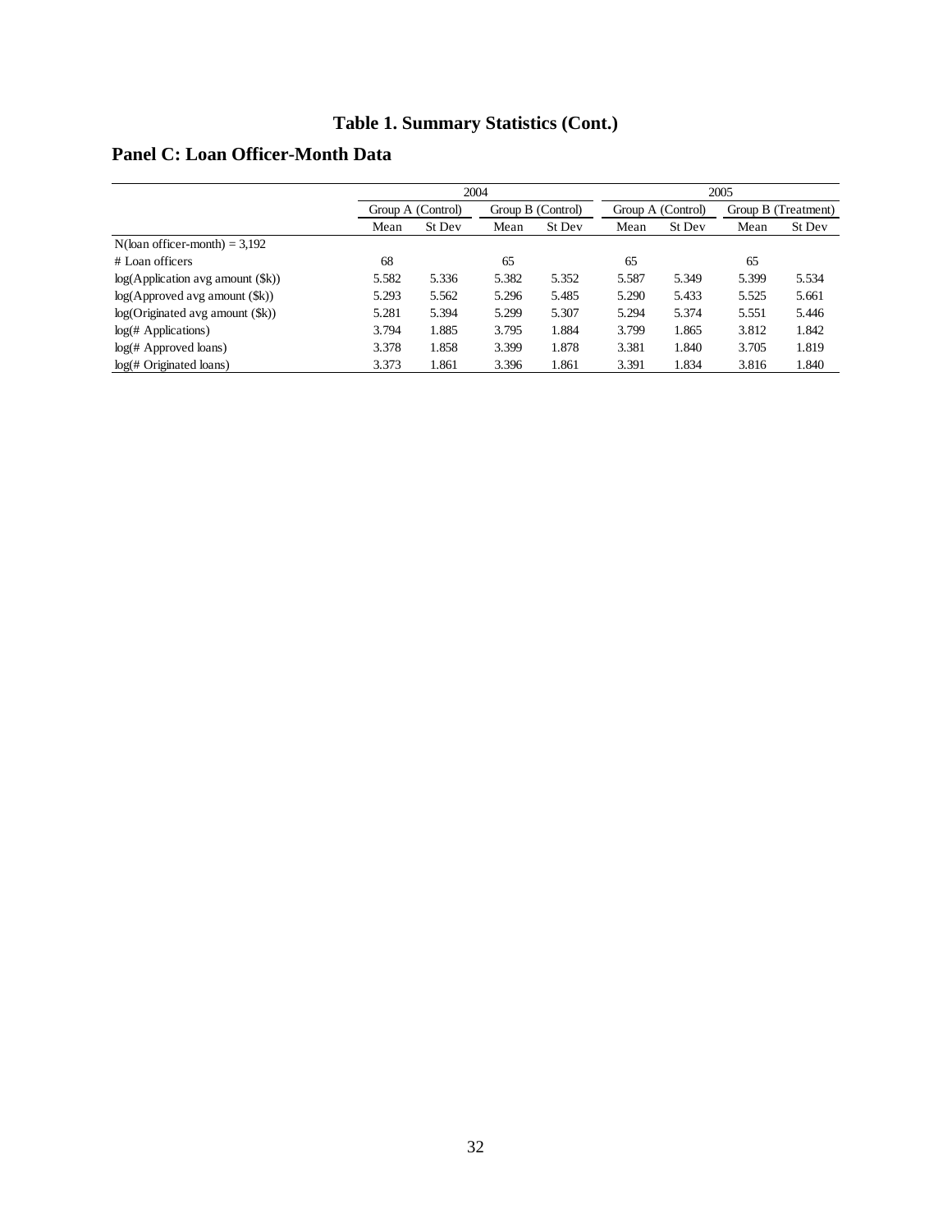# Table 1. Summary Statistics (Cont.)

## Panel C: Loan Officer-Month Data

| | 2004 | | | | 2005 | | | |
|---|---|---|---|---|---|---|---|---|
| | Group A (Control) | | Group B (Control) | | Group A (Control) | | Group B (Treatment) | |
| | Mean | St Dev | Mean | St Dev | Mean | St Dev | Mean | St Dev |
| N(loan officer-month) = 3,192 | | | | | | | | |
| # Loan officers | 68 | | 65 | | 65 | | 65 | |
| log(Application avg amount ($k)) | 5.582 | 5.336 | 5.382 | 5.352 | 5.587 | 5.349 | 5.399 | 5.534 |
| log(Approved avg amount ($k)) | 5.293 | 5.562 | 5.296 | 5.485 | 5.290 | 5.433 | 5.525 | 5.661 |
| log(Originated avg amount ($k)) | 5.281 | 5.394 | 5.299 | 5.307 | 5.294 | 5.374 | 5.551 | 5.446 |
| log(# Applications) | 3.794 | 1.885 | 3.795 | 1.884 | 3.799 | 1.865 | 3.812 | 1.842 |
| log(# Approved loans) | 3.378 | 1.858 | 3.399 | 1.878 | 3.381 | 1.840 | 3.705 | 1.819 |
| log(# Originated loans) | 3.373 | 1.861 | 3.396 | 1.861 | 3.391 | 1.834 | 3.816 | 1.840 |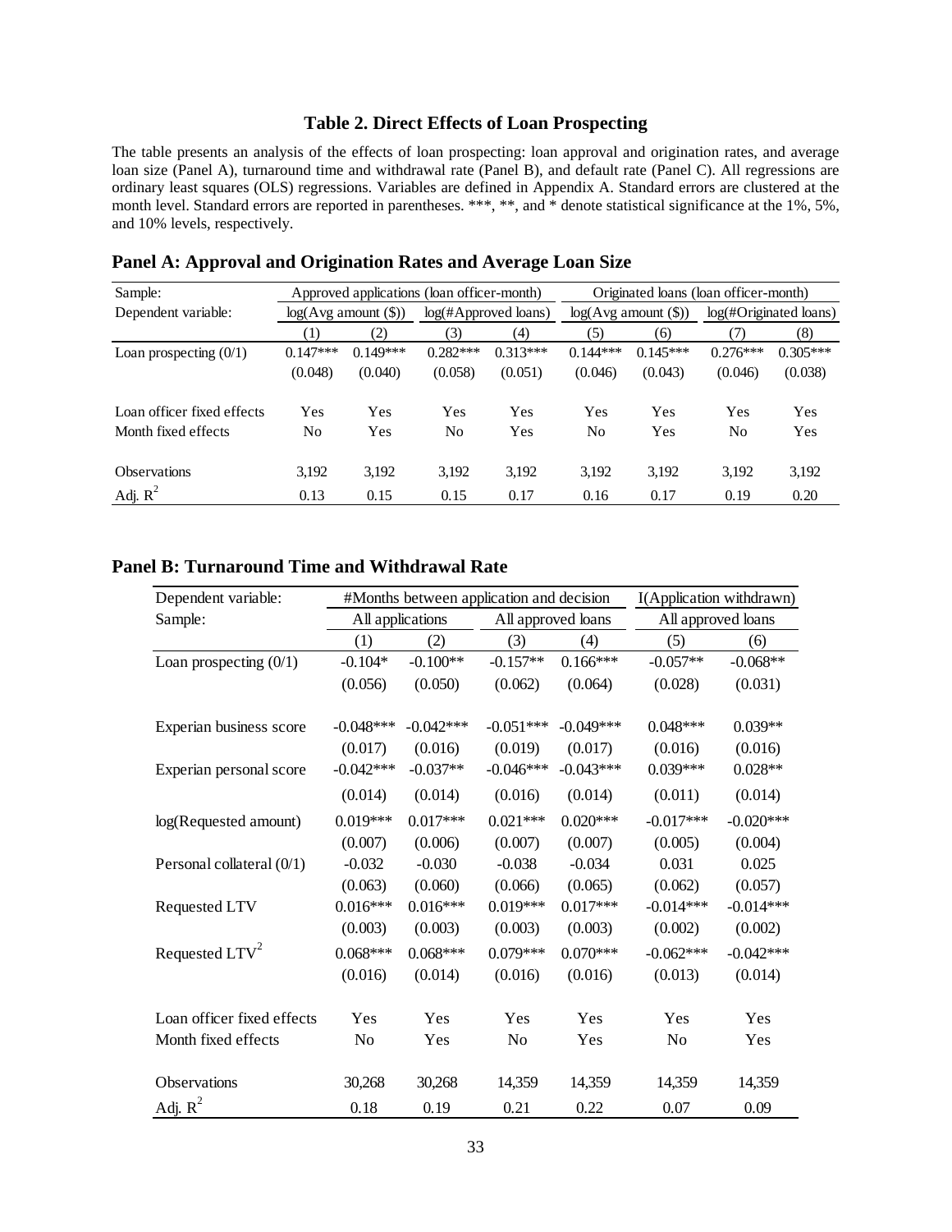### Table 2. Direct Effects of Loan Prospecting

The table presents an analysis of the effects of loan prospecting: loan approval and origination rates, and average loan size (Panel A), turnaround time and withdrawal rate (Panel B), and default rate (Panel C). All regressions are ordinary least squares (OLS) regressions. Variables are defined in Appendix A. Standard errors are clustered at the month level. Standard errors are reported in parentheses. \*\*\*, \*\*, and \* denote statistical significance at the 1%, 5%, and 10% levels, respectively.

#### Panel A: Approval and Origination Rates and Average Loan Size

| Sample: | Approved applications (loan officer-month) | | | | Originated loans (loan officer-month) | | | |
|---|---|---|---|---|---|---|---|---|
| Dependent variable: | log(Avg amount ($)) | | log(#Approved loans) | | log(Avg amount ($)) | | log(#Originated loans) | |
| | (1) | (2) | (3) | (4) | (5) | (6) | (7) | (8) |
| Loan prospecting (0/1) | 0.147*** | 0.149*** | 0.282*** | 0.313*** | 0.144*** | 0.145*** | 0.276*** | 0.305*** |
| | (0.048) | (0.040) | (0.058) | (0.051) | (0.046) | (0.043) | (0.046) | (0.038) |
| Loan officer fixed effects | Yes | Yes | Yes | Yes | Yes | Yes | Yes | Yes |
| Month fixed effects | No | Yes | No | Yes | No | Yes | No | Yes |
| Observations | 3,192 | 3,192 | 3,192 | 3,192 | 3,192 | 3,192 | 3,192 | 3,192 |
| Adj. $R^2$ | 0.13 | 0.15 | 0.15 | 0.17 | 0.16 | 0.17 | 0.19 | 0.20 |

#### Panel B: Turnaround Time and Withdrawal Rate

| Dependent variable: | #Months between application and decision | | | | I(Application withdrawn) | |
|---|---|---|---|---|---|---|
| Sample: | All applications | | All approved loans | | All approved loans | |
| | (1) | (2) | (3) | (4) | (5) | (6) |
| Loan prospecting (0/1) | -0.104* | -0.100** | -0.157** | 0.166*** | -0.057** | -0.068** |
| | (0.056) | (0.050) | (0.062) | (0.064) | (0.028) | (0.031) |
| Experian business score | -0.048*** | -0.042*** | -0.051*** | -0.049*** | 0.048*** | 0.039** |
| | (0.017) | (0.016) | (0.019) | (0.017) | (0.016) | (0.016) |
| Experian personal score | -0.042*** | -0.037** | -0.046*** | -0.043*** | 0.039*** | 0.028** |
| | (0.014) | (0.014) | (0.016) | (0.014) | (0.011) | (0.014) |
| log(Requested amount) | 0.019*** | 0.017*** | 0.021*** | 0.020*** | -0.017*** | -0.020*** |
| | (0.007) | (0.006) | (0.007) | (0.007) | (0.005) | (0.004) |
| Personal collateral (0/1) | -0.032 | -0.030 | -0.038 | -0.034 | 0.031 | 0.025 |
| | (0.063) | (0.060) | (0.066) | (0.065) | (0.062) | (0.057) |
| Requested LTV | 0.016*** | 0.016*** | 0.019*** | 0.017*** | -0.014*** | -0.014*** |
| | (0.003) | (0.003) | (0.003) | (0.003) | (0.002) | (0.002) |
| Requested $LTV^2$ | 0.068*** | 0.068*** | 0.079*** | 0.070*** | -0.062*** | -0.042*** |
| | (0.016) | (0.014) | (0.016) | (0.016) | (0.013) | (0.014) |
| Loan officer fixed effects | Yes | Yes | Yes | Yes | Yes | Yes |
| Month fixed effects | No | Yes | No | Yes | No | Yes |
| Observations | 30,268 | 30,268 | 14,359 | 14,359 | 14,359 | 14,359 |
| Adj. $R^2$ | 0.18 | 0.19 | 0.21 | 0.22 | 0.07 | 0.09 |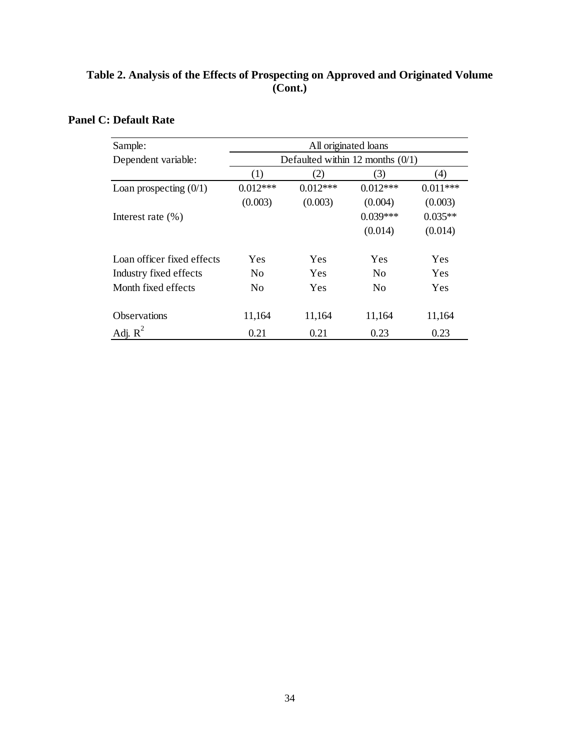**Table 2. Analysis of the Effects of Prospecting on Approved and Originated Volume (Cont.)**

**Panel C: Default Rate**

| Sample: | All originated loans | | | |
|---|---|---|---|---|
| Dependent variable: | Defaulted within 12 months (0/1) | | | |
| | (1) | (2) | (3) | (4) |
| Loan prospecting (0/1) | 0.012*** | 0.012*** | 0.012*** | 0.011*** |
| | (0.003) | (0.003) | (0.004) | (0.003) |
| Interest rate (%) | | | 0.039*** | 0.035** |
| | | | (0.014) | (0.014) |
| | | | | |
| Loan officer fixed effects | Yes | Yes | Yes | Yes |
| Industry fixed effects | No | Yes | No | Yes |
| Month fixed effects | No | Yes | No | Yes |
| | | | | |
| Observations | 11,164 | 11,164 | 11,164 | 11,164 |
| Adj. $R^2$ | 0.21 | 0.21 | 0.23 | 0.23 |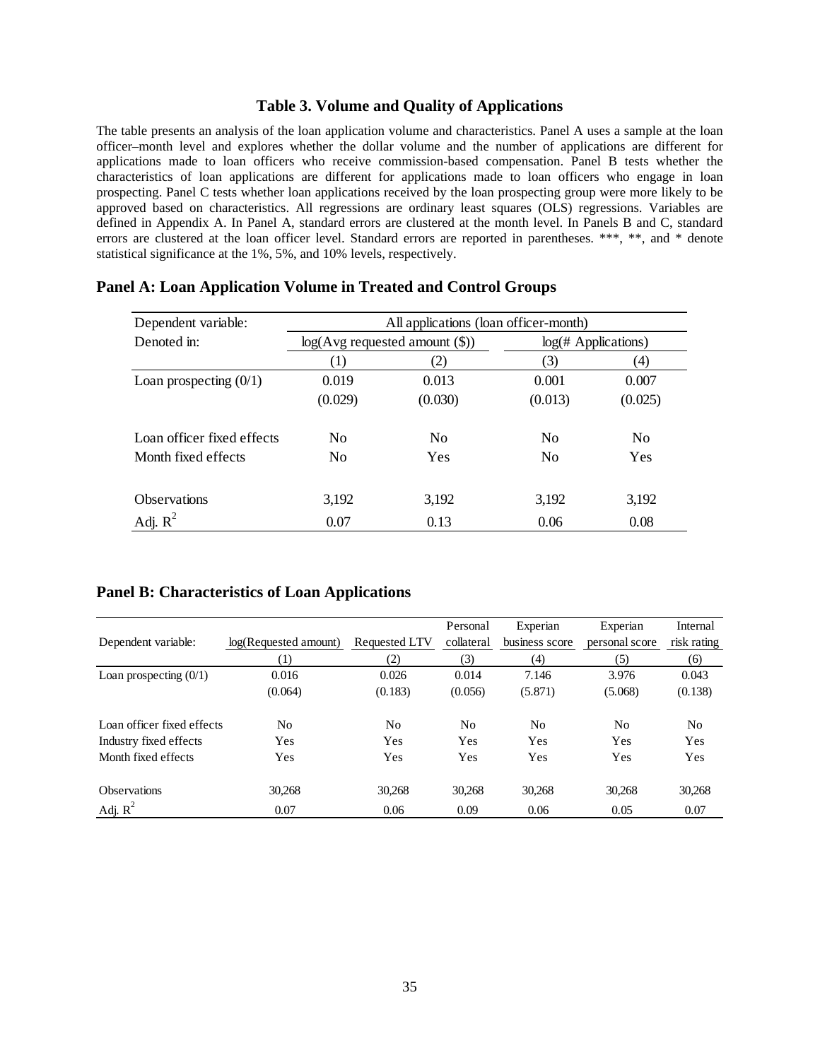### Table 3. Volume and Quality of Applications

The table presents an analysis of the loan application volume and characteristics. Panel A uses a sample at the loan officer–month level and explores whether the dollar volume and the number of applications are different for applications made to loan officers who receive commission-based compensation. Panel B tests whether the characteristics of loan applications are different for applications made to loan officers who engage in loan prospecting. Panel C tests whether loan applications received by the loan prospecting group were more likely to be approved based on characteristics. All regressions are ordinary least squares (OLS) regressions. Variables are defined in Appendix A. In Panel A, standard errors are clustered at the month level. In Panels B and C, standard errors are clustered at the loan officer level. Standard errors are reported in parentheses. ***, **, and * denote statistical significance at the 1%, 5%, and 10% levels, respectively.

#### Panel A: Loan Application Volume in Treated and Control Groups

| Dependent variable: | All applications (loan officer-month) | | | |
|---|---|---|---|---|
| Denoted in: | log(Avg requested amount ($)) | | log(# Applications) | |
| | (1) | (2) | (3) | (4) |
| Loan prospecting (0/1) | 0.019 | 0.013 | 0.001 | 0.007 |
| | (0.029) | (0.030) | (0.013) | (0.025) |
| Loan officer fixed effects | No | No | No | No |
| Month fixed effects | No | Yes | No | Yes |
| Observations | 3,192 | 3,192 | 3,192 | 3,192 |
| Adj. $R^2$ | 0.07 | 0.13 | 0.06 | 0.08 |

#### Panel B: Characteristics of Loan Applications

| Dependent variable: | log(Requested amount) | Requested LTV | Personal collateral | Experian business score | Experian personal score | Internal risk rating |
|---|---|---|---|---|---|---|
| | (1) | (2) | (3) | (4) | (5) | (6) |
| Loan prospecting (0/1) | 0.016 | 0.026 | 0.014 | 7.146 | 3.976 | 0.043 |
| | (0.064) | (0.183) | (0.056) | (5.871) | (5.068) | (0.138) |
| Loan officer fixed effects | No | No | No | No | No | No |
| Industry fixed effects | Yes | Yes | Yes | Yes | Yes | Yes |
| Month fixed effects | Yes | Yes | Yes | Yes | Yes | Yes |
| Observations | 30,268 | 30,268 | 30,268 | 30,268 | 30,268 | 30,268 |
| Adj. $R^2$ | 0.07 | 0.06 | 0.09 | 0.06 | 0.05 | 0.07 |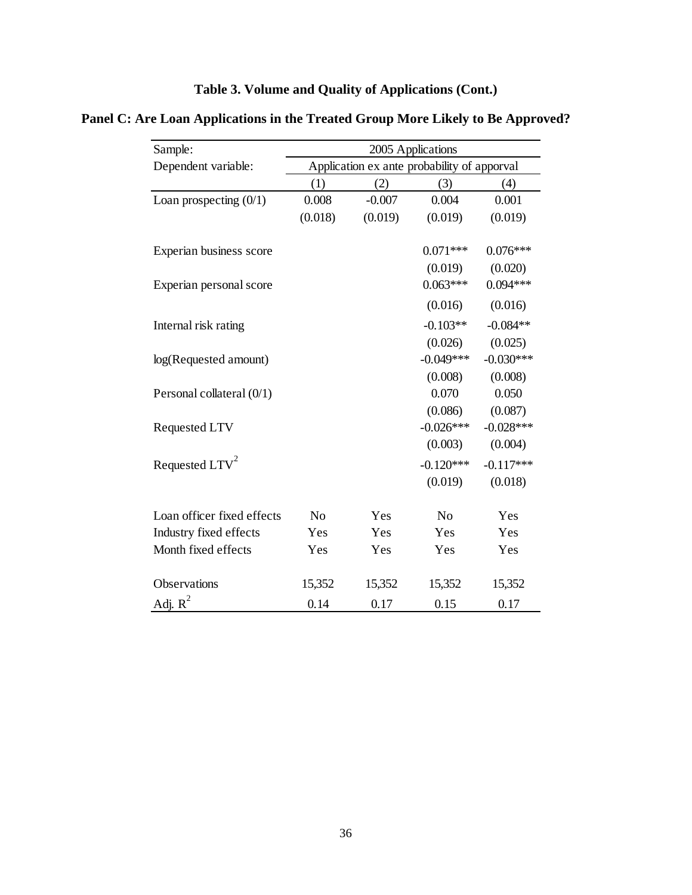# Table 3. Volume and Quality of Applications (Cont.)

## Panel C: Are Loan Applications in the Treated Group More Likely to Be Approved?

| Sample: | 2005 Applications | | | |
|---|---|---|---|---|
| Dependent variable: | Application ex ante probability of apporval | | | |
| | (1) | (2) | (3) | (4) |
| Loan prospecting (0/1) | 0.008 | -0.007 | 0.004 | 0.001 |
| | (0.018) | (0.019) | (0.019) | (0.019) |
| Experian business score | | | 0.071*** | 0.076*** |
| | | | (0.019) | (0.020) |
| Experian personal score | | | 0.063*** | 0.094*** |
| | | | (0.016) | (0.016) |
| Internal risk rating | | | -0.103** | -0.084** |
| | | | (0.026) | (0.025) |
| log(Requested amount) | | | -0.049*** | -0.030*** |
| | | | (0.008) | (0.008) |
| Personal collateral (0/1) | | | 0.070 | 0.050 |
| | | | (0.086) | (0.087) |
| Requested LTV | | | -0.026*** | -0.028*** |
| | | | (0.003) | (0.004) |
| Requested LTV$^2$ | | | -0.120*** | -0.117*** |
| | | | (0.019) | (0.018) |
| Loan officer fixed effects | No | Yes | No | Yes |
| Industry fixed effects | Yes | Yes | Yes | Yes |
| Month fixed effects | Yes | Yes | Yes | Yes |
| Observations | 15,352 | 15,352 | 15,352 | 15,352 |
| Adj. $R^2$ | 0.14 | 0.17 | 0.15 | 0.17 |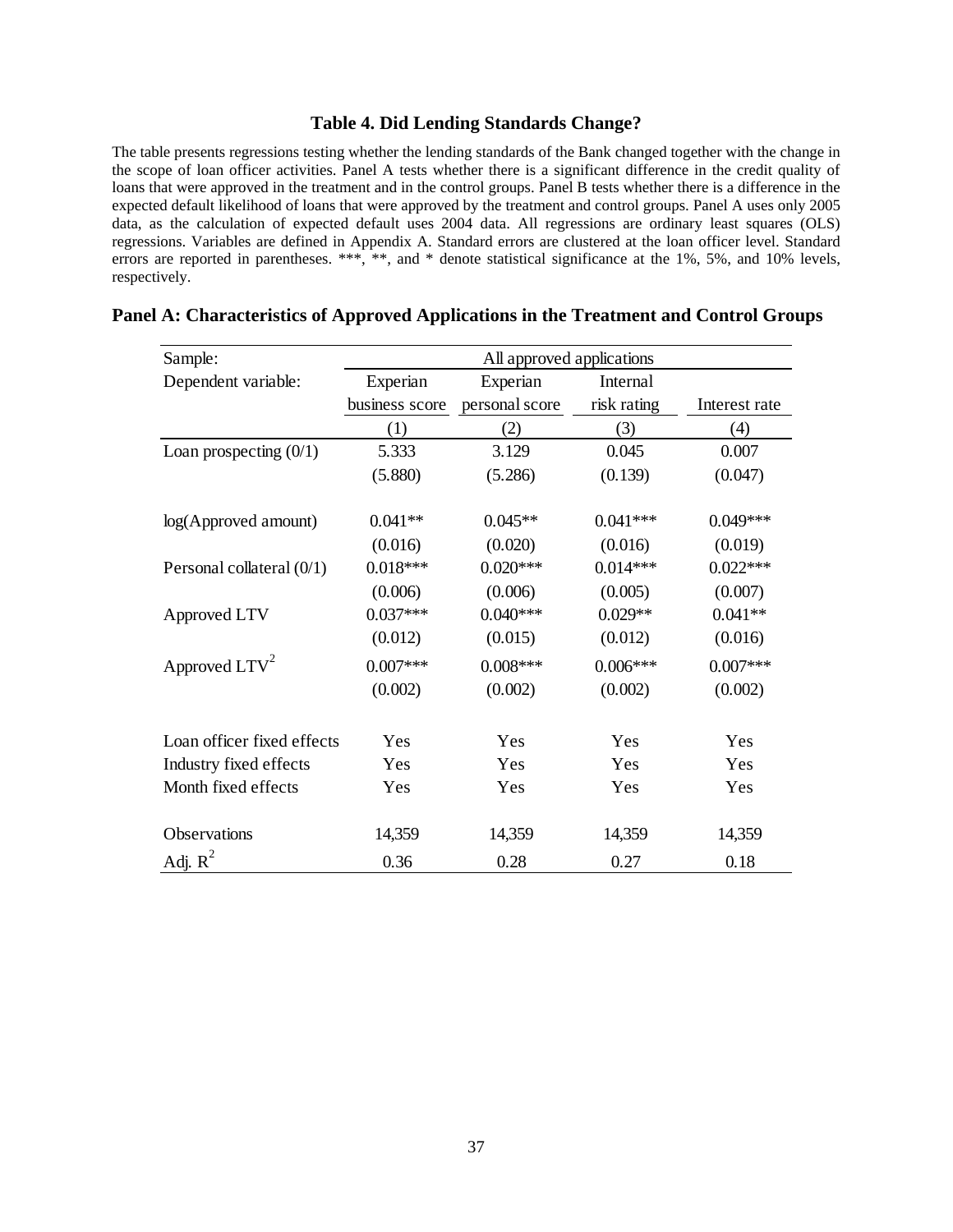## Table 4. Did Lending Standards Change?

The table presents regressions testing whether the lending standards of the Bank changed together with the change in the scope of loan officer activities. Panel A tests whether there is a significant difference in the credit quality of loans that were approved in the treatment and in the control groups. Panel B tests whether there is a difference in the expected default likelihood of loans that were approved by the treatment and control groups. Panel A uses only 2005 data, as the calculation of expected default uses 2004 data. All regressions are ordinary least squares (OLS) regressions. Variables are defined in Appendix A. Standard errors are clustered at the loan officer level. Standard errors are reported in parentheses. ***, **, and * denote statistical significance at the 1%, 5%, and 10% levels, respectively.

### Panel A: Characteristics of Approved Applications in the Treatment and Control Groups

| Sample: | All approved applications | | | |
|---|---|---|---|---|
| Dependent variable: | Experian business score | Experian personal score | Internal risk rating | Interest rate |
| | (1) | (2) | (3) | (4) |
| Loan prospecting (0/1) | 5.333 | 3.129 | 0.045 | 0.007 |
| | (5.880) | (5.286) | (0.139) | (0.047) |
| log(Approved amount) | 0.041** | 0.045** | 0.041*** | 0.049*** |
| | (0.016) | (0.020) | (0.016) | (0.019) |
| Personal collateral (0/1) | 0.018*** | 0.020*** | 0.014*** | 0.022*** |
| | (0.006) | (0.006) | (0.005) | (0.007) |
| Approved LTV | 0.037*** | 0.040*** | 0.029** | 0.041** |
| | (0.012) | (0.015) | (0.012) | (0.016) |
| Approved $LTV^2$ | 0.007*** | 0.008*** | 0.006*** | 0.007*** |
| | (0.002) | (0.002) | (0.002) | (0.002) |
| Loan officer fixed effects | Yes | Yes | Yes | Yes |
| Industry fixed effects | Yes | Yes | Yes | Yes |
| Month fixed effects | Yes | Yes | Yes | Yes |
| Observations | 14,359 | 14,359 | 14,359 | 14,359 |
| Adj. $R^2$ | 0.36 | 0.28 | 0.27 | 0.18 |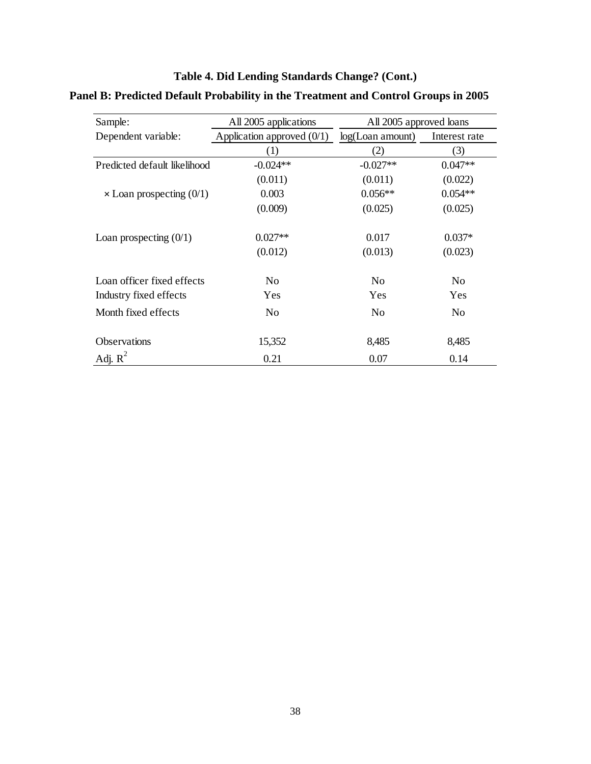**Table 4. Did Lending Standards Change? (Cont.)**

**Panel B: Predicted Default Probability in the Treatment and Control Groups in 2005**

| Sample: | All 2005 applications | All 2005 approved loans | |
|---|---|---|---|
| Dependent variable: | Application approved (0/1) | log(Loan amount) | Interest rate |
| | (1) | (2) | (3) |
| Predicted default likelihood | -0.024** | -0.027** | 0.047** |
| | (0.011) | (0.011) | (0.022) |
| × Loan prospecting (0/1) | 0.003 | 0.056** | 0.054** |
| | (0.009) | (0.025) | (0.025) |
| Loan prospecting (0/1) | 0.027** | 0.017 | 0.037* |
| | (0.012) | (0.013) | (0.023) |
| Loan officer fixed effects | No | No | No |
| Industry fixed effects | Yes | Yes | Yes |
| Month fixed effects | No | No | No |
| Observations | 15,352 | 8,485 | 8,485 |
| Adj. $R^2$ | 0.21 | 0.07 | 0.14 |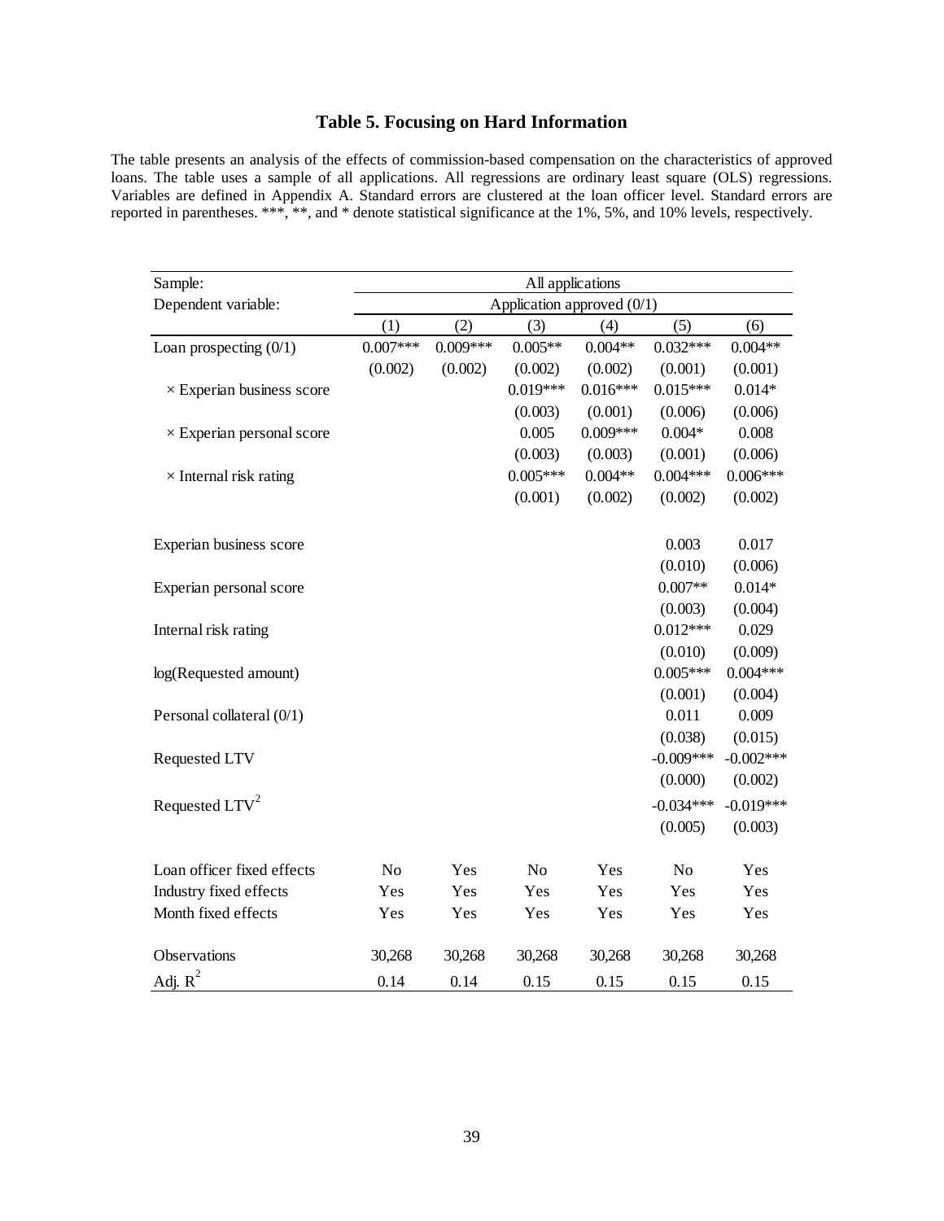# Table 5. Focusing on Hard Information

The table presents an analysis of the effects of commission-based compensation on the characteristics of approved loans. The table uses a sample of all applications. All regressions are ordinary least square (OLS) regressions. Variables are defined in Appendix A. Standard errors are clustered at the loan officer level. Standard errors are reported in parentheses. ***, **, and * denote statistical significance at the 1%, 5%, and 10% levels, respectively.

| Sample: | All applications | | | | | |
|---|---|---|---|---|---|---|
| Dependent variable: | Application approved (0/1) | | | | | |
| | (1) | (2) | (3) | (4) | (5) | (6) |
| Loan prospecting (0/1) | 0.007*** | 0.009*** | 0.005** | 0.004** | 0.032*** | 0.004** |
| | (0.002) | (0.002) | (0.002) | (0.002) | (0.001) | (0.001) |
| × Experian business score | | | 0.019*** | 0.016*** | 0.015*** | 0.014* |
| | | | (0.003) | (0.001) | (0.006) | (0.006) |
| × Experian personal score | | | 0.005 | 0.009*** | 0.004* | 0.008 |
| | | | (0.003) | (0.003) | (0.001) | (0.006) |
| × Internal risk rating | | | 0.005*** | 0.004** | 0.004*** | 0.006*** |
| | | | (0.001) | (0.002) | (0.002) | (0.002) |
| Experian business score | | | | | 0.003 | 0.017 |
| | | | | | (0.010) | (0.006) |
| Experian personal score | | | | | 0.007** | 0.014* |
| | | | | | (0.003) | (0.004) |
| Internal risk rating | | | | | 0.012*** | 0.029 |
| | | | | | (0.010) | (0.009) |
| log(Requested amount) | | | | | 0.005*** | 0.004*** |
| | | | | | (0.001) | (0.004) |
| Personal collateral (0/1) | | | | | 0.011 | 0.009 |
| | | | | | (0.038) | (0.015) |
| Requested LTV | | | | | -0.009*** | -0.002*** |
| | | | | | (0.000) | (0.002) |
| Requested LTV$^2$ | | | | | -0.034*** | -0.019*** |
| | | | | | (0.005) | (0.003) |
| Loan officer fixed effects | No | Yes | No | Yes | No | Yes |
| Industry fixed effects | Yes | Yes | Yes | Yes | Yes | Yes |
| Month fixed effects | Yes | Yes | Yes | Yes | Yes | Yes |
| Observations | 30,268 | 30,268 | 30,268 | 30,268 | 30,268 | 30,268 |
| Adj. $R^2$ | 0.14 | 0.14 | 0.15 | 0.15 | 0.15 | 0.15 |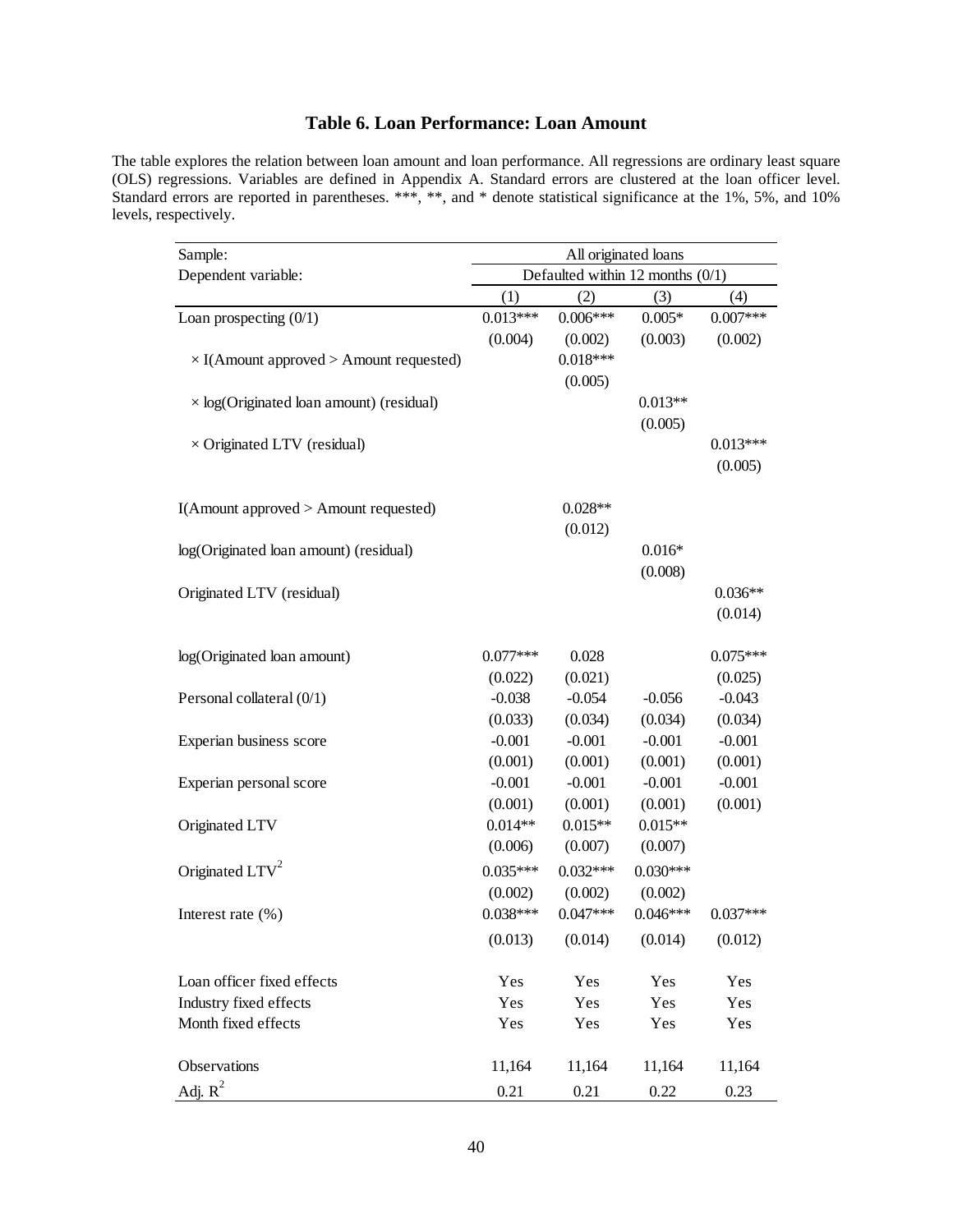## Table 6. Loan Performance: Loan Amount

The table explores the relation between loan amount and loan performance. All regressions are ordinary least square (OLS) regressions. Variables are defined in Appendix A. Standard errors are clustered at the loan officer level. Standard errors are reported in parentheses. ***, **, and * denote statistical significance at the 1%, 5%, and 10% levels, respectively.

| Sample: | All originated loans | | | |
|---|---|---|---|---|
| Dependent variable: | Defaulted within 12 months (0/1) | | | |
| | (1) | (2) | (3) | (4) |
| Loan prospecting (0/1) | 0.013*** | 0.006*** | 0.005* | 0.007*** |
| | (0.004) | (0.002) | (0.003) | (0.002) |
| × I(Amount approved > Amount requested) | | 0.018*** | | |
| | | (0.005) | | |
| × log(Originated loan amount) (residual) | | | 0.013** | |
| | | | (0.005) | |
| × Originated LTV (residual) | | | | 0.013*** |
| | | | | (0.005) |
| I(Amount approved > Amount requested) | | 0.028** | | |
| | | (0.012) | | |
| log(Originated loan amount) (residual) | | | 0.016* | |
| | | | (0.008) | |
| Originated LTV (residual) | | | | 0.036** |
| | | | | (0.014) |
| log(Originated loan amount) | 0.077*** | 0.028 | | 0.075*** |
| | (0.022) | (0.021) | | (0.025) |
| Personal collateral (0/1) | -0.038 | -0.054 | -0.056 | -0.043 |
| | (0.033) | (0.034) | (0.034) | (0.034) |
| Experian business score | -0.001 | -0.001 | -0.001 | -0.001 |
| | (0.001) | (0.001) | (0.001) | (0.001) |
| Experian personal score | -0.001 | -0.001 | -0.001 | -0.001 |
| | (0.001) | (0.001) | (0.001) | (0.001) |
| Originated LTV | 0.014** | 0.015** | 0.015** | |
| | (0.006) | (0.007) | (0.007) | |
| Originated LTV$^2$ | 0.035*** | 0.032*** | 0.030*** | |
| | (0.002) | (0.002) | (0.002) | |
| Interest rate (%) | 0.038*** | 0.047*** | 0.046*** | 0.037*** |
| | (0.013) | (0.014) | (0.014) | (0.012) |
| Loan officer fixed effects | Yes | Yes | Yes | Yes |
| Industry fixed effects | Yes | Yes | Yes | Yes |
| Month fixed effects | Yes | Yes | Yes | Yes |
| Observations | 11,164 | 11,164 | 11,164 | 11,164 |
| Adj. $R^2$ | 0.21 | 0.21 | 0.22 | 0.23 |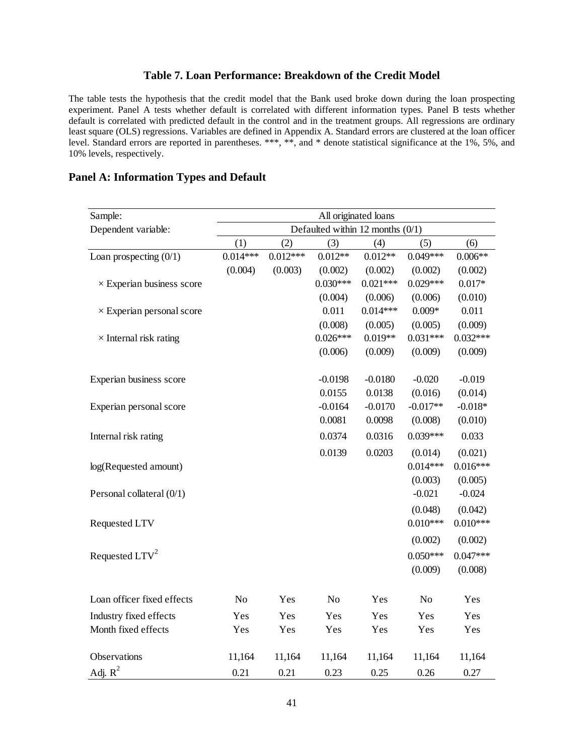## Table 7. Loan Performance: Breakdown of the Credit Model

The table tests the hypothesis that the credit model that the Bank used broke down during the loan prospecting experiment. Panel A tests whether default is correlated with different information types. Panel B tests whether default is correlated with predicted default in the control and in the treatment groups. All regressions are ordinary least square (OLS) regressions. Variables are defined in Appendix A. Standard errors are clustered at the loan officer level. Standard errors are reported in parentheses. ***, **, and * denote statistical significance at the 1%, 5%, and 10% levels, respectively.

### Panel A: Information Types and Default

| Sample: | All originated loans | | | | | |
|---|---|---|---|---|---|---|
| Dependent variable: | Defaulted within 12 months (0/1) | | | | | |
| | (1) | (2) | (3) | (4) | (5) | (6) |
| Loan prospecting (0/1) | 0.014*** | 0.012*** | 0.012** | 0.012** | 0.049*** | 0.006** |
| | (0.004) | (0.003) | (0.002) | (0.002) | (0.002) | (0.002) |
| × Experian business score | | | 0.030*** | 0.021*** | 0.029*** | 0.017* |
| | | | (0.004) | (0.006) | (0.006) | (0.010) |
| × Experian personal score | | | 0.011 | 0.014*** | 0.009* | 0.011 |
| | | | (0.008) | (0.005) | (0.005) | (0.009) |
| × Internal risk rating | | | 0.026*** | 0.019** | 0.031*** | 0.032*** |
| | | | (0.006) | (0.009) | (0.009) | (0.009) |
| Experian business score | | | -0.0198 | -0.0180 | -0.020 | -0.019 |
| | | | 0.0155 | 0.0138 | (0.016) | (0.014) |
| Experian personal score | | | -0.0164 | -0.0170 | -0.017** | -0.018* |
| | | | 0.0081 | 0.0098 | (0.008) | (0.010) |
| Internal risk rating | | | 0.0374 | 0.0316 | 0.039*** | 0.033 |
| | | | 0.0139 | 0.0203 | (0.014) | (0.021) |
| log(Requested amount) | | | | | 0.014*** | 0.016*** |
| | | | | | (0.003) | (0.005) |
| Personal collateral (0/1) | | | | | -0.021 | -0.024 |
| | | | | | (0.048) | (0.042) |
| Requested LTV | | | | | 0.010*** | 0.010*** |
| | | | | | (0.002) | (0.002) |
| Requested LTV$^2$ | | | | | 0.050*** | 0.047*** |
| | | | | | (0.009) | (0.008) |
| Loan officer fixed effects | No | Yes | No | Yes | No | Yes |
| Industry fixed effects | Yes | Yes | Yes | Yes | Yes | Yes |
| Month fixed effects | Yes | Yes | Yes | Yes | Yes | Yes |
| Observations | 11,164 | 11,164 | 11,164 | 11,164 | 11,164 | 11,164 |
| Adj. $R^2$ | 0.21 | 0.21 | 0.23 | 0.25 | 0.26 | 0.27 |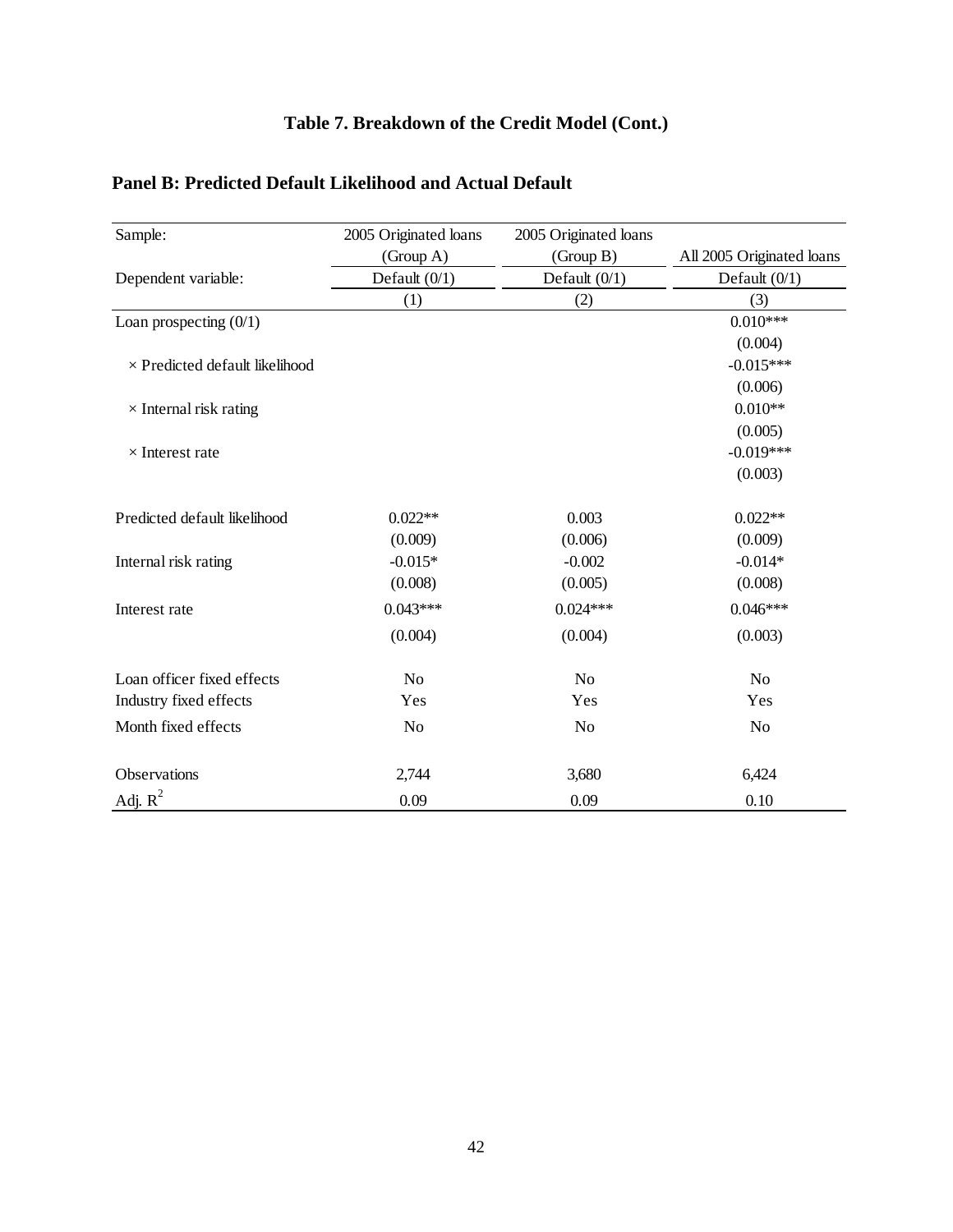# Table 7. Breakdown of the Credit Model (Cont.)

## Panel B: Predicted Default Likelihood and Actual Default

| Sample: | 2005 Originated loans (Group A) | 2005 Originated loans (Group B) | All 2005 Originated loans |
|---|---|---|---|
| Dependent variable: | Default (0/1) | Default (0/1) | Default (0/1) |
| | (1) | (2) | (3) |
| Loan prospecting (0/1) | | | 0.010*** |
| | | | (0.004) |
| × Predicted default likelihood | | | -0.015*** |
| | | | (0.006) |
| × Internal risk rating | | | 0.010** |
| | | | (0.005) |
| × Interest rate | | | -0.019*** |
| | | | (0.003) |
| Predicted default likelihood | 0.022** | 0.003 | 0.022** |
| | (0.009) | (0.006) | (0.009) |
| Internal risk rating | -0.015* | -0.002 | -0.014* |
| | (0.008) | (0.005) | (0.008) |
| Interest rate | 0.043*** | 0.024*** | 0.046*** |
| | (0.004) | (0.004) | (0.003) |
| Loan officer fixed effects | No | No | No |
| Industry fixed effects | Yes | Yes | Yes |
| Month fixed effects | No | No | No |
| Observations | 2,744 | 3,680 | 6,424 |
| Adj. $R^2$ | 0.09 | 0.09 | 0.10 |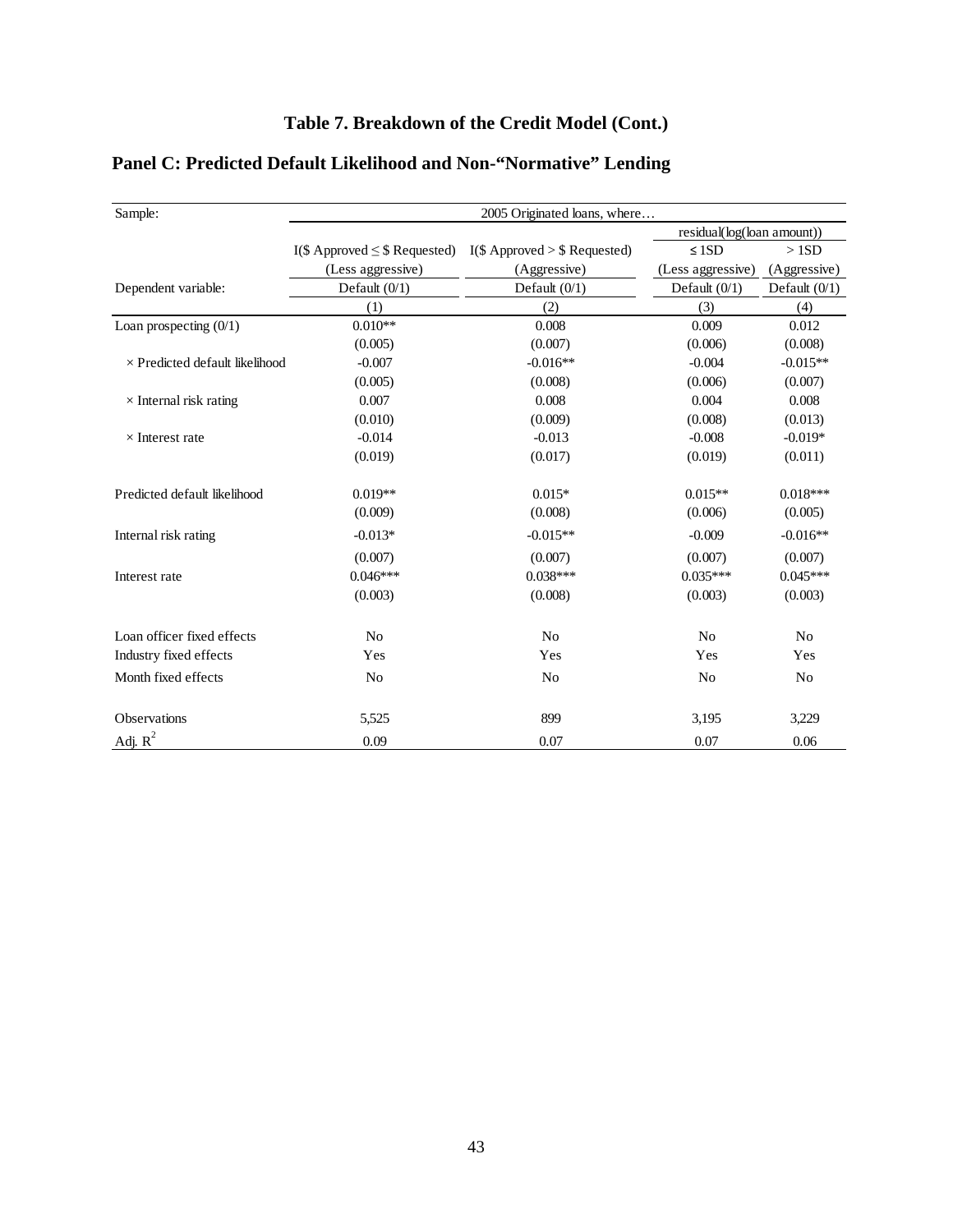# Table 7. Breakdown of the Credit Model (Cont.)

## Panel C: Predicted Default Likelihood and Non-"Normative" Lending

| Sample: | 2005 Originated loans, where… | | | |
|---|---|---|---|---|
| | | | residual(log(loan amount)) | |
| | I($ Approved ≤ $ Requested) | I($ Approved > $ Requested) | ≤ 1SD | > 1SD |
| | (Less aggressive) | (Aggressive) | (Less aggressive) | (Aggressive) |
| Dependent variable: | Default (0/1) | Default (0/1) | Default (0/1) | Default (0/1) |
| | (1) | (2) | (3) | (4) |
| Loan prospecting (0/1) | 0.010** | 0.008 | 0.009 | 0.012 |
| | (0.005) | (0.007) | (0.006) | (0.008) |
| × Predicted default likelihood | -0.007 | -0.016** | -0.004 | -0.015** |
| | (0.005) | (0.008) | (0.006) | (0.007) |
| × Internal risk rating | 0.007 | 0.008 | 0.004 | 0.008 |
| | (0.010) | (0.009) | (0.008) | (0.013) |
| × Interest rate | -0.014 | -0.013 | -0.008 | -0.019* |
| | (0.019) | (0.017) | (0.019) | (0.011) |
| Predicted default likelihood | 0.019** | 0.015* | 0.015** | 0.018*** |
| | (0.009) | (0.008) | (0.006) | (0.005) |
| Internal risk rating | -0.013* | -0.015** | -0.009 | -0.016** |
| | (0.007) | (0.007) | (0.007) | (0.007) |
| Interest rate | 0.046*** | 0.038*** | 0.035*** | 0.045*** |
| | (0.003) | (0.008) | (0.003) | (0.003) |
| Loan officer fixed effects | No | No | No | No |
| Industry fixed effects | Yes | Yes | Yes | Yes |
| Month fixed effects | No | No | No | No |
| Observations | 5,525 | 899 | 3,195 | 3,229 |
| Adj. $R^2$ | 0.09 | 0.07 | 0.07 | 0.06 |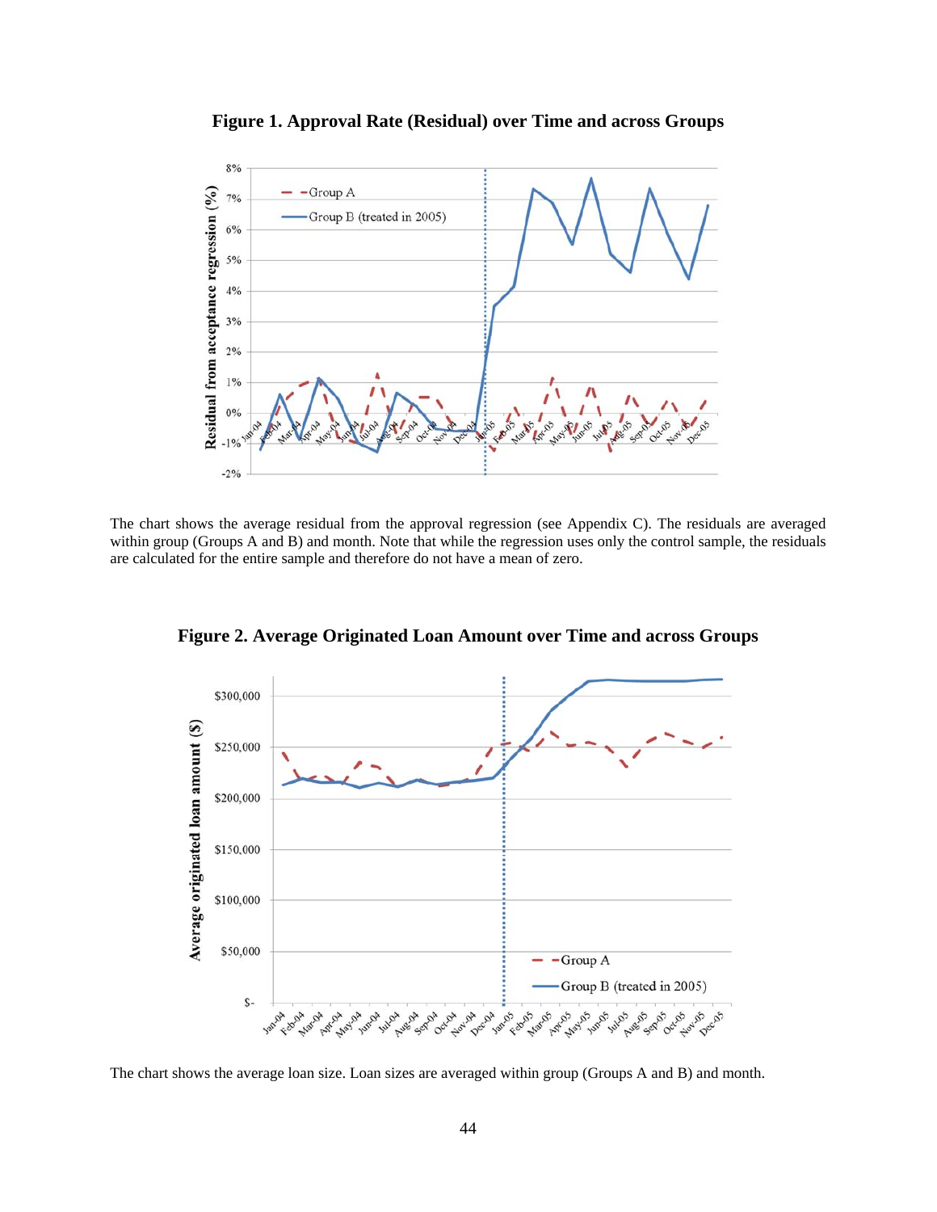**Figure 1. Approval Rate (Residual) over Time and across Groups**

Residual from acceptance regression (%)

8%
7%
6%
5%
4%
3%
2%
1%
0%
-1%
-2%

Group A
Group B (treated in 2005)

Jan-04 Feb-04 Mar-04 Apr-04 May-04 Jun-04 Jul-04 Aug-04 Sep-04 Oct-04 Nov-04 Dec-04 Jan-05 Feb-05 Mar-05 Apr-05 May-05 Jun-05 Jul-05 Aug-05 Sep-05 Oct-05 Nov-05 Dec-05

The chart shows the average residual from the approval regression (see Appendix C). The residuals are averaged within group (Groups A and B) and month. Note that while the regression uses only the control sample, the residuals are calculated for the entire sample and therefore do not have a mean of zero.

**Figure 2. Average Originated Loan Amount over Time and across Groups**

Average originated loan amount ($)

$300,000
$250,000
$200,000
$150,000
$100,000
$50,000
$-

Group A
Group B (treated in 2005)

Jan-04 Feb-04 Mar-04 Apr-04 May-04 Jun-04 Jul-04 Aug-04 Sep-04 Oct-04 Nov-04 Dec-04 Jan-05 Feb-05 Mar-05 Apr-05 May-05 Jun-05 Jul-05 Aug-05 Sep-05 Oct-05 Nov-05 Dec-05

The chart shows the average loan size. Loan sizes are averaged within group (Groups A and B) and month.